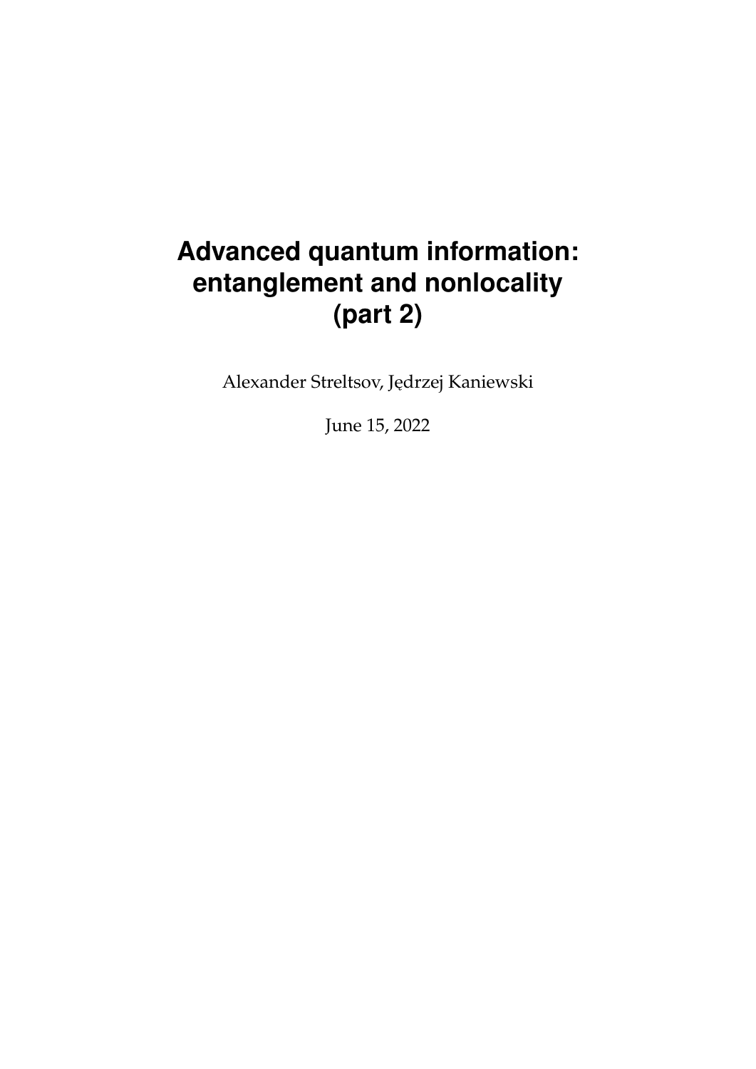# Advanced quantum information: entanglement and nonlocality (part 2)

Alexander Streltsov, Jędrzej Kaniewski

June 15, 2022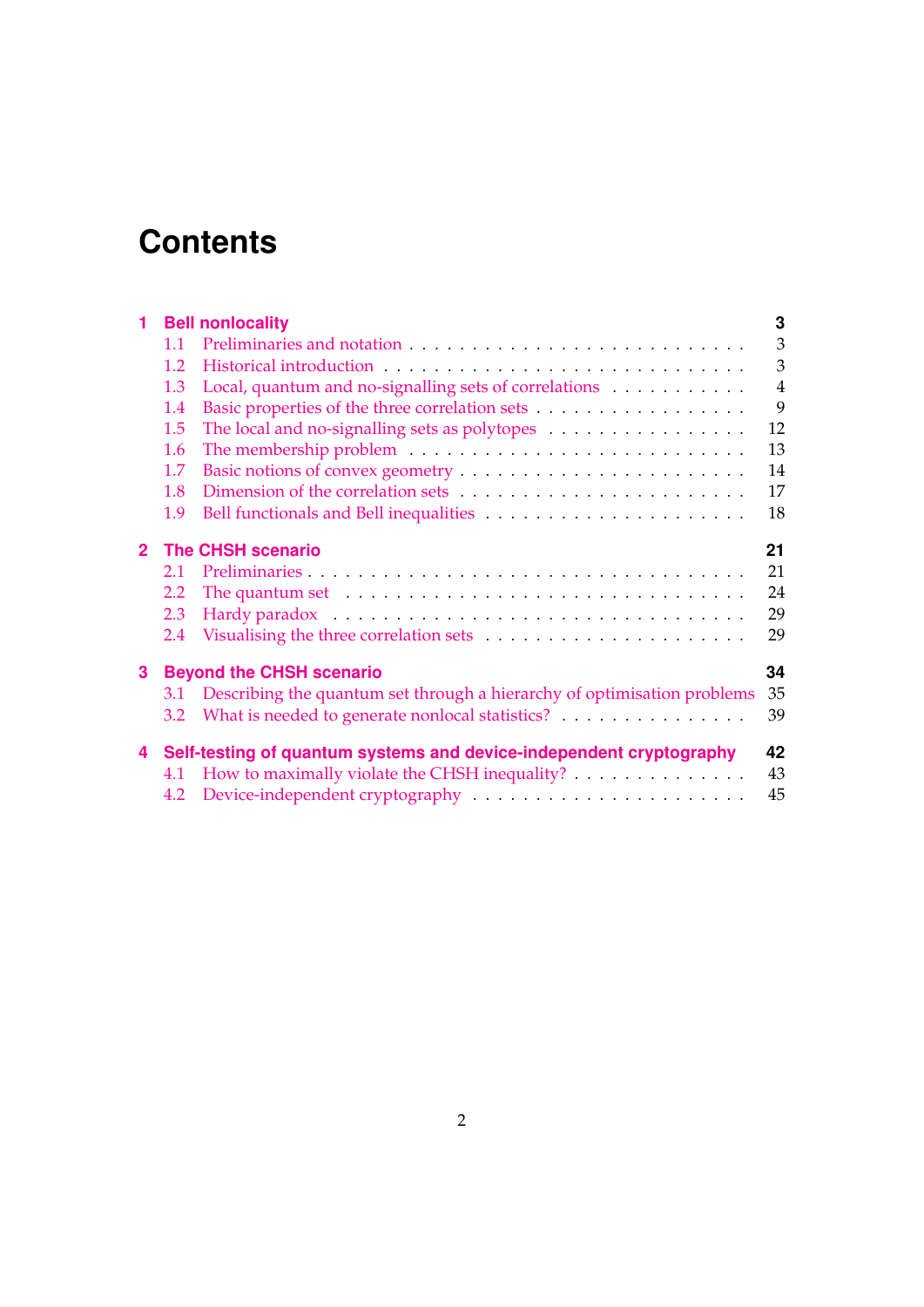# Contents

**1 Bell nonlocality** — 3
- 1.1 Preliminaries and notation — 3
- 1.2 Historical introduction — 3
- 1.3 Local, quantum and no-signalling sets of correlations — 4
- 1.4 Basic properties of the three correlation sets — 9
- 1.5 The local and no-signalling sets as polytopes — 12
- 1.6 The membership problem — 13
- 1.7 Basic notions of convex geometry — 14
- 1.8 Dimension of the correlation sets — 17
- 1.9 Bell functionals and Bell inequalities — 18

**2 The CHSH scenario** — 21
- 2.1 Preliminaries — 21
- 2.2 The quantum set — 24
- 2.3 Hardy paradox — 29
- 2.4 Visualising the three correlation sets — 29

**3 Beyond the CHSH scenario** — 34
- 3.1 Describing the quantum set through a hierarchy of optimisation problems — 35
- 3.2 What is needed to generate nonlocal statistics? — 39

**4 Self-testing of quantum systems and device-independent cryptography** — 42
- 4.1 How to maximally violate the CHSH inequality? — 43
- 4.2 Device-independent cryptography — 45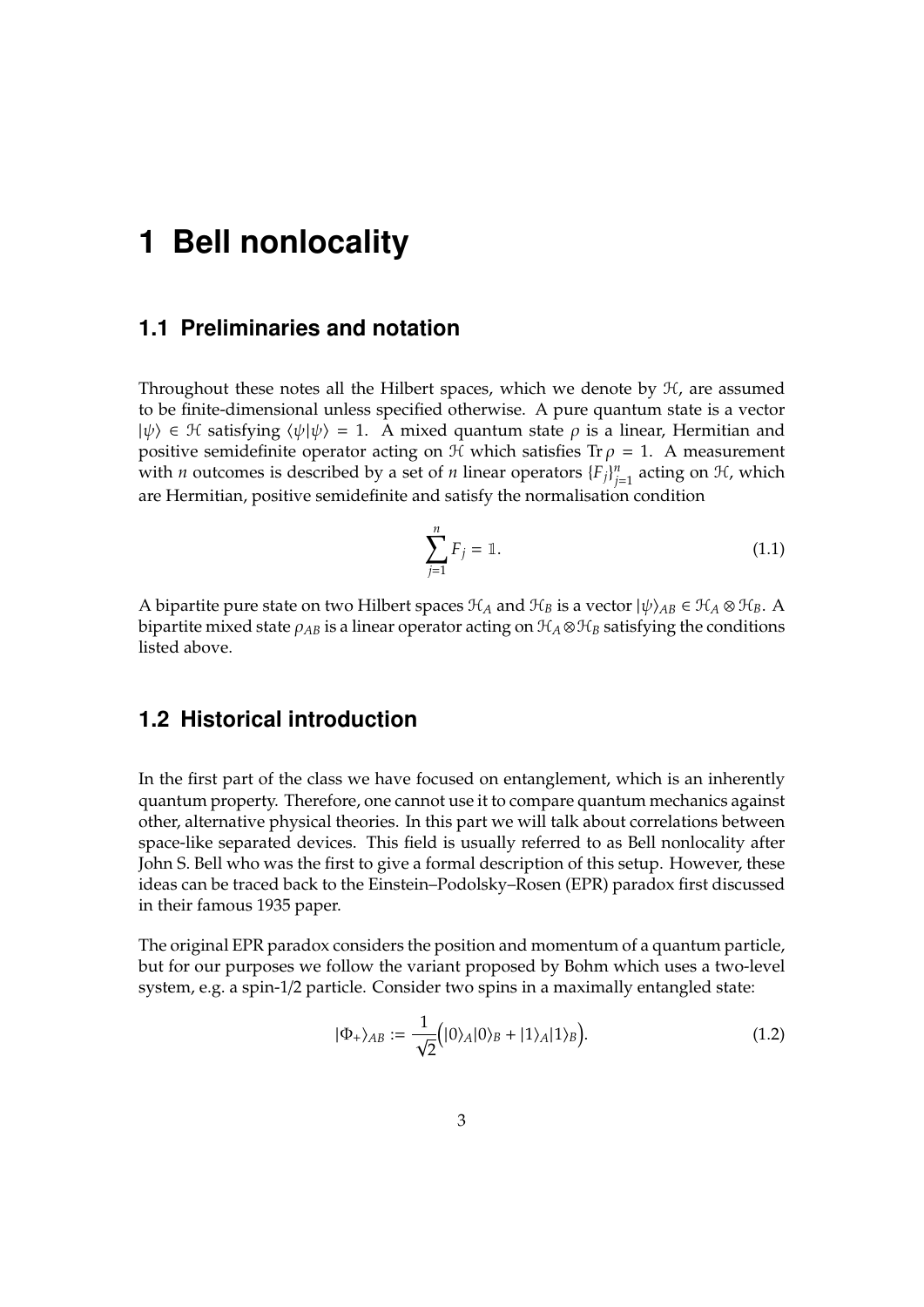# 1 Bell nonlocality

## 1.1 Preliminaries and notation

Throughout these notes all the Hilbert spaces, which we denote by $\mathcal{H}$, are assumed to be finite-dimensional unless specified otherwise. A pure quantum state is a vector $|\psi\rangle \in \mathcal{H}$ satisfying $\langle\psi|\psi\rangle = 1$. A mixed quantum state $\rho$ is a linear, Hermitian and positive semidefinite operator acting on $\mathcal{H}$ which satisfies $\operatorname{Tr} \rho = 1$. A measurement with $n$ outcomes is described by a set of $n$ linear operators $\{F_j\}_{j=1}^n$ acting on $\mathcal{H}$, which are Hermitian, positive semidefinite and satisfy the normalisation condition

$$\sum_{j=1}^{n} F_j = \mathbb{1}. \tag{1.1}$$

A bipartite pure state on two Hilbert spaces $\mathcal{H}_A$ and $\mathcal{H}_B$ is a vector $|\psi\rangle_{AB} \in \mathcal{H}_A \otimes \mathcal{H}_B$. A bipartite mixed state $\rho_{AB}$ is a linear operator acting on $\mathcal{H}_A \otimes \mathcal{H}_B$ satisfying the conditions listed above.

## 1.2 Historical introduction

In the first part of the class we have focused on entanglement, which is an inherently quantum property. Therefore, one cannot use it to compare quantum mechanics against other, alternative physical theories. In this part we will talk about correlations between space-like separated devices. This field is usually referred to as Bell nonlocality after John S. Bell who was the first to give a formal description of this setup. However, these ideas can be traced back to the Einstein–Podolsky–Rosen (EPR) paradox first discussed in their famous 1935 paper.

The original EPR paradox considers the position and momentum of a quantum particle, but for our purposes we follow the variant proposed by Bohm which uses a two-level system, e.g. a spin-1/2 particle. Consider two spins in a maximally entangled state:

$$|\Phi_+\rangle_{AB} := \frac{1}{\sqrt{2}}\Big(|0\rangle_A|0\rangle_B + |1\rangle_A|1\rangle_B\Big). \tag{1.2}$$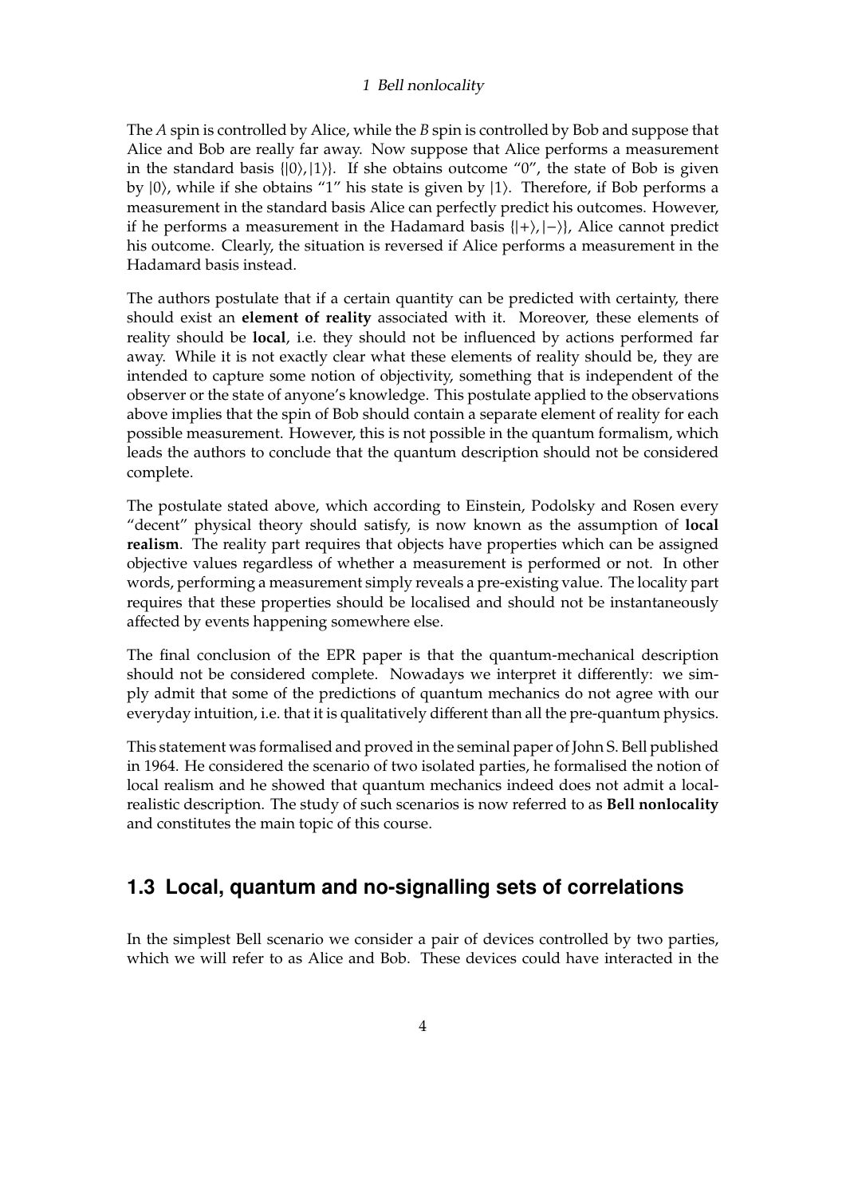The $A$ spin is controlled by Alice, while the $B$ spin is controlled by Bob and suppose that Alice and Bob are really far away. Now suppose that Alice performs a measurement in the standard basis $\{|0\rangle, |1\rangle\}$. If she obtains outcome "0", the state of Bob is given by $|0\rangle$, while if she obtains "1" his state is given by $|1\rangle$. Therefore, if Bob performs a measurement in the standard basis Alice can perfectly predict his outcomes. However, if he performs a measurement in the Hadamard basis $\{|+\rangle, |-\rangle\}$, Alice cannot predict his outcome. Clearly, the situation is reversed if Alice performs a measurement in the Hadamard basis instead.

The authors postulate that if a certain quantity can be predicted with certainty, there should exist an **element of reality** associated with it. Moreover, these elements of reality should be **local**, i.e. they should not be influenced by actions performed far away. While it is not exactly clear what these elements of reality should be, they are intended to capture some notion of objectivity, something that is independent of the observer or the state of anyone's knowledge. This postulate applied to the observations above implies that the spin of Bob should contain a separate element of reality for each possible measurement. However, this is not possible in the quantum formalism, which leads the authors to conclude that the quantum description should not be considered complete.

The postulate stated above, which according to Einstein, Podolsky and Rosen every "decent" physical theory should satisfy, is now known as the assumption of **local realism**. The reality part requires that objects have properties which can be assigned objective values regardless of whether a measurement is performed or not. In other words, performing a measurement simply reveals a pre-existing value. The locality part requires that these properties should be localised and should not be instantaneously affected by events happening somewhere else.

The final conclusion of the EPR paper is that the quantum-mechanical description should not be considered complete. Nowadays we interpret it differently: we simply admit that some of the predictions of quantum mechanics do not agree with our everyday intuition, i.e. that it is qualitatively different than all the pre-quantum physics.

This statement was formalised and proved in the seminal paper of John S. Bell published in 1964. He considered the scenario of two isolated parties, he formalised the notion of local realism and he showed that quantum mechanics indeed does not admit a local-realistic description. The study of such scenarios is now referred to as **Bell nonlocality** and constitutes the main topic of this course.

## 1.3 Local, quantum and no-signalling sets of correlations

In the simplest Bell scenario we consider a pair of devices controlled by two parties, which we will refer to as Alice and Bob. These devices could have interacted in the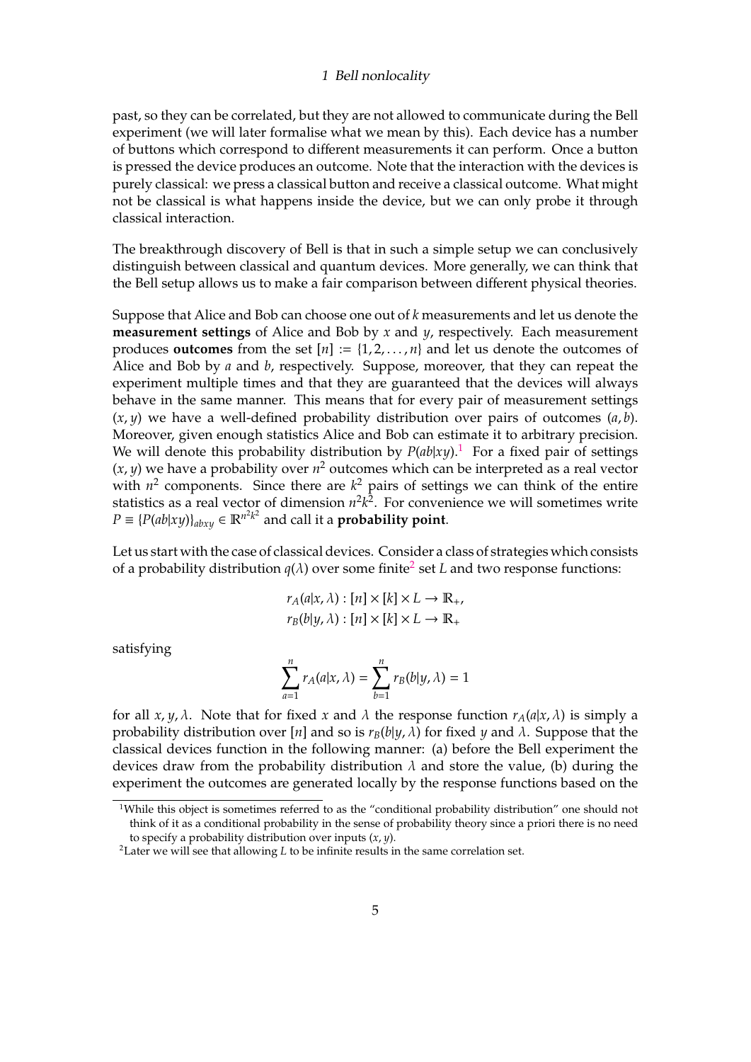past, so they can be correlated, but they are not allowed to communicate during the Bell experiment (we will later formalise what we mean by this). Each device has a number of buttons which correspond to different measurements it can perform. Once a button is pressed the device produces an outcome. Note that the interaction with the devices is purely classical: we press a classical button and receive a classical outcome. What might not be classical is what happens inside the device, but we can only probe it through classical interaction.

The breakthrough discovery of Bell is that in such a simple setup we can conclusively distinguish between classical and quantum devices. More generally, we can think that the Bell setup allows us to make a fair comparison between different physical theories.

Suppose that Alice and Bob can choose one out of $k$ measurements and let us denote the **measurement settings** of Alice and Bob by $x$ and $y$, respectively. Each measurement produces **outcomes** from the set $[n] := \{1, 2, \dots, n\}$ and let us denote the outcomes of Alice and Bob by $a$ and $b$, respectively. Suppose, moreover, that they can repeat the experiment multiple times and that they are guaranteed that the devices will always behave in the same manner. This means that for every pair of measurement settings $(x, y)$ we have a well-defined probability distribution over pairs of outcomes $(a, b)$. Moreover, given enough statistics Alice and Bob can estimate it to arbitrary precision. We will denote this probability distribution by $P(ab|xy)$.[1] For a fixed pair of settings $(x, y)$ we have a probability over $n^2$ outcomes which can be interpreted as a real vector with $n^2$ components. Since there are $k^2$ pairs of settings we can think of the entire statistics as a real vector of dimension $n^2k^2$. For convenience we will sometimes write $P \equiv \{P(ab|xy)\}_{abxy} \in \mathbb{R}^{n^2k^2}$ and call it a **probability point**.

Let us start with the case of classical devices. Consider a class of strategies which consists of a probability distribution $q(\lambda)$ over some finite[2] set $L$ and two response functions:

$$
\begin{aligned}
r_A(a|x, \lambda) &: [n] \times [k] \times L \to \mathbb{R}_+, \\
r_B(b|y, \lambda) &: [n] \times [k] \times L \to \mathbb{R}_+
\end{aligned}
$$

satisfying

$$
\sum_{a=1}^{n} r_A(a|x, \lambda) = \sum_{b=1}^{n} r_B(b|y, \lambda) = 1
$$

for all $x, y, \lambda$. Note that for fixed $x$ and $\lambda$ the response function $r_A(a|x, \lambda)$ is simply a probability distribution over $[n]$ and so is $r_B(b|y, \lambda)$ for fixed $y$ and $\lambda$. Suppose that the classical devices function in the following manner: (a) before the Bell experiment the devices draw from the probability distribution $\lambda$ and store the value, (b) during the experiment the outcomes are generated locally by the response functions based on the

[1] While this object is sometimes referred to as the "conditional probability distribution" one should not think of it as a conditional probability in the sense of probability theory since a priori there is no need to specify a probability distribution over inputs $(x, y)$.

[2] Later we will see that allowing $L$ to be infinite results in the same correlation set.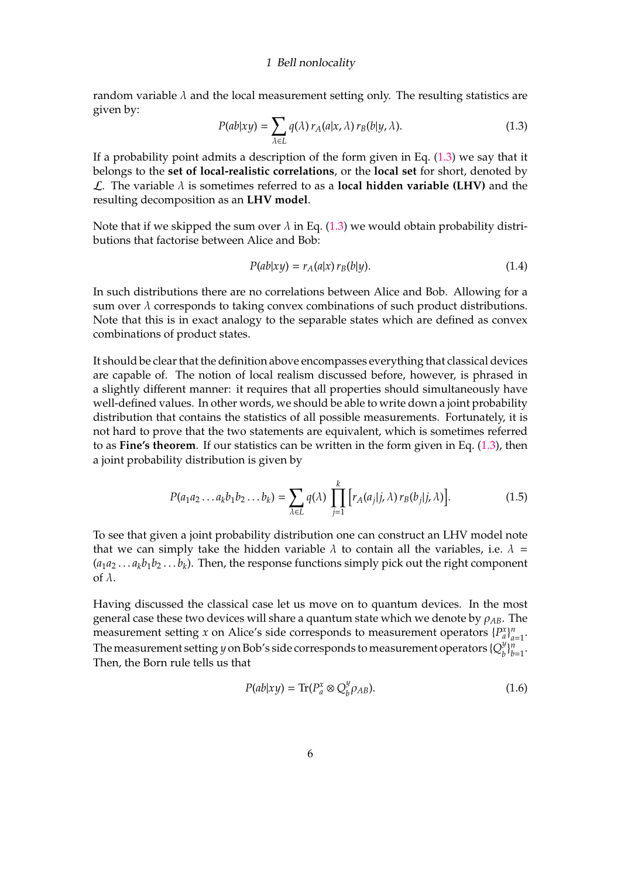random variable $\lambda$ and the local measurement setting only. The resulting statistics are given by:

$$P(ab|xy) = \sum_{\lambda \in L} q(\lambda)\, r_A(a|x,\lambda)\, r_B(b|y,\lambda). \tag{1.3}$$

If a probability point admits a description of the form given in Eq. (1.3) we say that it belongs to the **set of local-realistic correlations**, or the **local set** for short, denoted by $\mathcal{L}$. The variable $\lambda$ is sometimes referred to as a **local hidden variable (LHV)** and the resulting decomposition as an **LHV model**.

Note that if we skipped the sum over $\lambda$ in Eq. (1.3) we would obtain probability distributions that factorise between Alice and Bob:

$$P(ab|xy) = r_A(a|x)\, r_B(b|y). \tag{1.4}$$

In such distributions there are no correlations between Alice and Bob. Allowing for a sum over $\lambda$ corresponds to taking convex combinations of such product distributions. Note that this is in exact analogy to the separable states which are defined as convex combinations of product states.

It should be clear that the definition above encompasses everything that classical devices are capable of. The notion of local realism discussed before, however, is phrased in a slightly different manner: it requires that all properties should simultaneously have well-defined values. In other words, we should be able to write down a joint probability distribution that contains the statistics of all possible measurements. Fortunately, it is not hard to prove that the two statements are equivalent, which is sometimes referred to as **Fine's theorem**. If our statistics can be written in the form given in Eq. (1.3), then a joint probability distribution is given by

$$P(a_1 a_2 \dots a_k b_1 b_2 \dots b_k) = \sum_{\lambda \in L} q(\lambda) \prod_{j=1}^{k} \Big[ r_A(a_j|j,\lambda)\, r_B(b_j|j,\lambda) \Big]. \tag{1.5}$$

To see that given a joint probability distribution one can construct an LHV model note that we can simply take the hidden variable $\lambda$ to contain all the variables, i.e. $\lambda = (a_1 a_2 \dots a_k b_1 b_2 \dots b_k)$. Then, the response functions simply pick out the right component of $\lambda$.

Having discussed the classical case let us move on to quantum devices. In the most general case these two devices will share a quantum state which we denote by $\rho_{AB}$. The measurement setting $x$ on Alice's side corresponds to measurement operators $\{P_a^x\}_{a=1}^n$. The measurement setting $y$ on Bob's side corresponds to measurement operators $\{Q_b^y\}_{b=1}^n$. Then, the Born rule tells us that

$$P(ab|xy) = \mathrm{Tr}(P_a^x \otimes Q_b^y \rho_{AB}). \tag{1.6}$$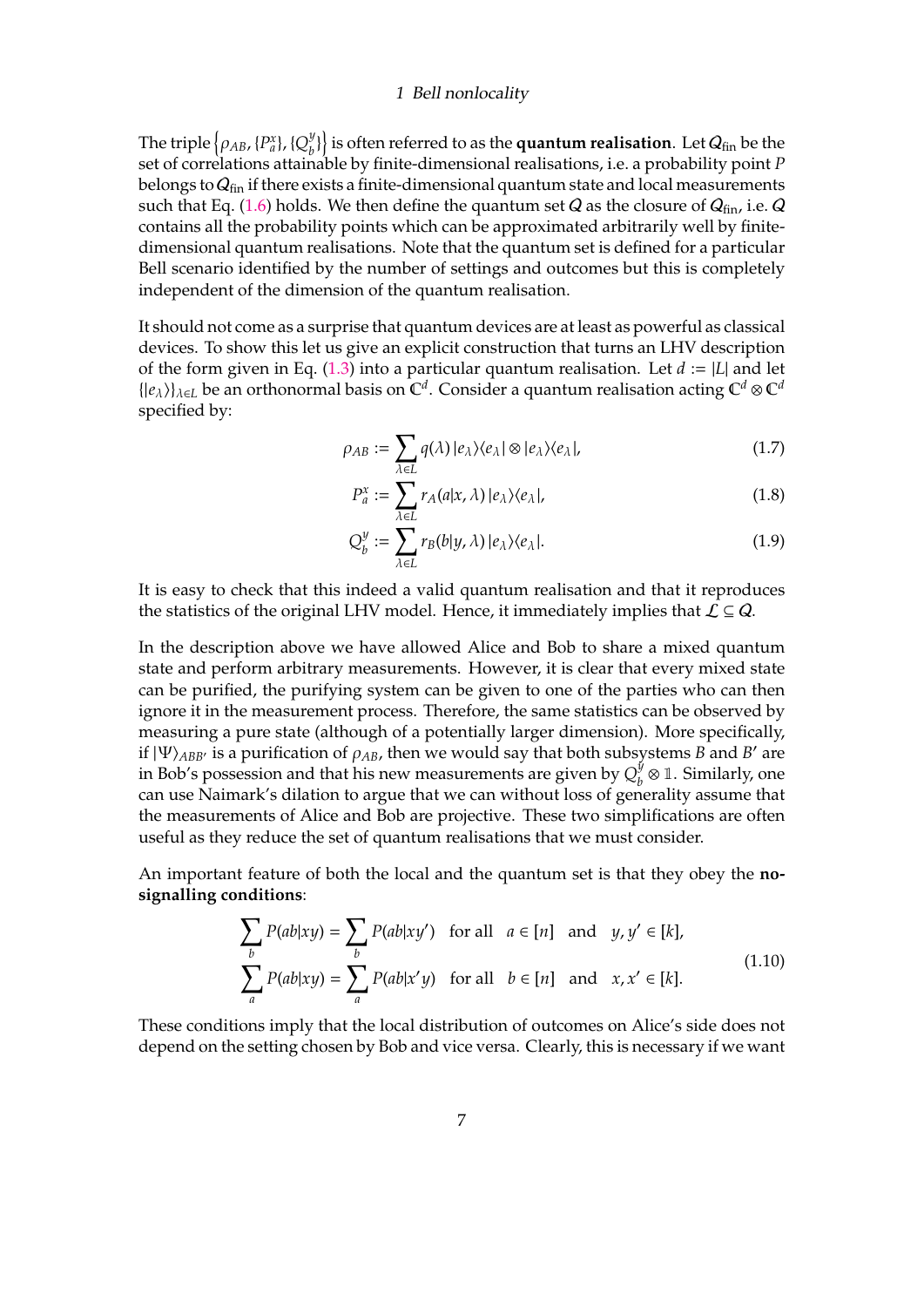The triple $\left\{\rho_{AB}, \{P_a^x\}, \{Q_b^y\}\right\}$ is often referred to as the **quantum realisation**. Let $\mathcal{Q}_{\text{fin}}$ be the set of correlations attainable by finite-dimensional realisations, i.e. a probability point $P$ belongs to $\mathcal{Q}_{\text{fin}}$ if there exists a finite-dimensional quantum state and local measurements such that Eq. (1.6) holds. We then define the quantum set $\mathcal{Q}$ as the closure of $\mathcal{Q}_{\text{fin}}$, i.e. $\mathcal{Q}$ contains all the probability points which can be approximated arbitrarily well by finite-dimensional quantum realisations. Note that the quantum set is defined for a particular Bell scenario identified by the number of settings and outcomes but this is completely independent of the dimension of the quantum realisation.

It should not come as a surprise that quantum devices are at least as powerful as classical devices. To show this let us give an explicit construction that turns an LHV description of the form given in Eq. (1.3) into a particular quantum realisation. Let $d := |L|$ and let $\{|e_\lambda\rangle\}_{\lambda \in L}$ be an orthonormal basis on $\mathbb{C}^d$. Consider a quantum realisation acting $\mathbb{C}^d \otimes \mathbb{C}^d$ specified by:

$$\rho_{AB} := \sum_{\lambda \in L} q(\lambda)\, |e_\lambda\rangle\langle e_\lambda| \otimes |e_\lambda\rangle\langle e_\lambda|, \tag{1.7}$$

$$P_a^x := \sum_{\lambda \in L} r_A(a|x, \lambda)\, |e_\lambda\rangle\langle e_\lambda|, \tag{1.8}$$

$$Q_b^y := \sum_{\lambda \in L} r_B(b|y, \lambda)\, |e_\lambda\rangle\langle e_\lambda|. \tag{1.9}$$

It is easy to check that this indeed a valid quantum realisation and that it reproduces the statistics of the original LHV model. Hence, it immediately implies that $\mathcal{L} \subseteq \mathcal{Q}$.

In the description above we have allowed Alice and Bob to share a mixed quantum state and perform arbitrary measurements. However, it is clear that every mixed state can be purified, the purifying system can be given to one of the parties who can then ignore it in the measurement process. Therefore, the same statistics can be observed by measuring a pure state (although of a potentially larger dimension). More specifically, if $|\Psi\rangle_{ABB'}$ is a purification of $\rho_{AB}$, then we would say that both subsystems $B$ and $B'$ are in Bob's possession and that his new measurements are given by $Q_b^y \otimes \mathbb{1}$. Similarly, one can use Naimark's dilation to argue that we can without loss of generality assume that the measurements of Alice and Bob are projective. These two simplifications are often useful as they reduce the set of quantum realisations that we must consider.

An important feature of both the local and the quantum set is that they obey the **no-signalling conditions**:

$$\begin{aligned}
\sum_b P(ab|xy) &= \sum_b P(ab|xy') \quad \text{for all} \quad a \in [n] \quad \text{and} \quad y, y' \in [k], \\
\sum_a P(ab|xy) &= \sum_a P(ab|x'y) \quad \text{for all} \quad b \in [n] \quad \text{and} \quad x, x' \in [k].
\end{aligned} \tag{1.10}$$

These conditions imply that the local distribution of outcomes on Alice's side does not depend on the setting chosen by Bob and vice versa. Clearly, this is necessary if we want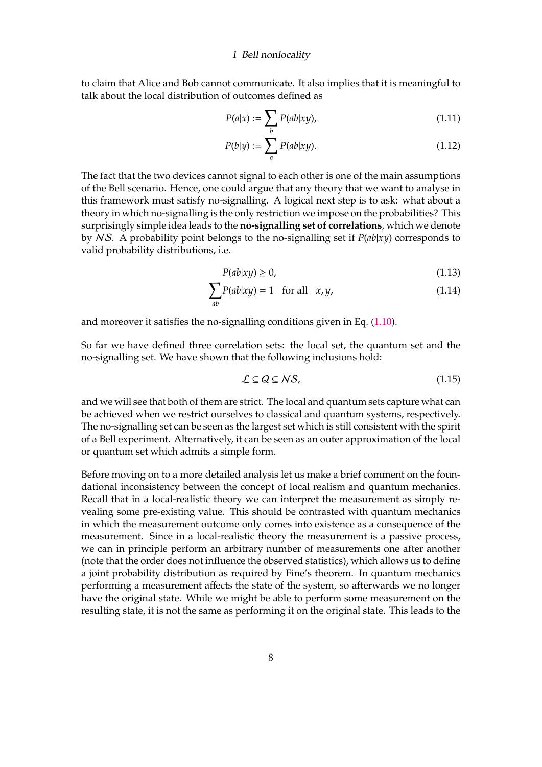to claim that Alice and Bob cannot communicate. It also implies that it is meaningful to talk about the local distribution of outcomes defined as

$$P(a|x) := \sum_b P(ab|xy), \tag{1.11}$$

$$P(b|y) := \sum_a P(ab|xy). \tag{1.12}$$

The fact that the two devices cannot signal to each other is one of the main assumptions of the Bell scenario. Hence, one could argue that any theory that we want to analyse in this framework must satisfy no-signalling. A logical next step is to ask: what about a theory in which no-signalling is the only restriction we impose on the probabilities? This surprisingly simple idea leads to the **no-signalling set of correlations**, which we denote by $\mathcal{NS}$. A probability point belongs to the no-signalling set if $P(ab|xy)$ corresponds to valid probability distributions, i.e.

$$P(ab|xy) \geq 0, \tag{1.13}$$

$$\sum_{ab} P(ab|xy) = 1 \quad \text{for all} \quad x, y, \tag{1.14}$$

and moreover it satisfies the no-signalling conditions given in Eq. (1.10).

So far we have defined three correlation sets: the local set, the quantum set and the no-signalling set. We have shown that the following inclusions hold:

$$\mathcal{L} \subseteq \mathcal{Q} \subseteq \mathcal{NS}, \tag{1.15}$$

and we will see that both of them are strict. The local and quantum sets capture what can be achieved when we restrict ourselves to classical and quantum systems, respectively. The no-signalling set can be seen as the largest set which is still consistent with the spirit of a Bell experiment. Alternatively, it can be seen as an outer approximation of the local or quantum set which admits a simple form.

Before moving on to a more detailed analysis let us make a brief comment on the foundational inconsistency between the concept of local realism and quantum mechanics. Recall that in a local-realistic theory we can interpret the measurement as simply revealing some pre-existing value. This should be contrasted with quantum mechanics in which the measurement outcome only comes into existence as a consequence of the measurement. Since in a local-realistic theory the measurement is a passive process, we can in principle perform an arbitrary number of measurements one after another (note that the order does not influence the observed statistics), which allows us to define a joint probability distribution as required by Fine's theorem. In quantum mechanics performing a measurement affects the state of the system, so afterwards we no longer have the original state. While we might be able to perform some measurement on the resulting state, it is not the same as performing it on the original state. This leads to the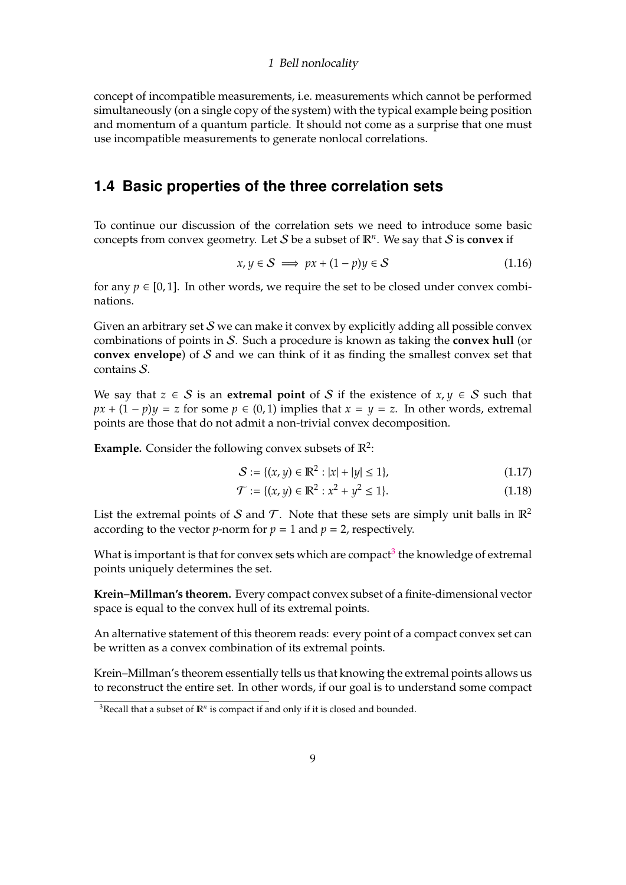concept of incompatible measurements, i.e. measurements which cannot be performed simultaneously (on a single copy of the system) with the typical example being position and momentum of a quantum particle. It should not come as a surprise that one must use incompatible measurements to generate nonlocal correlations.

## 1.4 Basic properties of the three correlation sets

To continue our discussion of the correlation sets we need to introduce some basic concepts from convex geometry. Let $\mathcal{S}$ be a subset of $\mathbb{R}^n$. We say that $\mathcal{S}$ is **convex** if

$$x, y \in \mathcal{S} \implies px + (1-p)y \in \mathcal{S} \tag{1.16}$$

for any $p \in [0, 1]$. In other words, we require the set to be closed under convex combinations.

Given an arbitrary set $\mathcal{S}$ we can make it convex by explicitly adding all possible convex combinations of points in $\mathcal{S}$. Such a procedure is known as taking the **convex hull** (or **convex envelope**) of $\mathcal{S}$ and we can think of it as finding the smallest convex set that contains $\mathcal{S}$.

We say that $z \in \mathcal{S}$ is an **extremal point** of $\mathcal{S}$ if the existence of $x, y \in \mathcal{S}$ such that $px + (1-p)y = z$ for some $p \in (0, 1)$ implies that $x = y = z$. In other words, extremal points are those that do not admit a non-trivial convex decomposition.

**Example.** Consider the following convex subsets of $\mathbb{R}^2$:

$$\mathcal{S} := \{(x, y) \in \mathbb{R}^2 : |x| + |y| \leq 1\}, \tag{1.17}$$

$$\mathcal{T} := \{(x, y) \in \mathbb{R}^2 : x^2 + y^2 \leq 1\}. \tag{1.18}$$

List the extremal points of $\mathcal{S}$ and $\mathcal{T}$. Note that these sets are simply unit balls in $\mathbb{R}^2$ according to the vector $p$-norm for $p = 1$ and $p = 2$, respectively.

What is important is that for convex sets which are compact[3] the knowledge of extremal points uniquely determines the set.

**Krein–Millman's theorem.** Every compact convex subset of a finite-dimensional vector space is equal to the convex hull of its extremal points.

An alternative statement of this theorem reads: every point of a compact convex set can be written as a convex combination of its extremal points.

Krein–Millman's theorem essentially tells us that knowing the extremal points allows us to reconstruct the entire set. In other words, if our goal is to understand some compact

[3] Recall that a subset of $\mathbb{R}^n$ is compact if and only if it is closed and bounded.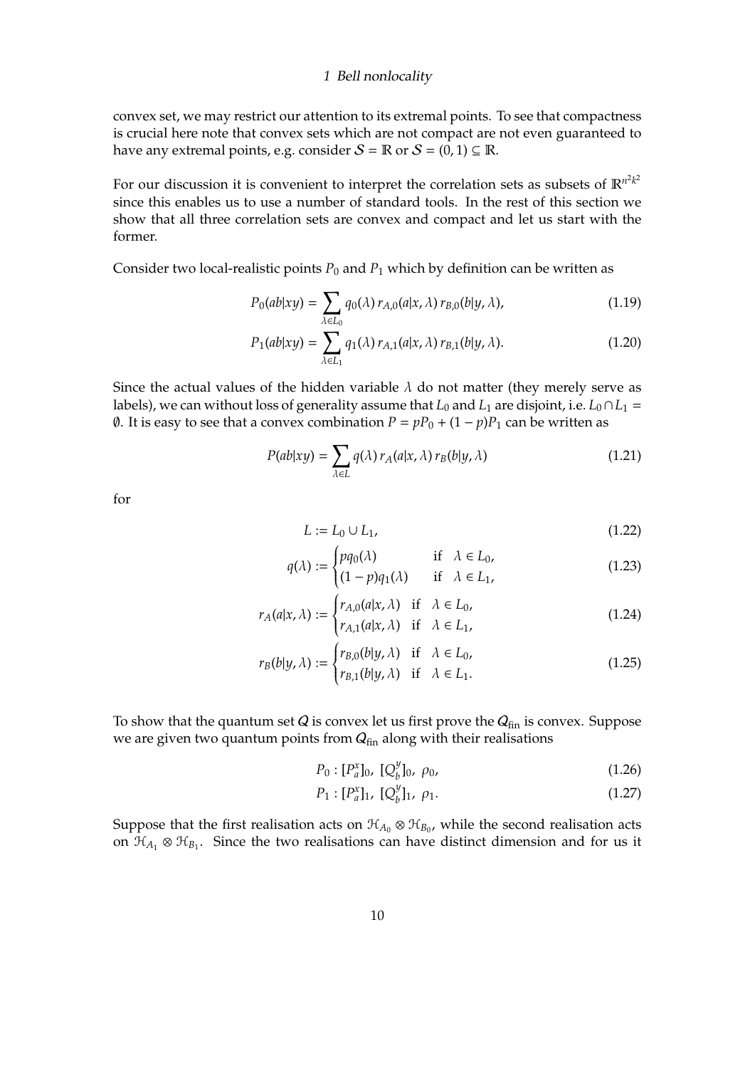convex set, we may restrict our attention to its extremal points. To see that compactness is crucial here note that convex sets which are not compact are not even guaranteed to have any extremal points, e.g. consider $\mathcal{S} = \mathbb{R}$ or $\mathcal{S} = (0, 1) \subseteq \mathbb{R}$.

For our discussion it is convenient to interpret the correlation sets as subsets of $\mathbb{R}^{n^2 k^2}$ since this enables us to use a number of standard tools. In the rest of this section we show that all three correlation sets are convex and compact and let us start with the former.

Consider two local-realistic points $P_0$ and $P_1$ which by definition can be written as

$$P_0(ab|xy) = \sum_{\lambda \in L_0} q_0(\lambda)\, r_{A,0}(a|x,\lambda)\, r_{B,0}(b|y,\lambda), \tag{1.19}$$

$$P_1(ab|xy) = \sum_{\lambda \in L_1} q_1(\lambda)\, r_{A,1}(a|x,\lambda)\, r_{B,1}(b|y,\lambda). \tag{1.20}$$

Since the actual values of the hidden variable $\lambda$ do not matter (they merely serve as labels), we can without loss of generality assume that $L_0$ and $L_1$ are disjoint, i.e. $L_0 \cap L_1 = \emptyset$. It is easy to see that a convex combination $P = pP_0 + (1-p)P_1$ can be written as

$$P(ab|xy) = \sum_{\lambda \in L} q(\lambda)\, r_A(a|x,\lambda)\, r_B(b|y,\lambda) \tag{1.21}$$

for

$$L := L_0 \cup L_1, \tag{1.22}$$

$$q(\lambda) := \begin{cases} p q_0(\lambda) & \text{if} \quad \lambda \in L_0, \\ (1-p) q_1(\lambda) & \text{if} \quad \lambda \in L_1, \end{cases} \tag{1.23}$$

$$r_A(a|x,\lambda) := \begin{cases} r_{A,0}(a|x,\lambda) & \text{if} \quad \lambda \in L_0, \\ r_{A,1}(a|x,\lambda) & \text{if} \quad \lambda \in L_1, \end{cases} \tag{1.24}$$

$$r_B(b|y,\lambda) := \begin{cases} r_{B,0}(b|y,\lambda) & \text{if} \quad \lambda \in L_0, \\ r_{B,1}(b|y,\lambda) & \text{if} \quad \lambda \in L_1. \end{cases} \tag{1.25}$$

To show that the quantum set $\mathcal{Q}$ is convex let us first prove the $\mathcal{Q}_{\text{fin}}$ is convex. Suppose we are given two quantum points from $\mathcal{Q}_{\text{fin}}$ along with their realisations

$$P_0 : [P_a^x]_0,\ [Q_b^y]_0,\ \rho_0, \tag{1.26}$$

$$P_1 : [P_a^x]_1,\ [Q_b^y]_1,\ \rho_1. \tag{1.27}$$

Suppose that the first realisation acts on $\mathcal{H}_{A_0} \otimes \mathcal{H}_{B_0}$, while the second realisation acts on $\mathcal{H}_{A_1} \otimes \mathcal{H}_{B_1}$. Since the two realisations can have distinct dimension and for us it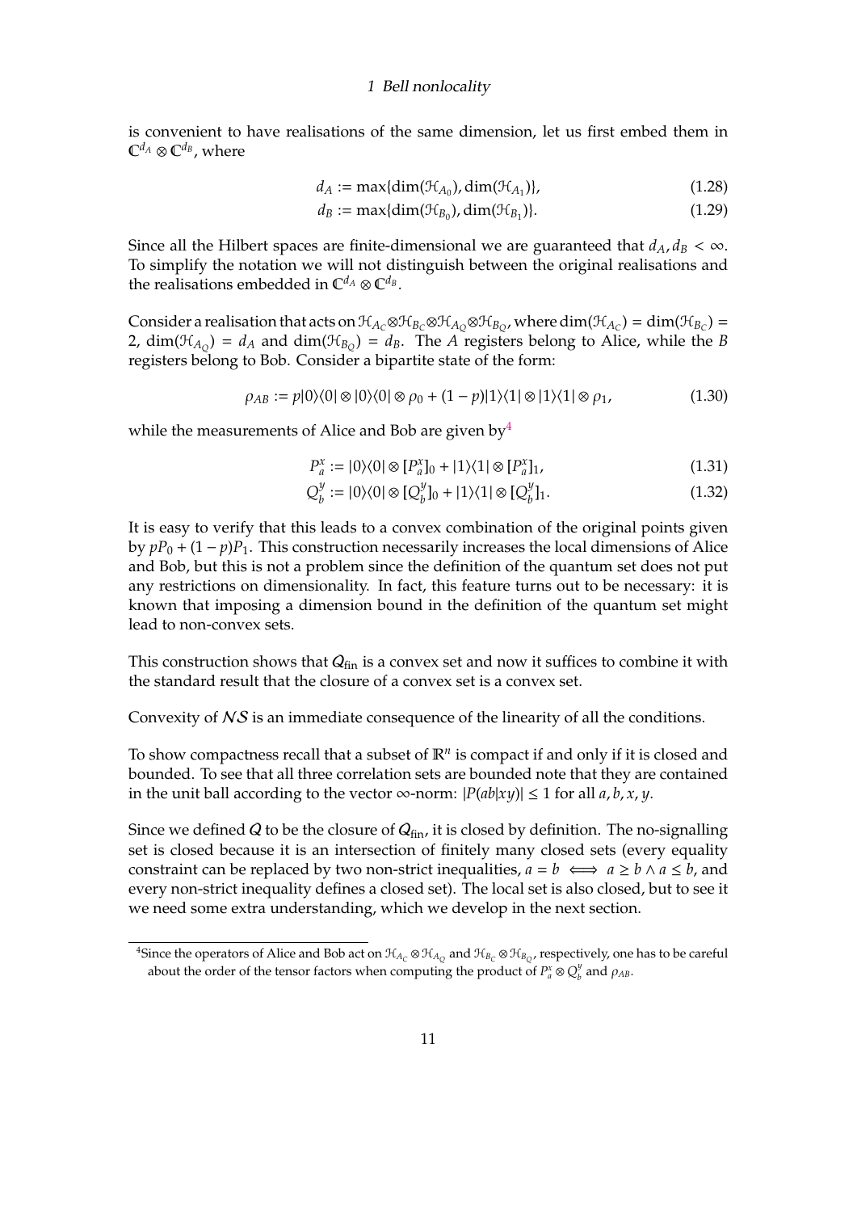is convenient to have realisations of the same dimension, let us first embed them in $\mathbb{C}^{d_A} \otimes \mathbb{C}^{d_B}$, where

$$d_A := \max\{\dim(\mathcal{H}_{A_0}), \dim(\mathcal{H}_{A_1})\}, \tag{1.28}$$

$$d_B := \max\{\dim(\mathcal{H}_{B_0}), \dim(\mathcal{H}_{B_1})\}. \tag{1.29}$$

Since all the Hilbert spaces are finite-dimensional we are guaranteed that $d_A, d_B < \infty$. To simplify the notation we will not distinguish between the original realisations and the realisations embedded in $\mathbb{C}^{d_A} \otimes \mathbb{C}^{d_B}$.

Consider a realisation that acts on $\mathcal{H}_{A_C} \otimes \mathcal{H}_{B_C} \otimes \mathcal{H}_{A_Q} \otimes \mathcal{H}_{B_Q}$, where $\dim(\mathcal{H}_{A_C}) = \dim(\mathcal{H}_{B_C}) = 2$, $\dim(\mathcal{H}_{A_Q}) = d_A$ and $\dim(\mathcal{H}_{B_Q}) = d_B$. The $A$ registers belong to Alice, while the $B$ registers belong to Bob. Consider a bipartite state of the form:

$$\rho_{AB} := p|0\rangle\langle 0| \otimes |0\rangle\langle 0| \otimes \rho_0 + (1-p)|1\rangle\langle 1| \otimes |1\rangle\langle 1| \otimes \rho_1, \tag{1.30}$$

while the measurements of Alice and Bob are given by[4]

$$P_a^x := |0\rangle\langle 0| \otimes [P_a^x]_0 + |1\rangle\langle 1| \otimes [P_a^x]_1, \tag{1.31}$$

$$Q_b^y := |0\rangle\langle 0| \otimes [Q_b^y]_0 + |1\rangle\langle 1| \otimes [Q_b^y]_1. \tag{1.32}$$

It is easy to verify that this leads to a convex combination of the original points given by $pP_0 + (1-p)P_1$. This construction necessarily increases the local dimensions of Alice and Bob, but this is not a problem since the definition of the quantum set does not put any restrictions on dimensionality. In fact, this feature turns out to be necessary: it is known that imposing a dimension bound in the definition of the quantum set might lead to non-convex sets.

This construction shows that $\mathcal{Q}_{\text{fin}}$ is a convex set and now it suffices to combine it with the standard result that the closure of a convex set is a convex set.

Convexity of $\mathcal{NS}$ is an immediate consequence of the linearity of all the conditions.

To show compactness recall that a subset of $\mathbb{R}^n$ is compact if and only if it is closed and bounded. To see that all three correlation sets are bounded note that they are contained in the unit ball according to the vector $\infty$-norm: $|P(ab|xy)| \leq 1$ for all $a, b, x, y$.

Since we defined $\mathcal{Q}$ to be the closure of $\mathcal{Q}_{\text{fin}}$, it is closed by definition. The no-signalling set is closed because it is an intersection of finitely many closed sets (every equality constraint can be replaced by two non-strict inequalities, $a = b \iff a \geq b \wedge a \leq b$, and every non-strict inequality defines a closed set). The local set is also closed, but to see it we need some extra understanding, which we develop in the next section.

[4] Since the operators of Alice and Bob act on $\mathcal{H}_{A_C} \otimes \mathcal{H}_{A_Q}$ and $\mathcal{H}_{B_C} \otimes \mathcal{H}_{B_Q}$, respectively, one has to be careful about the order of the tensor factors when computing the product of $P_a^x \otimes Q_b^y$ and $\rho_{AB}$.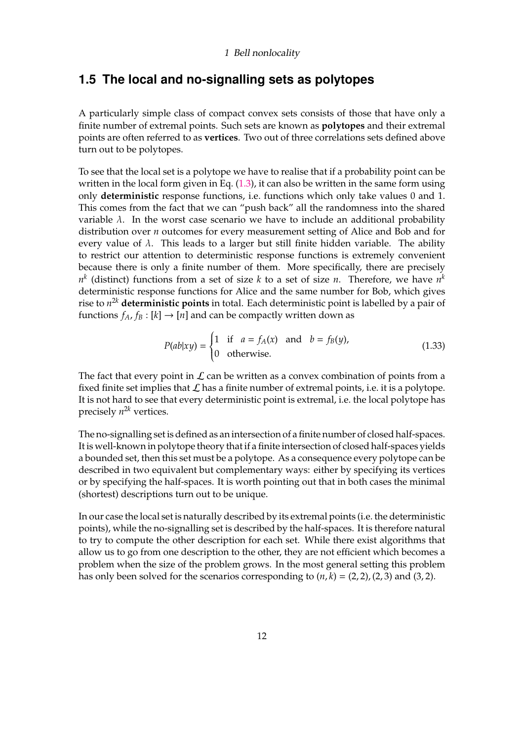## 1.5 The local and no-signalling sets as polytopes

A particularly simple class of compact convex sets consists of those that have only a finite number of extremal points. Such sets are known as **polytopes** and their extremal points are often referred to as **vertices**. Two out of three correlations sets defined above turn out to be polytopes.

To see that the local set is a polytope we have to realise that if a probability point can be written in the local form given in Eq. (1.3), it can also be written in the same form using only **deterministic** response functions, i.e. functions which only take values 0 and 1. This comes from the fact that we can "push back" all the randomness into the shared variable $\lambda$. In the worst case scenario we have to include an additional probability distribution over $n$ outcomes for every measurement setting of Alice and Bob and for every value of $\lambda$. This leads to a larger but still finite hidden variable. The ability to restrict our attention to deterministic response functions is extremely convenient because there is only a finite number of them. More specifically, there are precisely $n^k$ (distinct) functions from a set of size $k$ to a set of size $n$. Therefore, we have $n^k$ deterministic response functions for Alice and the same number for Bob, which gives rise to $n^{2k}$ **deterministic points** in total. Each deterministic point is labelled by a pair of functions $f_A, f_B : [k] \rightarrow [n]$ and can be compactly written down as

$$P(ab|xy) = \begin{cases} 1 & \text{if} \quad a = f_A(x) \quad \text{and} \quad b = f_B(y), \\ 0 & \text{otherwise.} \end{cases} \tag{1.33}$$

The fact that every point in $\mathcal{L}$ can be written as a convex combination of points from a fixed finite set implies that $\mathcal{L}$ has a finite number of extremal points, i.e. it is a polytope. It is not hard to see that every deterministic point is extremal, i.e. the local polytope has precisely $n^{2k}$ vertices.

The no-signalling set is defined as an intersection of a finite number of closed half-spaces. It is well-known in polytope theory that if a finite intersection of closed half-spaces yields a bounded set, then this set must be a polytope. As a consequence every polytope can be described in two equivalent but complementary ways: either by specifying its vertices or by specifying the half-spaces. It is worth pointing out that in both cases the minimal (shortest) descriptions turn out to be unique.

In our case the local set is naturally described by its extremal points (i.e. the deterministic points), while the no-signalling set is described by the half-spaces. It is therefore natural to try to compute the other description for each set. While there exist algorithms that allow us to go from one description to the other, they are not efficient which becomes a problem when the size of the problem grows. In the most general setting this problem has only been solved for the scenarios corresponding to $(n, k) = (2, 2), (2, 3)$ and $(3, 2)$.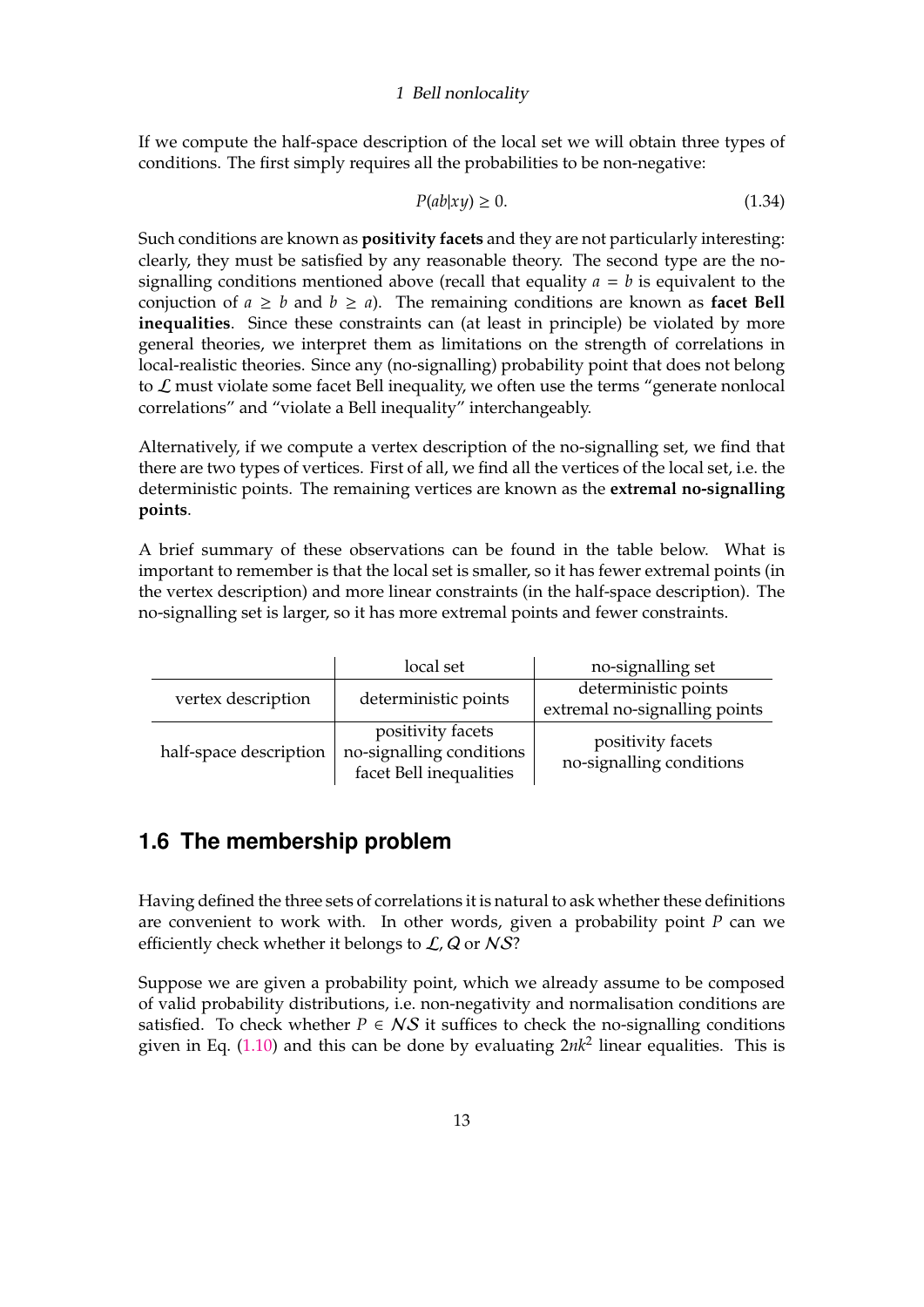If we compute the half-space description of the local set we will obtain three types of conditions. The first simply requires all the probabilities to be non-negative:

$$P(ab|xy) \geq 0. \tag{1.34}$$

Such conditions are known as **positivity facets** and they are not particularly interesting: clearly, they must be satisfied by any reasonable theory. The second type are the no-signalling conditions mentioned above (recall that equality $a = b$ is equivalent to the conjuction of $a \geq b$ and $b \geq a$). The remaining conditions are known as **facet Bell inequalities**. Since these constraints can (at least in principle) be violated by more general theories, we interpret them as limitations on the strength of correlations in local-realistic theories. Since any (no-signalling) probability point that does not belong to $\mathcal{L}$ must violate some facet Bell inequality, we often use the terms "generate nonlocal correlations" and "violate a Bell inequality" interchangeably.

Alternatively, if we compute a vertex description of the no-signalling set, we find that there are two types of vertices. First of all, we find all the vertices of the local set, i.e. the deterministic points. The remaining vertices are known as the **extremal no-signalling points**.

A brief summary of these observations can be found in the table below. What is important to remember is that the local set is smaller, so it has fewer extremal points (in the vertex description) and more linear constraints (in the half-space description). The no-signalling set is larger, so it has more extremal points and fewer constraints.

| | local set | no-signalling set |
|---|---|---|
| vertex description | deterministic points | deterministic points<br>extremal no-signalling points |
| half-space description | positivity facets<br>no-signalling conditions<br>facet Bell inequalities | positivity facets<br>no-signalling conditions |

## 1.6 The membership problem

Having defined the three sets of correlations it is natural to ask whether these definitions are convenient to work with. In other words, given a probability point $P$ can we efficiently check whether it belongs to $\mathcal{L}$, $\mathcal{Q}$ or $\mathcal{NS}$?

Suppose we are given a probability point, which we already assume to be composed of valid probability distributions, i.e. non-negativity and normalisation conditions are satisfied. To check whether $P \in \mathcal{NS}$ it suffices to check the no-signalling conditions given in Eq. (1.10) and this can be done by evaluating $2nk^2$ linear equalities. This is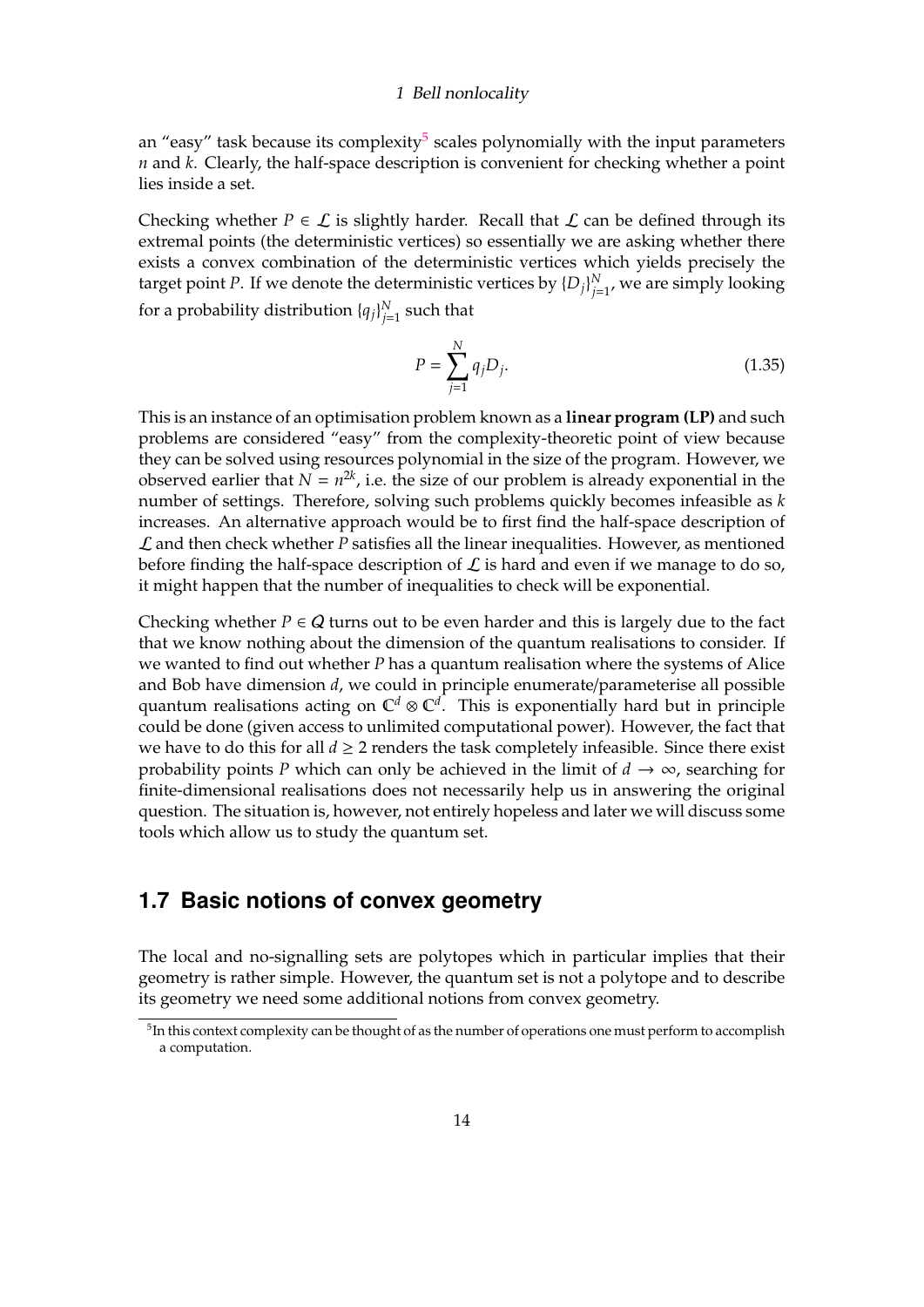an "easy" task because its complexity[5] scales polynomially with the input parameters $n$ and $k$. Clearly, the half-space description is convenient for checking whether a point lies inside a set.

Checking whether $P \in \mathcal{L}$ is slightly harder. Recall that $\mathcal{L}$ can be defined through its extremal points (the deterministic vertices) so essentially we are asking whether there exists a convex combination of the deterministic vertices which yields precisely the target point $P$. If we denote the deterministic vertices by $\{D_j\}_{j=1}^N$, we are simply looking for a probability distribution $\{q_j\}_{j=1}^N$ such that

$$P = \sum_{j=1}^{N} q_j D_j. \tag{1.35}$$

This is an instance of an optimisation problem known as a **linear program (LP)** and such problems are considered "easy" from the complexity-theoretic point of view because they can be solved using resources polynomial in the size of the program. However, we observed earlier that $N = n^{2k}$, i.e. the size of our problem is already exponential in the number of settings. Therefore, solving such problems quickly becomes infeasible as $k$ increases. An alternative approach would be to first find the half-space description of $\mathcal{L}$ and then check whether $P$ satisfies all the linear inequalities. However, as mentioned before finding the half-space description of $\mathcal{L}$ is hard and even if we manage to do so, it might happen that the number of inequalities to check will be exponential.

Checking whether $P \in \mathcal{Q}$ turns out to be even harder and this is largely due to the fact that we know nothing about the dimension of the quantum realisations to consider. If we wanted to find out whether $P$ has a quantum realisation where the systems of Alice and Bob have dimension $d$, we could in principle enumerate/parameterise all possible quantum realisations acting on $\mathbb{C}^d \otimes \mathbb{C}^d$. This is exponentially hard but in principle could be done (given access to unlimited computational power). However, the fact that we have to do this for all $d \geq 2$ renders the task completely infeasible. Since there exist probability points $P$ which can only be achieved in the limit of $d \to \infty$, searching for finite-dimensional realisations does not necessarily help us in answering the original question. The situation is, however, not entirely hopeless and later we will discuss some tools which allow us to study the quantum set.

## 1.7 Basic notions of convex geometry

The local and no-signalling sets are polytopes which in particular implies that their geometry is rather simple. However, the quantum set is not a polytope and to describe its geometry we need some additional notions from convex geometry.

[5] In this context complexity can be thought of as the number of operations one must perform to accomplish a computation.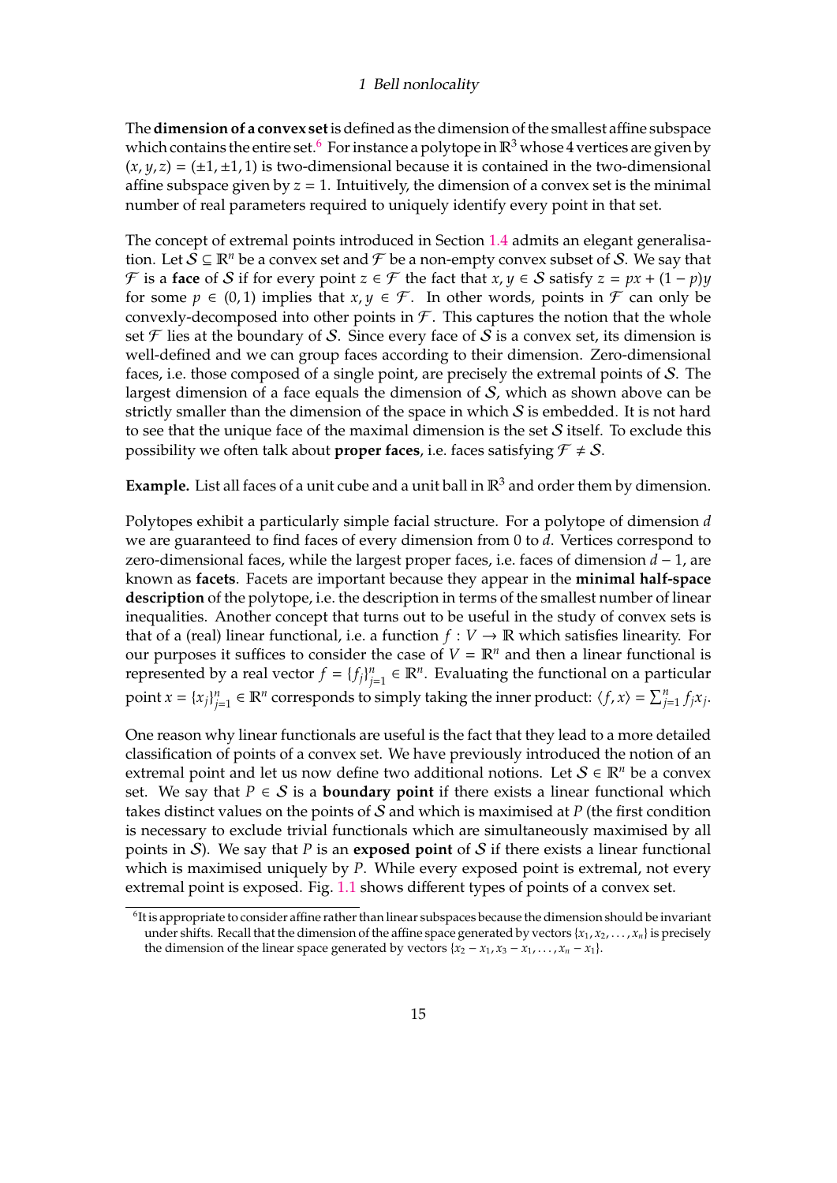The **dimension of a convex set** is defined as the dimension of the smallest affine subspace which contains the entire set.[6] For instance a polytope in $\mathbb{R}^3$ whose 4 vertices are given by $(x, y, z) = (\pm 1, \pm 1, 1)$ is two-dimensional because it is contained in the two-dimensional affine subspace given by $z = 1$. Intuitively, the dimension of a convex set is the minimal number of real parameters required to uniquely identify every point in that set.

The concept of extremal points introduced in Section 1.4 admits an elegant generalisation. Let $\mathcal{S} \subseteq \mathbb{R}^n$ be a convex set and $\mathcal{F}$ be a non-empty convex subset of $\mathcal{S}$. We say that $\mathcal{F}$ is a **face** of $\mathcal{S}$ if for every point $z \in \mathcal{F}$ the fact that $x, y \in \mathcal{S}$ satisfy $z = px + (1 - p)y$ for some $p \in (0, 1)$ implies that $x, y \in \mathcal{F}$. In other words, points in $\mathcal{F}$ can only be convexly-decomposed into other points in $\mathcal{F}$. This captures the notion that the whole set $\mathcal{F}$ lies at the boundary of $\mathcal{S}$. Since every face of $\mathcal{S}$ is a convex set, its dimension is well-defined and we can group faces according to their dimension. Zero-dimensional faces, i.e. those composed of a single point, are precisely the extremal points of $\mathcal{S}$. The largest dimension of a face equals the dimension of $\mathcal{S}$, which as shown above can be strictly smaller than the dimension of the space in which $\mathcal{S}$ is embedded. It is not hard to see that the unique face of the maximal dimension is the set $\mathcal{S}$ itself. To exclude this possibility we often talk about **proper faces**, i.e. faces satisfying $\mathcal{F} \neq \mathcal{S}$.

**Example.** List all faces of a unit cube and a unit ball in $\mathbb{R}^3$ and order them by dimension.

Polytopes exhibit a particularly simple facial structure. For a polytope of dimension $d$ we are guaranteed to find faces of every dimension from $0$ to $d$. Vertices correspond to zero-dimensional faces, while the largest proper faces, i.e. faces of dimension $d - 1$, are known as **facets**. Facets are important because they appear in the **minimal half-space description** of the polytope, i.e. the description in terms of the smallest number of linear inequalities. Another concept that turns out to be useful in the study of convex sets is that of a (real) linear functional, i.e. a function $f : V \to \mathbb{R}$ which satisfies linearity. For our purposes it suffices to consider the case of $V = \mathbb{R}^n$ and then a linear functional is represented by a real vector $f = \{f_j\}_{j=1}^n \in \mathbb{R}^n$. Evaluating the functional on a particular point $x = \{x_j\}_{j=1}^n \in \mathbb{R}^n$ corresponds to simply taking the inner product: $\langle f, x\rangle = \sum_{j=1}^n f_j x_j$.

One reason why linear functionals are useful is the fact that they lead to a more detailed classification of points of a convex set. We have previously introduced the notion of an extremal point and let us now define two additional notions. Let $\mathcal{S} \in \mathbb{R}^n$ be a convex set. We say that $P \in \mathcal{S}$ is a **boundary point** if there exists a linear functional which takes distinct values on the points of $\mathcal{S}$ and which is maximised at $P$ (the first condition is necessary to exclude trivial functionals which are simultaneously maximised by all points in $\mathcal{S}$). We say that $P$ is an **exposed point** of $\mathcal{S}$ if there exists a linear functional which is maximised uniquely by $P$. While every exposed point is extremal, not every extremal point is exposed. Fig. 1.1 shows different types of points of a convex set.

[6] It is appropriate to consider affine rather than linear subspaces because the dimension should be invariant under shifts. Recall that the dimension of the affine space generated by vectors $\{x_1, x_2, \dots, x_n\}$ is precisely the dimension of the linear space generated by vectors $\{x_2 - x_1, x_3 - x_1, \dots, x_n - x_1\}$.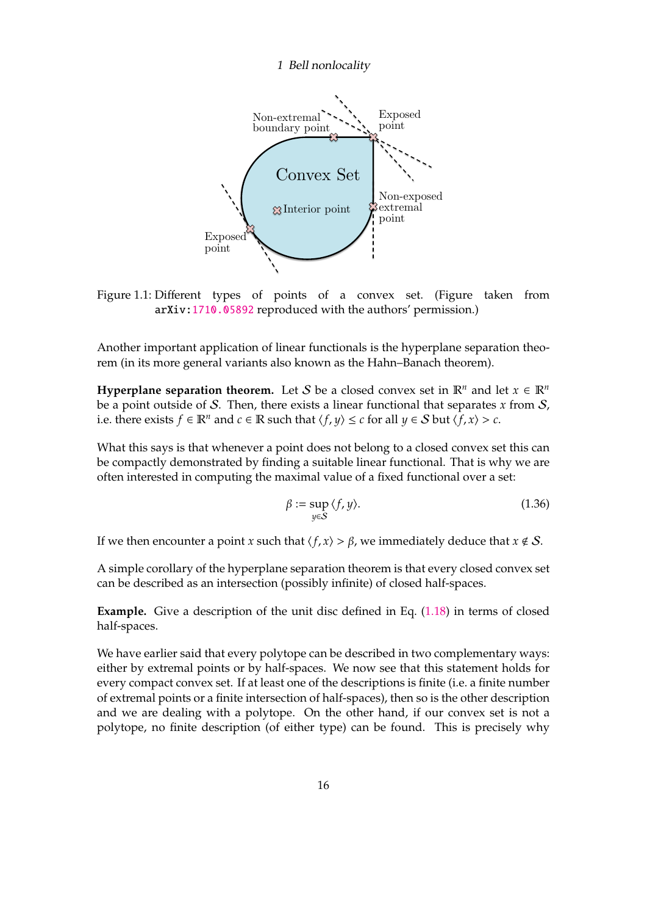Figure 1.1: Different types of points of a convex set. (Figure taken from arXiv:1710.05892 reproduced with the authors' permission.)

Another important application of linear functionals is the hyperplane separation theorem (in its more general variants also known as the Hahn–Banach theorem).

**Hyperplane separation theorem.** Let $\mathcal{S}$ be a closed convex set in $\mathbb{R}^n$ and let $x \in \mathbb{R}^n$ be a point outside of $\mathcal{S}$. Then, there exists a linear functional that separates $x$ from $\mathcal{S}$, i.e. there exists $f \in \mathbb{R}^n$ and $c \in \mathbb{R}$ such that $\langle f, y \rangle \leq c$ for all $y \in \mathcal{S}$ but $\langle f, x \rangle > c$.

What this says is that whenever a point does not belong to a closed convex set this can be compactly demonstrated by finding a suitable linear functional. That is why we are often interested in computing the maximal value of a fixed functional over a set:

$$\beta := \sup_{y \in \mathcal{S}} \langle f, y \rangle. \tag{1.36}$$

If we then encounter a point $x$ such that $\langle f, x \rangle > \beta$, we immediately deduce that $x \notin \mathcal{S}$.

A simple corollary of the hyperplane separation theorem is that every closed convex set can be described as an intersection (possibly infinite) of closed half-spaces.

**Example.** Give a description of the unit disc defined in Eq. (1.18) in terms of closed half-spaces.

We have earlier said that every polytope can be described in two complementary ways: either by extremal points or by half-spaces. We now see that this statement holds for every compact convex set. If at least one of the descriptions is finite (i.e. a finite number of extremal points or a finite intersection of half-spaces), then so is the other description and we are dealing with a polytope. On the other hand, if our convex set is not a polytope, no finite description (of either type) can be found. This is precisely why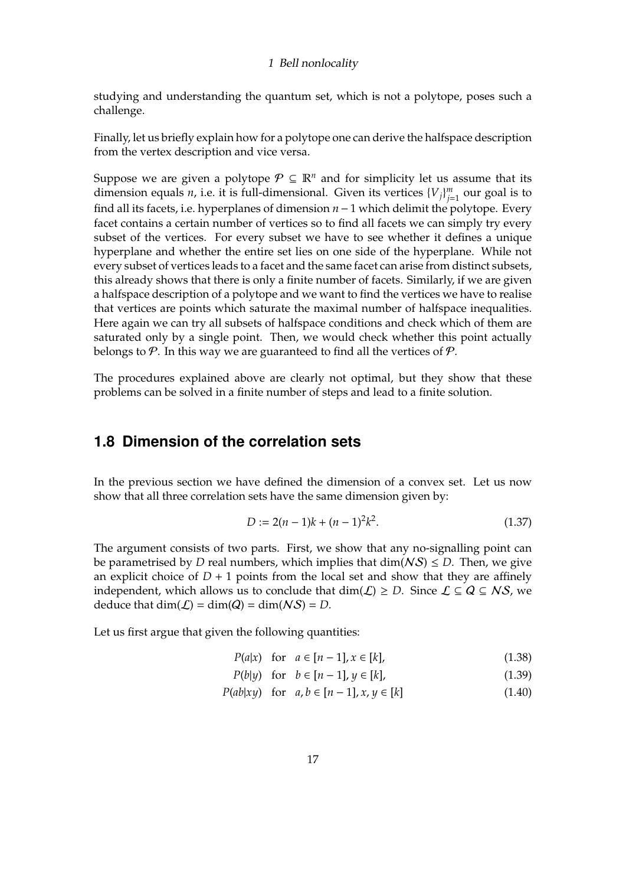studying and understanding the quantum set, which is not a polytope, poses such a challenge.

Finally, let us briefly explain how for a polytope one can derive the halfspace description from the vertex description and vice versa.

Suppose we are given a polytope $\mathcal{P} \subseteq \mathbb{R}^n$ and for simplicity let us assume that its dimension equals $n$, i.e. it is full-dimensional. Given its vertices $\{V_j\}_{j=1}^m$ our goal is to find all its facets, i.e. hyperplanes of dimension $n-1$ which delimit the polytope. Every facet contains a certain number of vertices so to find all facets we can simply try every subset of the vertices. For every subset we have to see whether it defines a unique hyperplane and whether the entire set lies on one side of the hyperplane. While not every subset of vertices leads to a facet and the same facet can arise from distinct subsets, this already shows that there is only a finite number of facets. Similarly, if we are given a halfspace description of a polytope and we want to find the vertices we have to realise that vertices are points which saturate the maximal number of halfspace inequalities. Here again we can try all subsets of halfspace conditions and check which of them are saturated only by a single point. Then, we would check whether this point actually belongs to $\mathcal{P}$. In this way we are guaranteed to find all the vertices of $\mathcal{P}$.

The procedures explained above are clearly not optimal, but they show that these problems can be solved in a finite number of steps and lead to a finite solution.

## 1.8 Dimension of the correlation sets

In the previous section we have defined the dimension of a convex set. Let us now show that all three correlation sets have the same dimension given by:

$$D := 2(n-1)k + (n-1)^2k^2. \tag{1.37}$$

The argument consists of two parts. First, we show that any no-signalling point can be parametrised by $D$ real numbers, which implies that $\dim(\mathcal{NS}) \leq D$. Then, we give an explicit choice of $D+1$ points from the local set and show that they are affinely independent, which allows us to conclude that $\dim(\mathcal{L}) \geq D$. Since $\mathcal{L} \subseteq \mathcal{Q} \subseteq \mathcal{NS}$, we deduce that $\dim(\mathcal{L}) = \dim(\mathcal{Q}) = \dim(\mathcal{NS}) = D$.

Let us first argue that given the following quantities:

$$P(a|x) \quad \text{for} \quad a \in [n-1], x \in [k], \tag{1.38}$$

$$P(b|y) \quad \text{for} \quad b \in [n-1], y \in [k], \tag{1.39}$$

$$P(ab|xy) \quad \text{for} \quad a, b \in [n-1], x, y \in [k] \tag{1.40}$$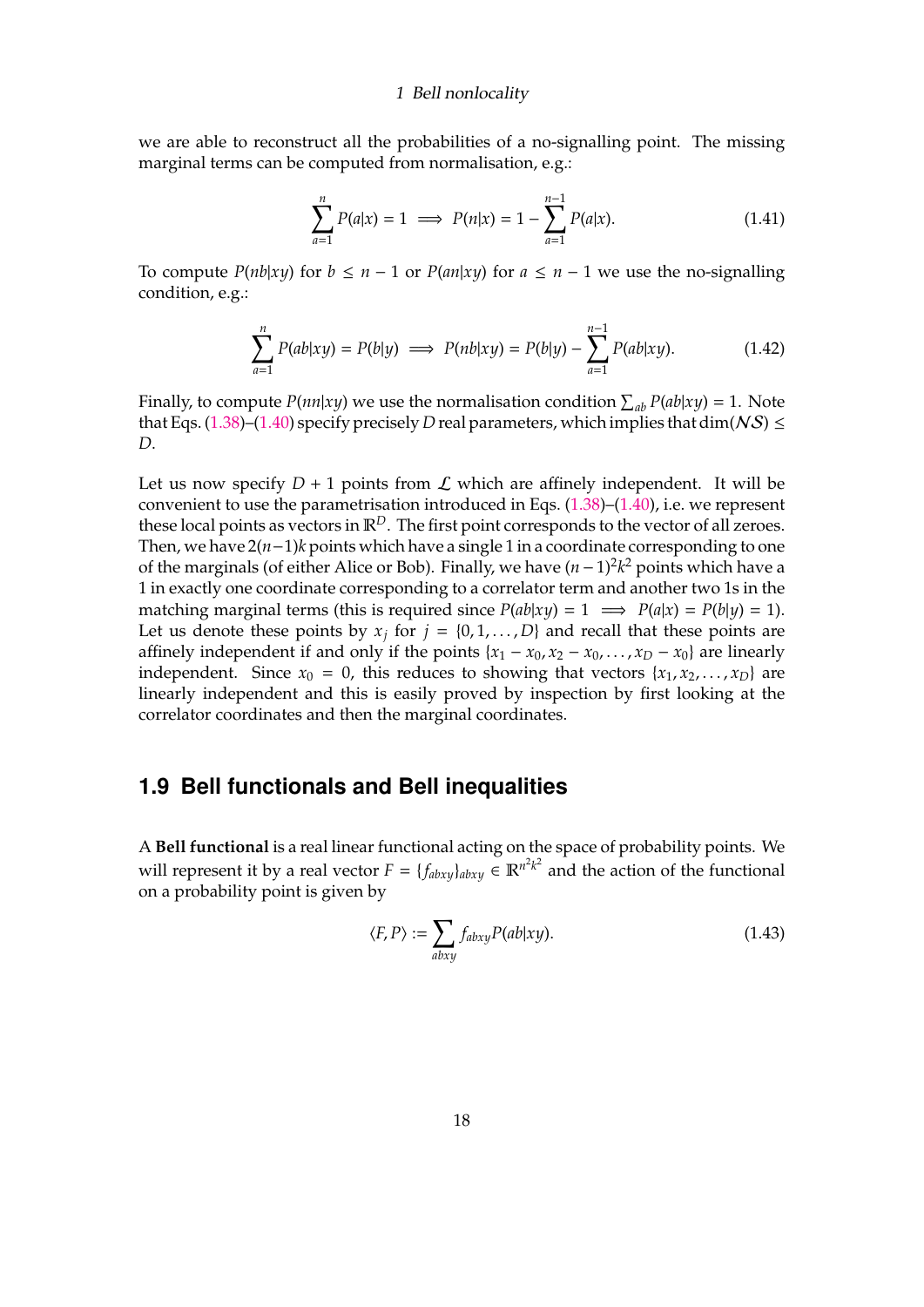we are able to reconstruct all the probabilities of a no-signalling point. The missing marginal terms can be computed from normalisation, e.g.:

$$\sum_{a=1}^{n} P(a|x) = 1 \implies P(n|x) = 1 - \sum_{a=1}^{n-1} P(a|x). \tag{1.41}$$

To compute $P(nb|xy)$ for $b \leq n-1$ or $P(an|xy)$ for $a \leq n-1$ we use the no-signalling condition, e.g.:

$$\sum_{a=1}^{n} P(ab|xy) = P(b|y) \implies P(nb|xy) = P(b|y) - \sum_{a=1}^{n-1} P(ab|xy). \tag{1.42}$$

Finally, to compute $P(nn|xy)$ we use the normalisation condition $\sum_{ab} P(ab|xy) = 1$. Note that Eqs. (1.38)–(1.40) specify precisely $D$ real parameters, which implies that $\dim(\mathcal{NS}) \leq D$.

Let us now specify $D+1$ points from $\mathcal{L}$ which are affinely independent. It will be convenient to use the parametrisation introduced in Eqs. (1.38)–(1.40), i.e. we represent these local points as vectors in $\mathbb{R}^D$. The first point corresponds to the vector of all zeroes. Then, we have $2(n-1)k$ points which have a single 1 in a coordinate corresponding to one of the marginals (of either Alice or Bob). Finally, we have $(n-1)^2k^2$ points which have a 1 in exactly one coordinate corresponding to a correlator term and another two 1s in the matching marginal terms (this is required since $P(ab|xy) = 1 \implies P(a|x) = P(b|y) = 1$). Let us denote these points by $x_j$ for $j = \{0, 1, \ldots, D\}$ and recall that these points are affinely independent if and only if the points $\{x_1 - x_0, x_2 - x_0, \ldots, x_D - x_0\}$ are linearly independent. Since $x_0 = 0$, this reduces to showing that vectors $\{x_1, x_2, \ldots, x_D\}$ are linearly independent and this is easily proved by inspection by first looking at the correlator coordinates and then the marginal coordinates.

## 1.9 Bell functionals and Bell inequalities

A **Bell functional** is a real linear functional acting on the space of probability points. We will represent it by a real vector $F = \{f_{abxy}\}_{abxy} \in \mathbb{R}^{n^2k^2}$ and the action of the functional on a probability point is given by

$$\langle F, P \rangle := \sum_{abxy} f_{abxy} P(ab|xy). \tag{1.43}$$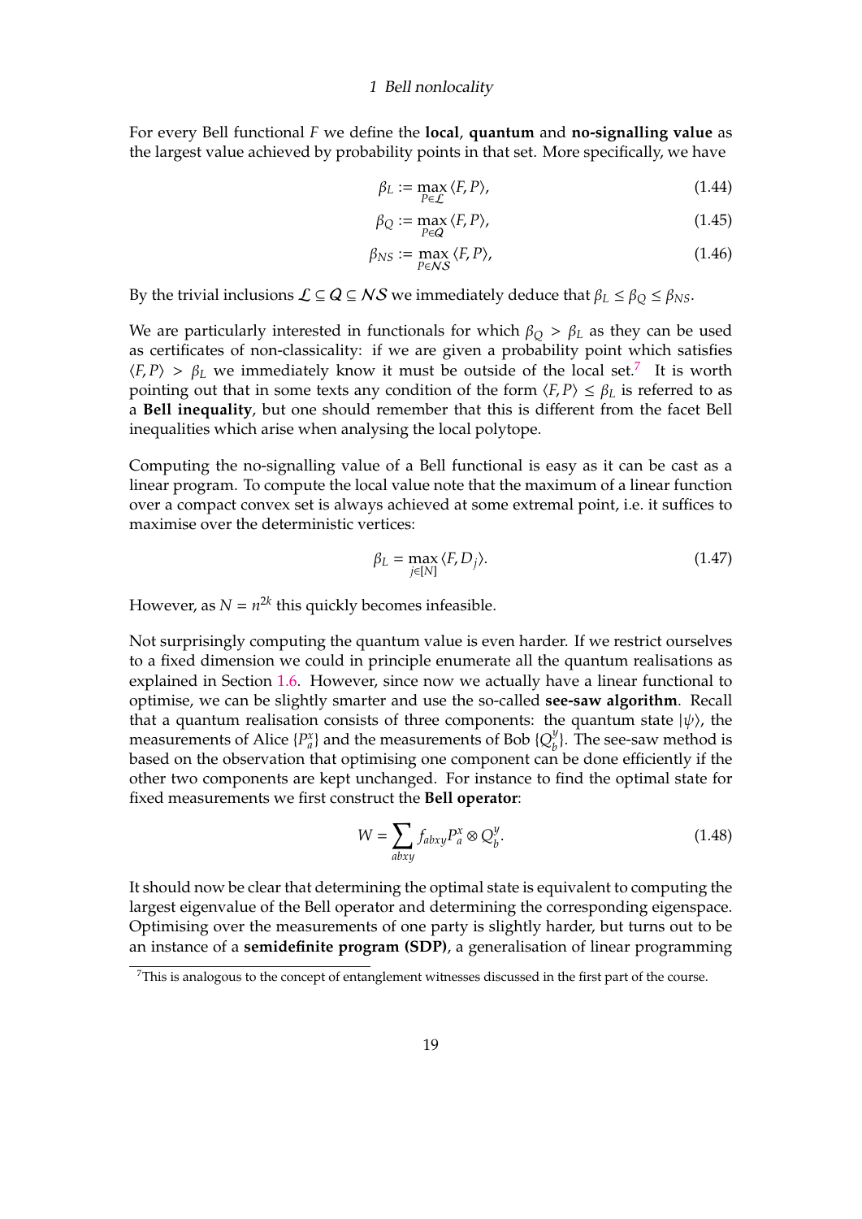For every Bell functional $F$ we define the **local**, **quantum** and **no-signalling value** as the largest value achieved by probability points in that set. More specifically, we have

$$\beta_L := \max_{P \in \mathcal{L}} \langle F, P \rangle, \tag{1.44}$$

$$\beta_Q := \max_{P \in \mathcal{Q}} \langle F, P \rangle, \tag{1.45}$$

$$\beta_{NS} := \max_{P \in \mathcal{NS}} \langle F, P \rangle, \tag{1.46}$$

By the trivial inclusions $\mathcal{L} \subseteq \mathcal{Q} \subseteq \mathcal{NS}$ we immediately deduce that $\beta_L \leq \beta_Q \leq \beta_{NS}$.

We are particularly interested in functionals for which $\beta_Q > \beta_L$ as they can be used as certificates of non-classicality: if we are given a probability point which satisfies $\langle F, P \rangle > \beta_L$ we immediately know it must be outside of the local set.[7] It is worth pointing out that in some texts any condition of the form $\langle F, P \rangle \leq \beta_L$ is referred to as a **Bell inequality**, but one should remember that this is different from the facet Bell inequalities which arise when analysing the local polytope.

Computing the no-signalling value of a Bell functional is easy as it can be cast as a linear program. To compute the local value note that the maximum of a linear function over a compact convex set is always achieved at some extremal point, i.e. it suffices to maximise over the deterministic vertices:

$$\beta_L = \max_{j \in [N]} \langle F, D_j \rangle. \tag{1.47}$$

However, as $N = n^{2k}$ this quickly becomes infeasible.

Not surprisingly computing the quantum value is even harder. If we restrict ourselves to a fixed dimension we could in principle enumerate all the quantum realisations as explained in Section 1.6. However, since now we actually have a linear functional to optimise, we can be slightly smarter and use the so-called **see-saw algorithm**. Recall that a quantum realisation consists of three components: the quantum state $|\psi\rangle$, the measurements of Alice $\{P_a^x\}$ and the measurements of Bob $\{Q_b^y\}$. The see-saw method is based on the observation that optimising one component can be done efficiently if the other two components are kept unchanged. For instance to find the optimal state for fixed measurements we first construct the **Bell operator**:

$$W = \sum_{abxy} f_{abxy} P_a^x \otimes Q_b^y. \tag{1.48}$$

It should now be clear that determining the optimal state is equivalent to computing the largest eigenvalue of the Bell operator and determining the corresponding eigenspace. Optimising over the measurements of one party is slightly harder, but turns out to be an instance of a **semidefinite program (SDP)**, a generalisation of linear programming

[7] This is analogous to the concept of entanglement witnesses discussed in the first part of the course.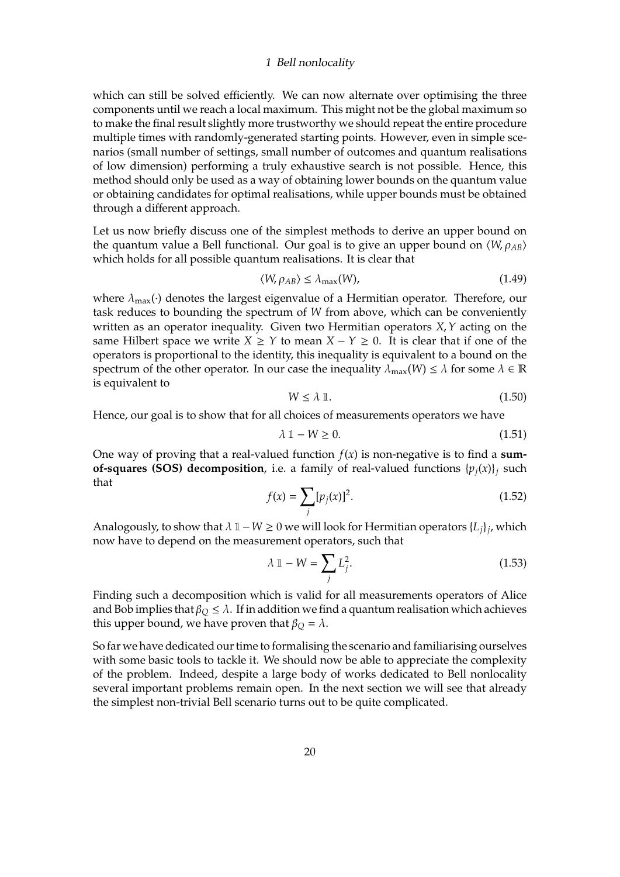which can still be solved efficiently. We can now alternate over optimising the three components until we reach a local maximum. This might not be the global maximum so to make the final result slightly more trustworthy we should repeat the entire procedure multiple times with randomly-generated starting points. However, even in simple scenarios (small number of settings, small number of outcomes and quantum realisations of low dimension) performing a truly exhaustive search is not possible. Hence, this method should only be used as a way of obtaining lower bounds on the quantum value or obtaining candidates for optimal realisations, while upper bounds must be obtained through a different approach.

Let us now briefly discuss one of the simplest methods to derive an upper bound on the quantum value a Bell functional. Our goal is to give an upper bound on $\langle W, \rho_{AB} \rangle$ which holds for all possible quantum realisations. It is clear that

$$\langle W, \rho_{AB} \rangle \leq \lambda_{\max}(W), \tag{1.49}$$

where $\lambda_{\max}(\cdot)$ denotes the largest eigenvalue of a Hermitian operator. Therefore, our task reduces to bounding the spectrum of $W$ from above, which can be conveniently written as an operator inequality. Given two Hermitian operators $X, Y$ acting on the same Hilbert space we write $X \geq Y$ to mean $X - Y \geq 0$. It is clear that if one of the operators is proportional to the identity, this inequality is equivalent to a bound on the spectrum of the other operator. In our case the inequality $\lambda_{\max}(W) \leq \lambda$ for some $\lambda \in \mathbb{R}$ is equivalent to

$$W \leq \lambda \, \mathbb{1}. \tag{1.50}$$

Hence, our goal is to show that for all choices of measurements operators we have

$$\lambda \, \mathbb{1} - W \geq 0. \tag{1.51}$$

One way of proving that a real-valued function $f(x)$ is non-negative is to find a **sum-of-squares (SOS) decomposition**, i.e. a family of real-valued functions $\{p_j(x)\}_j$ such that

$$f(x) = \sum_j [p_j(x)]^2. \tag{1.52}$$

Analogously, to show that $\lambda \, \mathbb{1} - W \geq 0$ we will look for Hermitian operators $\{L_j\}_j$, which now have to depend on the measurement operators, such that

$$\lambda \, \mathbb{1} - W = \sum_j L_j^2. \tag{1.53}$$

Finding such a decomposition which is valid for all measurements operators of Alice and Bob implies that $\beta_Q \leq \lambda$. If in addition we find a quantum realisation which achieves this upper bound, we have proven that $\beta_Q = \lambda$.

So far we have dedicated our time to formalising the scenario and familiarising ourselves with some basic tools to tackle it. We should now be able to appreciate the complexity of the problem. Indeed, despite a large body of works dedicated to Bell nonlocality several important problems remain open. In the next section we will see that already the simplest non-trivial Bell scenario turns out to be quite complicated.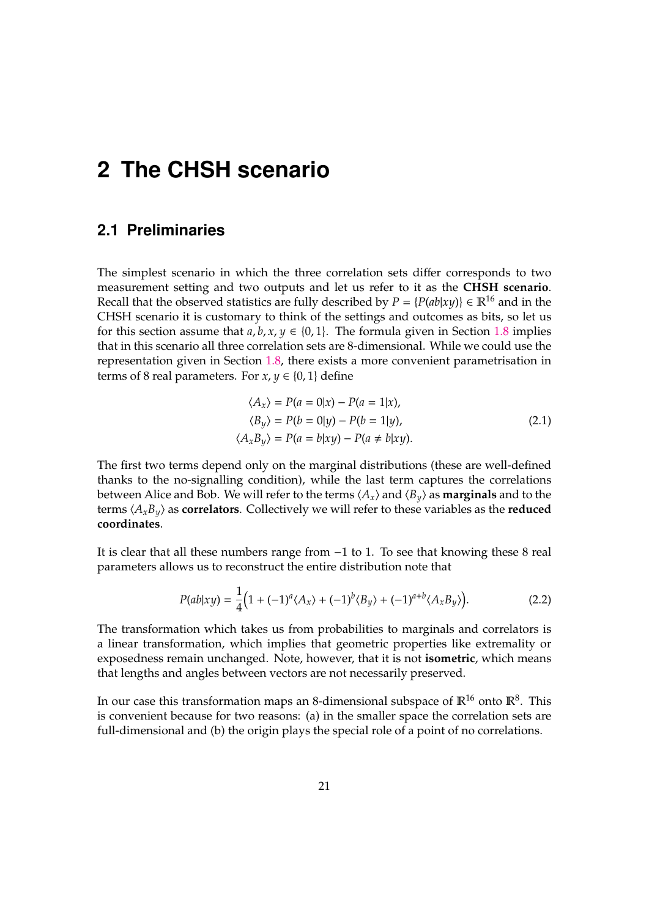# 2 The CHSH scenario

## 2.1 Preliminaries

The simplest scenario in which the three correlation sets differ corresponds to two measurement setting and two outputs and let us refer to it as the **CHSH scenario**. Recall that the observed statistics are fully described by $P = \{P(ab|xy)\} \in \mathbb{R}^{16}$ and in the CHSH scenario it is customary to think of the settings and outcomes as bits, so let us for this section assume that $a, b, x, y \in \{0, 1\}$. The formula given in Section 1.8 implies that in this scenario all three correlation sets are 8-dimensional. While we could use the representation given in Section 1.8, there exists a more convenient parametrisation in terms of 8 real parameters. For $x, y \in \{0, 1\}$ define

$$
\begin{aligned}
\langle A_x \rangle &= P(a = 0|x) - P(a = 1|x), \\
\langle B_y \rangle &= P(b = 0|y) - P(b = 1|y), \\
\langle A_x B_y \rangle &= P(a = b|xy) - P(a \neq b|xy).
\end{aligned}
\tag{2.1}
$$

The first two terms depend only on the marginal distributions (these are well-defined thanks to the no-signalling condition), while the last term captures the correlations between Alice and Bob. We will refer to the terms $\langle A_x \rangle$ and $\langle B_y \rangle$ as **marginals** and to the terms $\langle A_x B_y \rangle$ as **correlators**. Collectively we will refer to these variables as the **reduced coordinates**.

It is clear that all these numbers range from $-1$ to 1. To see that knowing these 8 real parameters allows us to reconstruct the entire distribution note that

$$
P(ab|xy) = \frac{1}{4}\Big(1 + (-1)^a \langle A_x \rangle + (-1)^b \langle B_y \rangle + (-1)^{a+b} \langle A_x B_y \rangle\Big). \tag{2.2}
$$

The transformation which takes us from probabilities to marginals and correlators is a linear transformation, which implies that geometric properties like extremality or exposedness remain unchanged. Note, however, that it is not **isometric**, which means that lengths and angles between vectors are not necessarily preserved.

In our case this transformation maps an 8-dimensional subspace of $\mathbb{R}^{16}$ onto $\mathbb{R}^8$. This is convenient because for two reasons: (a) in the smaller space the correlation sets are full-dimensional and (b) the origin plays the special role of a point of no correlations.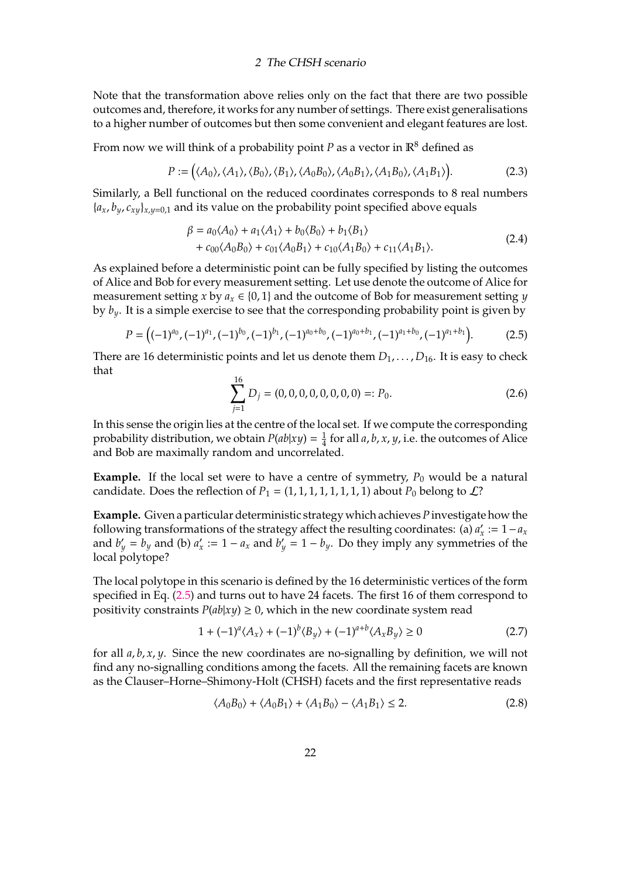Note that the transformation above relies only on the fact that there are two possible outcomes and, therefore, it works for any number of settings. There exist generalisations to a higher number of outcomes but then some convenient and elegant features are lost.

From now we will think of a probability point $P$ as a vector in $\mathbb{R}^8$ defined as

$$P := \big(\langle A_0\rangle, \langle A_1\rangle, \langle B_0\rangle, \langle B_1\rangle, \langle A_0B_0\rangle, \langle A_0B_1\rangle, \langle A_1B_0\rangle, \langle A_1B_1\rangle\big). \tag{2.3}$$

Similarly, a Bell functional on the reduced coordinates corresponds to 8 real numbers $\{a_x, b_y, c_{xy}\}_{x,y=0,1}$ and its value on the probability point specified above equals

$$\begin{aligned}\beta = \;& a_0\langle A_0\rangle + a_1\langle A_1\rangle + b_0\langle B_0\rangle + b_1\langle B_1\rangle \\ &+ c_{00}\langle A_0B_0\rangle + c_{01}\langle A_0B_1\rangle + c_{10}\langle A_1B_0\rangle + c_{11}\langle A_1B_1\rangle.\end{aligned} \tag{2.4}$$

As explained before a deterministic point can be fully specified by listing the outcomes of Alice and Bob for every measurement setting. Let use denote the outcome of Alice for measurement setting $x$ by $a_x \in \{0, 1\}$ and the outcome of Bob for measurement setting $y$ by $b_y$. It is a simple exercise to see that the corresponding probability point is given by

$$P = \big((-1)^{a_0}, (-1)^{a_1}, (-1)^{b_0}, (-1)^{b_1}, (-1)^{a_0+b_0}, (-1)^{a_0+b_1}, (-1)^{a_1+b_0}, (-1)^{a_1+b_1}\big). \tag{2.5}$$

There are 16 deterministic points and let us denote them $D_1, \ldots, D_{16}$. It is easy to check that

$$\sum_{j=1}^{16} D_j = (0, 0, 0, 0, 0, 0, 0, 0) =: P_0. \tag{2.6}$$

In this sense the origin lies at the centre of the local set. If we compute the corresponding probability distribution, we obtain $P(ab|xy) = \frac{1}{4}$ for all $a, b, x, y$, i.e. the outcomes of Alice and Bob are maximally random and uncorrelated.

**Example.** If the local set were to have a centre of symmetry, $P_0$ would be a natural candidate. Does the reflection of $P_1 = (1, 1, 1, 1, 1, 1, 1, 1)$ about $P_0$ belong to $\mathcal{L}$?

**Example.** Given a particular deterministic strategy which achieves $P$ investigate how the following transformations of the strategy affect the resulting coordinates: (a) $a'_x := 1 - a_x$ and $b'_y = b_y$ and (b) $a'_x := 1 - a_x$ and $b'_y = 1 - b_y$. Do they imply any symmetries of the local polytope?

The local polytope in this scenario is defined by the 16 deterministic vertices of the form specified in Eq. (2.5) and turns out to have 24 facets. The first 16 of them correspond to positivity constraints $P(ab|xy) \geq 0$, which in the new coordinate system read

$$1 + (-1)^a\langle A_x\rangle + (-1)^b\langle B_y\rangle + (-1)^{a+b}\langle A_xB_y\rangle \geq 0 \tag{2.7}$$

for all $a, b, x, y$. Since the new coordinates are no-signalling by definition, we will not find any no-signalling conditions among the facets. All the remaining facets are known as the Clauser–Horne–Shimony-Holt (CHSH) facets and the first representative reads

$$\langle A_0B_0\rangle + \langle A_0B_1\rangle + \langle A_1B_0\rangle - \langle A_1B_1\rangle \leq 2. \tag{2.8}$$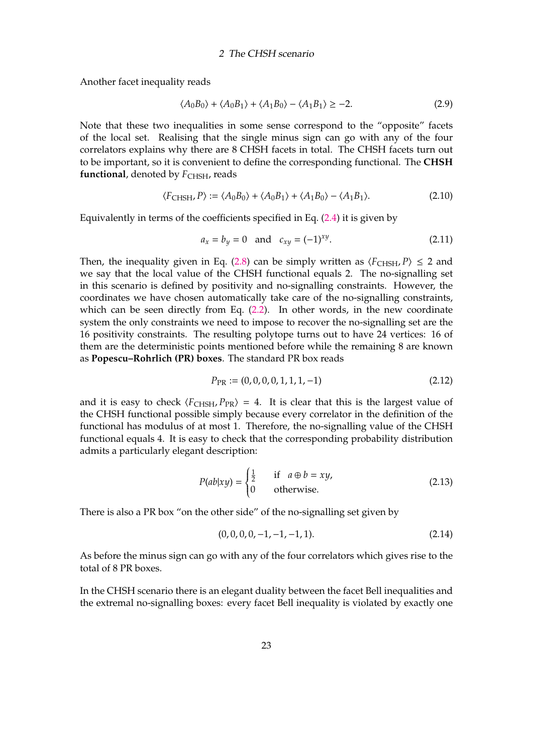Another facet inequality reads

$$\langle A_0 B_0 \rangle + \langle A_0 B_1 \rangle + \langle A_1 B_0 \rangle - \langle A_1 B_1 \rangle \geq -2. \tag{2.9}$$

Note that these two inequalities in some sense correspond to the "opposite" facets of the local set. Realising that the single minus sign can go with any of the four correlators explains why there are 8 CHSH facets in total. The CHSH facets turn out to be important, so it is convenient to define the corresponding functional. The **CHSH functional**, denoted by $F_{\text{CHSH}}$, reads

$$\langle F_{\text{CHSH}}, P \rangle := \langle A_0 B_0 \rangle + \langle A_0 B_1 \rangle + \langle A_1 B_0 \rangle - \langle A_1 B_1 \rangle. \tag{2.10}$$

Equivalently in terms of the coefficients specified in Eq. (2.4) it is given by

$$a_x = b_y = 0 \quad \text{and} \quad c_{xy} = (-1)^{xy}. \tag{2.11}$$

Then, the inequality given in Eq. (2.8) can be simply written as $\langle F_{\text{CHSH}}, P \rangle \leq 2$ and we say that the local value of the CHSH functional equals 2. The no-signalling set in this scenario is defined by positivity and no-signalling constraints. However, the coordinates we have chosen automatically take care of the no-signalling constraints, which can be seen directly from Eq. (2.2). In other words, in the new coordinate system the only constraints we need to impose to recover the no-signalling set are the 16 positivity constraints. The resulting polytope turns out to have 24 vertices: 16 of them are the deterministic points mentioned before while the remaining 8 are known as **Popescu–Rohrlich (PR) boxes**. The standard PR box reads

$$P_{\text{PR}} := (0, 0, 0, 0, 1, 1, 1, -1) \tag{2.12}$$

and it is easy to check $\langle F_{\text{CHSH}}, P_{\text{PR}} \rangle = 4$. It is clear that this is the largest value of the CHSH functional possible simply because every correlator in the definition of the functional has modulus of at most 1. Therefore, the no-signalling value of the CHSH functional equals 4. It is easy to check that the corresponding probability distribution admits a particularly elegant description:

$$P(ab|xy) = \begin{cases} \frac{1}{2} & \text{if} \quad a \oplus b = xy, \\ 0 & \text{otherwise.} \end{cases} \tag{2.13}$$

There is also a PR box "on the other side" of the no-signalling set given by

$$(0, 0, 0, 0, -1, -1, -1, 1). \tag{2.14}$$

As before the minus sign can go with any of the four correlators which gives rise to the total of 8 PR boxes.

In the CHSH scenario there is an elegant duality between the facet Bell inequalities and the extremal no-signalling boxes: every facet Bell inequality is violated by exactly one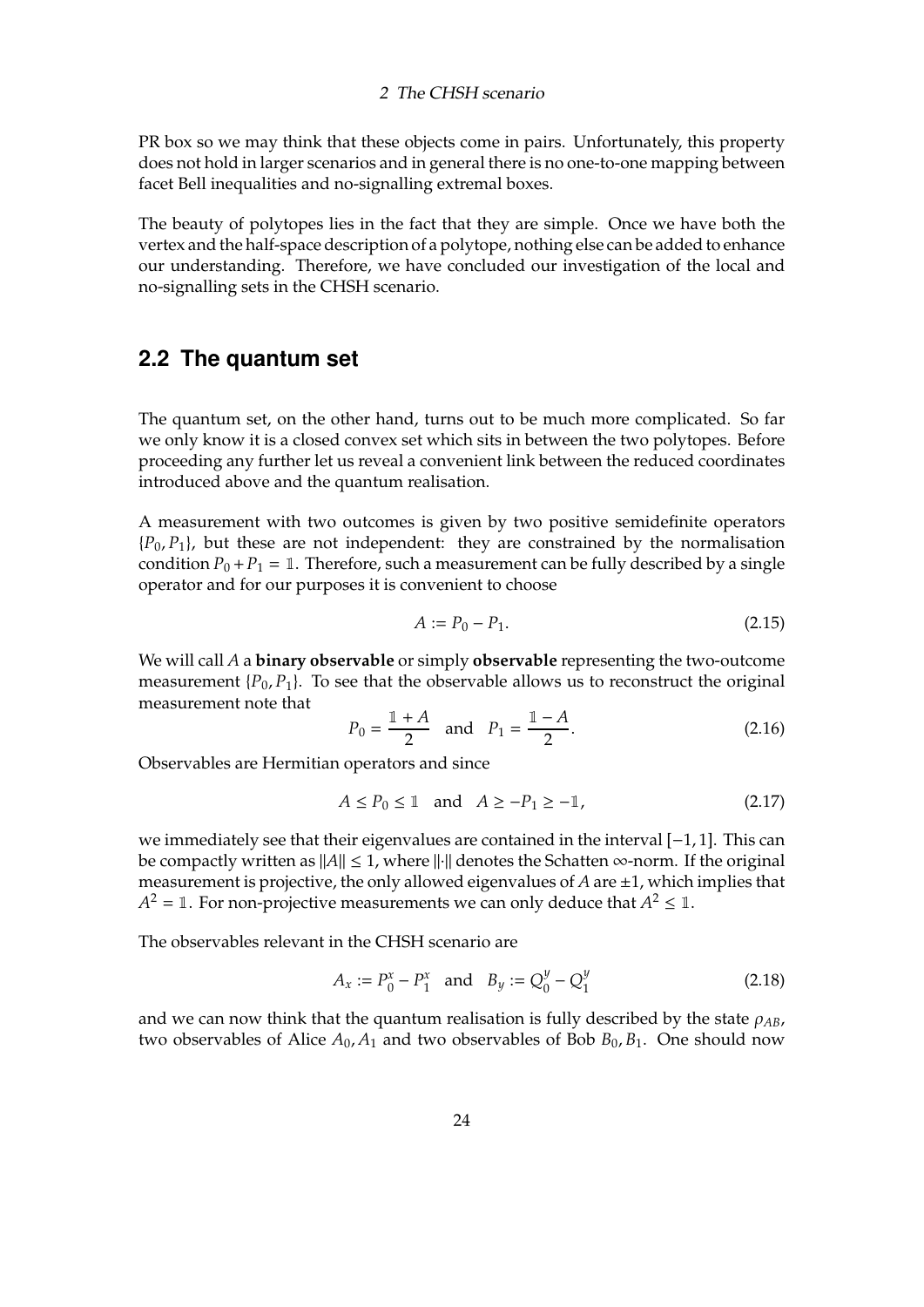PR box so we may think that these objects come in pairs. Unfortunately, this property does not hold in larger scenarios and in general there is no one-to-one mapping between facet Bell inequalities and no-signalling extremal boxes.

The beauty of polytopes lies in the fact that they are simple. Once we have both the vertex and the half-space description of a polytope, nothing else can be added to enhance our understanding. Therefore, we have concluded our investigation of the local and no-signalling sets in the CHSH scenario.

## 2.2 The quantum set

The quantum set, on the other hand, turns out to be much more complicated. So far we only know it is a closed convex set which sits in between the two polytopes. Before proceeding any further let us reveal a convenient link between the reduced coordinates introduced above and the quantum realisation.

A measurement with two outcomes is given by two positive semidefinite operators $\{P_0, P_1\}$, but these are not independent: they are constrained by the normalisation condition $P_0 + P_1 = \mathbb{1}$. Therefore, such a measurement can be fully described by a single operator and for our purposes it is convenient to choose

$$A := P_0 - P_1. \tag{2.15}$$

We will call $A$ a **binary observable** or simply **observable** representing the two-outcome measurement $\{P_0, P_1\}$. To see that the observable allows us to reconstruct the original measurement note that

$$P_0 = \frac{\mathbb{1} + A}{2} \quad \text{and} \quad P_1 = \frac{\mathbb{1} - A}{2}. \tag{2.16}$$

Observables are Hermitian operators and since

$$A \leq P_0 \leq \mathbb{1} \quad \text{and} \quad A \geq -P_1 \geq -\mathbb{1}, \tag{2.17}$$

we immediately see that their eigenvalues are contained in the interval $[-1, 1]$. This can be compactly written as $\|A\| \leq 1$, where $\|\cdot\|$ denotes the Schatten $\infty$-norm. If the original measurement is projective, the only allowed eigenvalues of $A$ are $\pm 1$, which implies that $A^2 = \mathbb{1}$. For non-projective measurements we can only deduce that $A^2 \leq \mathbb{1}$.

The observables relevant in the CHSH scenario are

$$A_x := P_0^x - P_1^x \quad \text{and} \quad B_y := Q_0^y - Q_1^y \tag{2.18}$$

and we can now think that the quantum realisation is fully described by the state $\rho_{AB}$, two observables of Alice $A_0, A_1$ and two observables of Bob $B_0, B_1$. One should now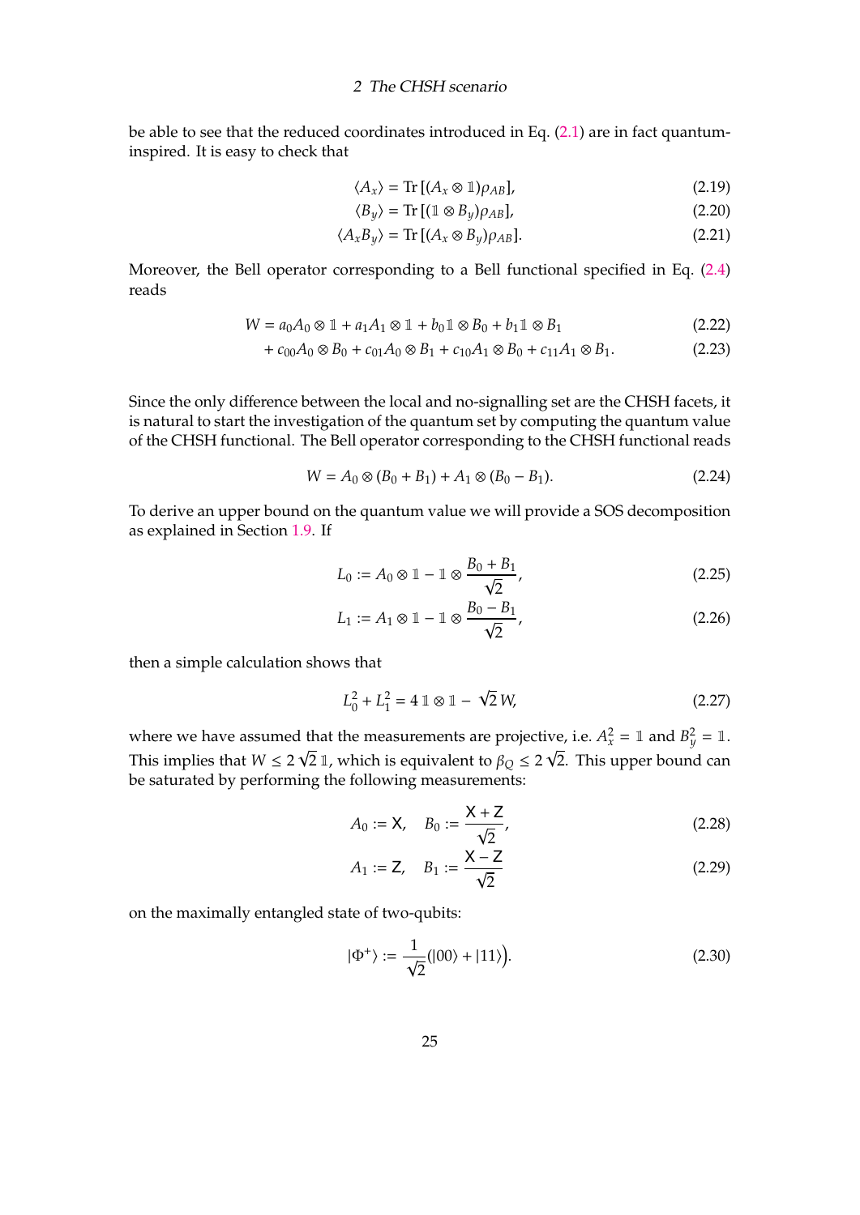be able to see that the reduced coordinates introduced in Eq. (2.1) are in fact quantum-inspired. It is easy to check that

$$\langle A_x \rangle = \mathrm{Tr}\,[(A_x \otimes \mathbb{1})\rho_{AB}], \tag{2.19}$$

$$\langle B_y \rangle = \mathrm{Tr}\,[(\mathbb{1} \otimes B_y)\rho_{AB}], \tag{2.20}$$

$$\langle A_x B_y \rangle = \mathrm{Tr}\,[(A_x \otimes B_y)\rho_{AB}]. \tag{2.21}$$

Moreover, the Bell operator corresponding to a Bell functional specified in Eq. (2.4) reads

$$W = a_0 A_0 \otimes \mathbb{1} + a_1 A_1 \otimes \mathbb{1} + b_0 \mathbb{1} \otimes B_0 + b_1 \mathbb{1} \otimes B_1 \tag{2.22}$$

$$+ c_{00} A_0 \otimes B_0 + c_{01} A_0 \otimes B_1 + c_{10} A_1 \otimes B_0 + c_{11} A_1 \otimes B_1. \tag{2.23}$$

Since the only difference between the local and no-signalling set are the CHSH facets, it is natural to start the investigation of the quantum set by computing the quantum value of the CHSH functional. The Bell operator corresponding to the CHSH functional reads

$$W = A_0 \otimes (B_0 + B_1) + A_1 \otimes (B_0 - B_1). \tag{2.24}$$

To derive an upper bound on the quantum value we will provide a SOS decomposition as explained in Section 1.9. If

$$L_0 := A_0 \otimes \mathbb{1} - \mathbb{1} \otimes \frac{B_0 + B_1}{\sqrt{2}}, \tag{2.25}$$

$$L_1 := A_1 \otimes \mathbb{1} - \mathbb{1} \otimes \frac{B_0 - B_1}{\sqrt{2}}, \tag{2.26}$$

then a simple calculation shows that

$$L_0^2 + L_1^2 = 4\,\mathbb{1} \otimes \mathbb{1} - \sqrt{2}\,W, \tag{2.27}$$

where we have assumed that the measurements are projective, i.e. $A_x^2 = \mathbb{1}$ and $B_y^2 = \mathbb{1}$. This implies that $W \leq 2\sqrt{2}\,\mathbb{1}$, which is equivalent to $\beta_Q \leq 2\sqrt{2}$. This upper bound can be saturated by performing the following measurements:

$$A_0 := \mathsf{X}, \quad B_0 := \frac{\mathsf{X} + \mathsf{Z}}{\sqrt{2}}, \tag{2.28}$$

$$A_1 := \mathsf{Z}, \quad B_1 := \frac{\mathsf{X} - \mathsf{Z}}{\sqrt{2}} \tag{2.29}$$

on the maximally entangled state of two-qubits:

$$|\Phi^+\rangle := \frac{1}{\sqrt{2}}\big(|00\rangle + |11\rangle\big). \tag{2.30}$$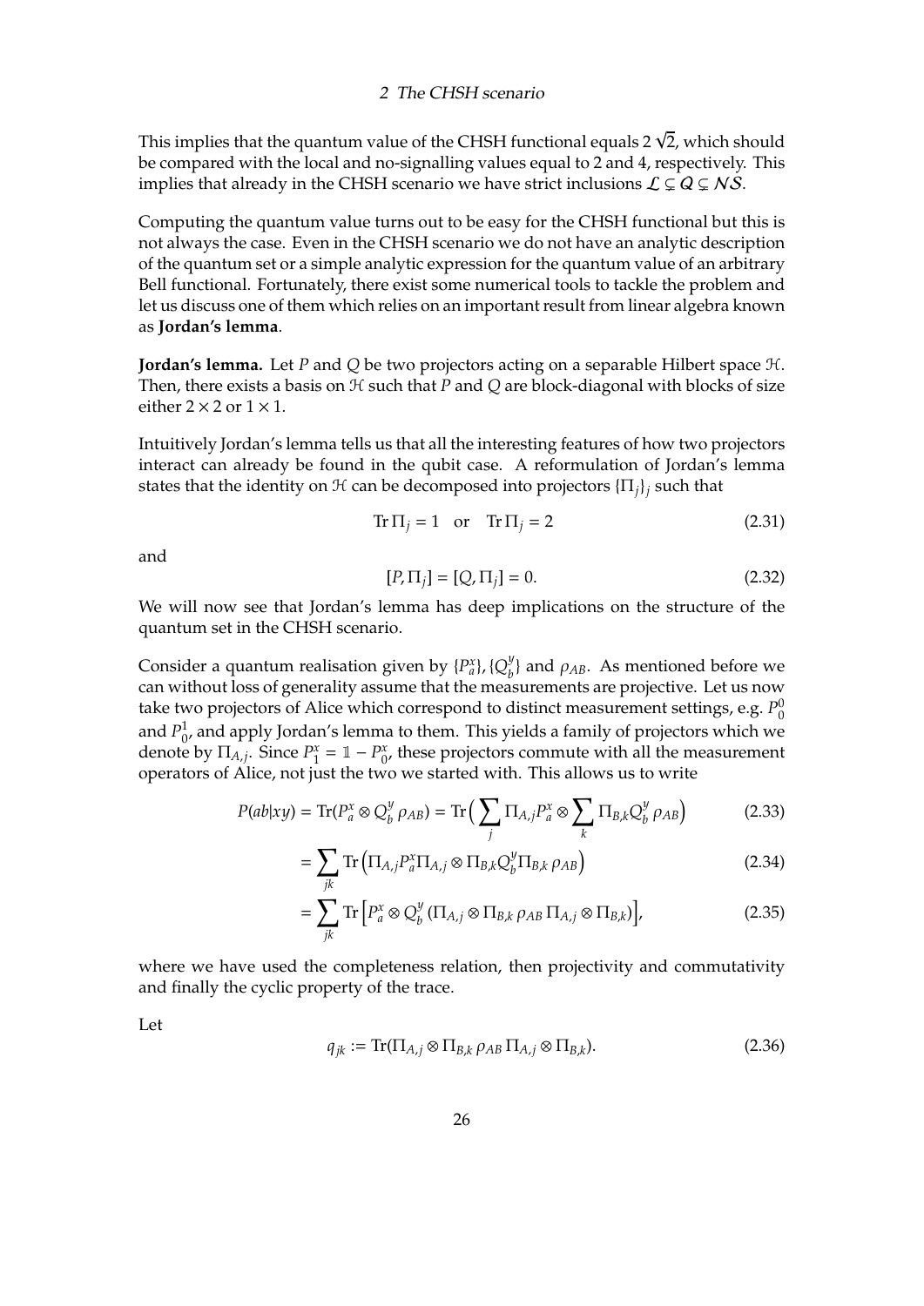This implies that the quantum value of the CHSH functional equals $2\sqrt{2}$, which should be compared with the local and no-signalling values equal to 2 and 4, respectively. This implies that already in the CHSH scenario we have strict inclusions $\mathcal{L} \subsetneq \mathcal{Q} \subsetneq \mathcal{NS}$.

Computing the quantum value turns out to be easy for the CHSH functional but this is not always the case. Even in the CHSH scenario we do not have an analytic description of the quantum set or a simple analytic expression for the quantum value of an arbitrary Bell functional. Fortunately, there exist some numerical tools to tackle the problem and let us discuss one of them which relies on an important result from linear algebra known as **Jordan's lemma**.

**Jordan's lemma.** Let $P$ and $Q$ be two projectors acting on a separable Hilbert space $\mathcal{H}$. Then, there exists a basis on $\mathcal{H}$ such that $P$ and $Q$ are block-diagonal with blocks of size either $2 \times 2$ or $1 \times 1$.

Intuitively Jordan's lemma tells us that all the interesting features of how two projectors interact can already be found in the qubit case. A reformulation of Jordan's lemma states that the identity on $\mathcal{H}$ can be decomposed into projectors $\{\Pi_j\}_j$ such that

$$\operatorname{Tr}\Pi_j = 1 \quad \text{or} \quad \operatorname{Tr}\Pi_j = 2 \tag{2.31}$$

and

$$[P, \Pi_j] = [Q, \Pi_j] = 0. \tag{2.32}$$

We will now see that Jordan's lemma has deep implications on the structure of the quantum set in the CHSH scenario.

Consider a quantum realisation given by $\{P_a^x\}$, $\{Q_b^y\}$ and $\rho_{AB}$. As mentioned before we can without loss of generality assume that the measurements are projective. Let us now take two projectors of Alice which correspond to distinct measurement settings, e.g. $P_0^0$ and $P_0^1$, and apply Jordan's lemma to them. This yields a family of projectors which we denote by $\Pi_{A,j}$. Since $P_1^x = \mathbb{1} - P_0^x$, these projectors commute with all the measurement operators of Alice, not just the two we started with. This allows us to write

$$P(ab|xy) = \operatorname{Tr}(P_a^x \otimes Q_b^y \, \rho_{AB}) = \operatorname{Tr}\Big(\sum_j \Pi_{A,j} P_a^x \otimes \sum_k \Pi_{B,k} Q_b^y \, \rho_{AB}\Big) \tag{2.33}$$

$$= \sum_{jk} \operatorname{Tr}\Big(\Pi_{A,j} P_a^x \Pi_{A,j} \otimes \Pi_{B,k} Q_b^y \Pi_{B,k} \, \rho_{AB}\Big) \tag{2.34}$$

$$= \sum_{jk} \operatorname{Tr}\Big[P_a^x \otimes Q_b^y \, (\Pi_{A,j} \otimes \Pi_{B,k} \, \rho_{AB} \, \Pi_{A,j} \otimes \Pi_{B,k})\Big], \tag{2.35}$$

where we have used the completeness relation, then projectivity and commutativity and finally the cyclic property of the trace.

Let

$$q_{jk} := \operatorname{Tr}(\Pi_{A,j} \otimes \Pi_{B,k} \, \rho_{AB} \, \Pi_{A,j} \otimes \Pi_{B,k}). \tag{2.36}$$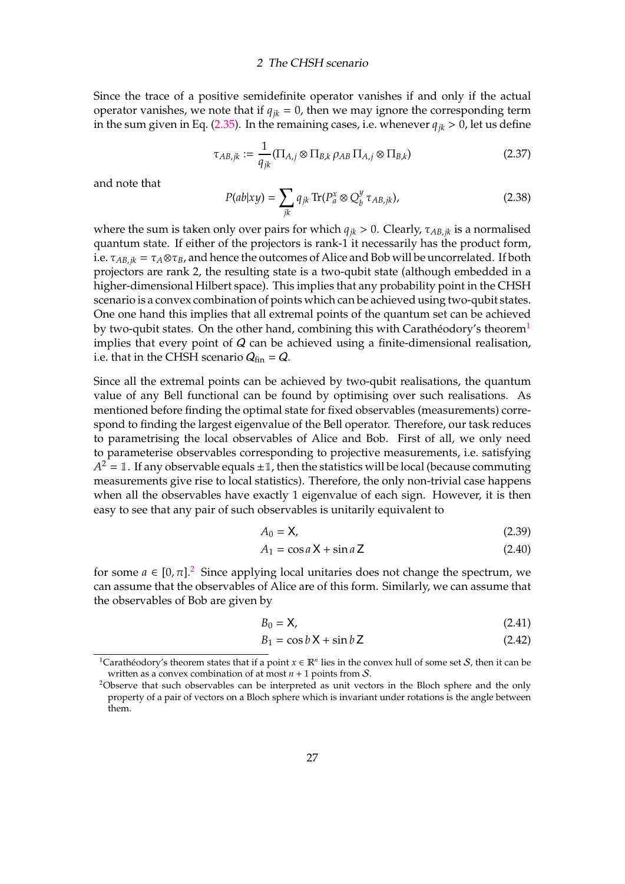Since the trace of a positive semidefinite operator vanishes if and only if the actual operator vanishes, we note that if $q_{jk} = 0$, then we may ignore the corresponding term in the sum given in Eq. (2.35). In the remaining cases, i.e. whenever $q_{jk} > 0$, let us define

$$\tau_{AB,jk} := \frac{1}{q_{jk}} (\Pi_{A,j} \otimes \Pi_{B,k} \, \rho_{AB} \, \Pi_{A,j} \otimes \Pi_{B,k}) \tag{2.37}$$

and note that

$$P(ab|xy) = \sum_{jk} q_{jk} \operatorname{Tr}(P_a^x \otimes Q_b^y \, \tau_{AB,jk}), \tag{2.38}$$

where the sum is taken only over pairs for which $q_{jk} > 0$. Clearly, $\tau_{AB,jk}$ is a normalised quantum state. If either of the projectors is rank-1 it necessarily has the product form, i.e. $\tau_{AB,jk} = \tau_A \otimes \tau_B$, and hence the outcomes of Alice and Bob will be uncorrelated. If both projectors are rank 2, the resulting state is a two-qubit state (although embedded in a higher-dimensional Hilbert space). This implies that any probability point in the CHSH scenario is a convex combination of points which can be achieved using two-qubit states. One one hand this implies that all extremal points of the quantum set can be achieved by two-qubit states. On the other hand, combining this with Carathéodory's theorem[1] implies that every point of $\mathcal{Q}$ can be achieved using a finite-dimensional realisation, i.e. that in the CHSH scenario $\mathcal{Q}_{\text{fin}} = \mathcal{Q}$.

Since all the extremal points can be achieved by two-qubit realisations, the quantum value of any Bell functional can be found by optimising over such realisations. As mentioned before finding the optimal state for fixed observables (measurements) correspond to finding the largest eigenvalue of the Bell operator. Therefore, our task reduces to parametrising the local observables of Alice and Bob. First of all, we only need to parameterise observables corresponding to projective measurements, i.e. satisfying $A^2 = \mathbb{1}$. If any observable equals $\pm\mathbb{1}$, then the statistics will be local (because commuting measurements give rise to local statistics). Therefore, the only non-trivial case happens when all the observables have exactly 1 eigenvalue of each sign. However, it is then easy to see that any pair of such observables is unitarily equivalent to

$$A_0 = \mathsf{X}, \tag{2.39}$$

$$A_1 = \cos a \, \mathsf{X} + \sin a \, \mathsf{Z} \tag{2.40}$$

for some $a \in [0, \pi]$.[2] Since applying local unitaries does not change the spectrum, we can assume that the observables of Alice are of this form. Similarly, we can assume that the observables of Bob are given by

$$B_0 = \mathsf{X}, \tag{2.41}$$

$$B_1 = \cos b \, \mathsf{X} + \sin b \, \mathsf{Z} \tag{2.42}$$

[1] Carathéodory's theorem states that if a point $x \in \mathbb{R}^n$ lies in the convex hull of some set $\mathcal{S}$, then it can be written as a convex combination of at most $n+1$ points from $\mathcal{S}$.

[2] Observe that such observables can be interpreted as unit vectors in the Bloch sphere and the only property of a pair of vectors on a Bloch sphere which is invariant under rotations is the angle between them.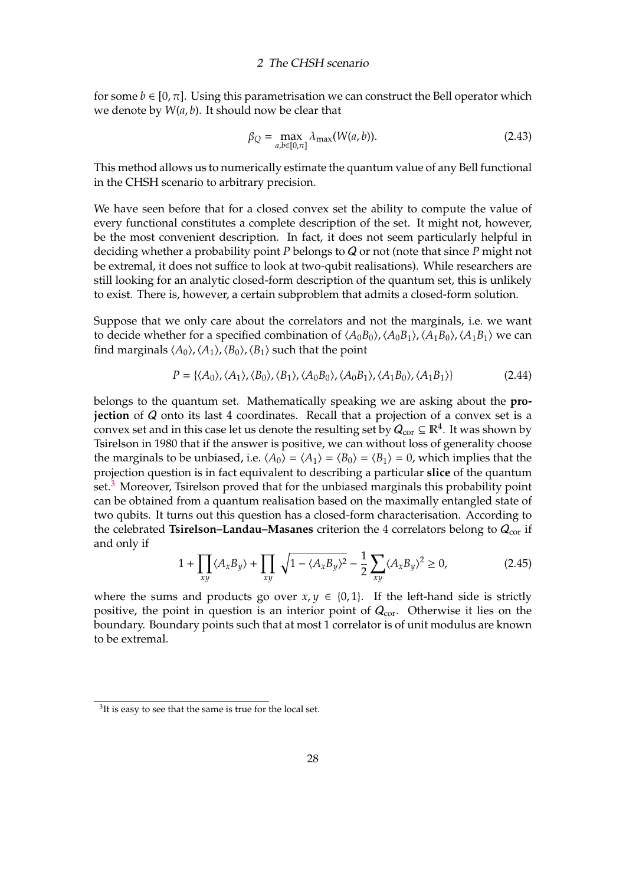for some $b \in [0, \pi]$. Using this parametrisation we can construct the Bell operator which we denote by $W(a, b)$. It should now be clear that

$$\beta_Q = \max_{a,b \in [0,\pi]} \lambda_{\max}(W(a, b)). \tag{2.43}$$

This method allows us to numerically estimate the quantum value of any Bell functional in the CHSH scenario to arbitrary precision.

We have seen before that for a closed convex set the ability to compute the value of every functional constitutes a complete description of the set. It might not, however, be the most convenient description. In fact, it does not seem particularly helpful in deciding whether a probability point $P$ belongs to $\mathcal{Q}$ or not (note that since $P$ might not be extremal, it does not suffice to look at two-qubit realisations). While researchers are still looking for an analytic closed-form description of the quantum set, this is unlikely to exist. There is, however, a certain subproblem that admits a closed-form solution.

Suppose that we only care about the correlators and not the marginals, i.e. we want to decide whether for a specified combination of $\langle A_0 B_0 \rangle, \langle A_0 B_1 \rangle, \langle A_1 B_0 \rangle, \langle A_1 B_1 \rangle$ we can find marginals $\langle A_0 \rangle, \langle A_1 \rangle, \langle B_0 \rangle, \langle B_1 \rangle$ such that the point

$$P = \{\langle A_0 \rangle, \langle A_1 \rangle, \langle B_0 \rangle, \langle B_1 \rangle, \langle A_0 B_0 \rangle, \langle A_0 B_1 \rangle, \langle A_1 B_0 \rangle, \langle A_1 B_1 \rangle\} \tag{2.44}$$

belongs to the quantum set. Mathematically speaking we are asking about the **projection** of $\mathcal{Q}$ onto its last 4 coordinates. Recall that a projection of a convex set is a convex set and in this case let us denote the resulting set by $\mathcal{Q}_{\text{cor}} \subseteq \mathbb{R}^4$. It was shown by Tsirelson in 1980 that if the answer is positive, we can without loss of generality choose the marginals to be unbiased, i.e. $\langle A_0 \rangle = \langle A_1 \rangle = \langle B_0 \rangle = \langle B_1 \rangle = 0$, which implies that the projection question is in fact equivalent to describing a particular **slice** of the quantum set.[3] Moreover, Tsirelson proved that for the unbiased marginals this probability point can be obtained from a quantum realisation based on the maximally entangled state of two qubits. It turns out this question has a closed-form characterisation. According to the celebrated **Tsirelson–Landau–Masanes** criterion the 4 correlators belong to $\mathcal{Q}_{\text{cor}}$ if and only if

$$1 + \prod_{xy} \langle A_x B_y \rangle + \prod_{xy} \sqrt{1 - \langle A_x B_y \rangle^2} - \frac{1}{2} \sum_{xy} \langle A_x B_y \rangle^2 \geq 0, \tag{2.45}$$

where the sums and products go over $x, y \in \{0, 1\}$. If the left-hand side is strictly positive, the point in question is an interior point of $\mathcal{Q}_{\text{cor}}$. Otherwise it lies on the boundary. Boundary points such that at most 1 correlator is of unit modulus are known to be extremal.

[3] It is easy to see that the same is true for the local set.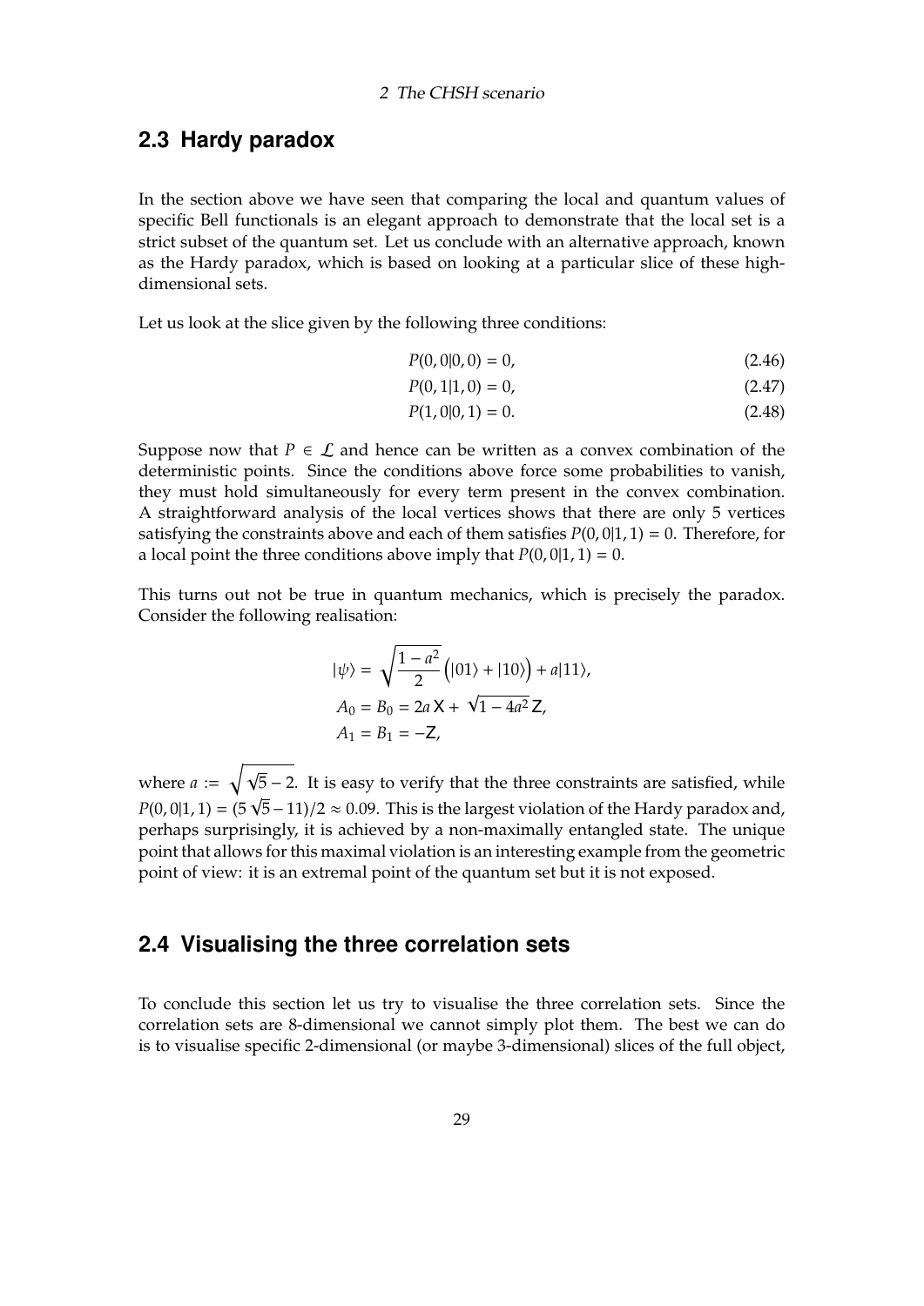## 2.3 Hardy paradox

In the section above we have seen that comparing the local and quantum values of specific Bell functionals is an elegant approach to demonstrate that the local set is a strict subset of the quantum set. Let us conclude with an alternative approach, known as the Hardy paradox, which is based on looking at a particular slice of these high-dimensional sets.

Let us look at the slice given by the following three conditions:

$$P(0,0|0,0) = 0, \tag{2.46}$$

$$P(0,1|1,0) = 0, \tag{2.47}$$

$$P(1,0|0,1) = 0. \tag{2.48}$$

Suppose now that $P \in \mathcal{L}$ and hence can be written as a convex combination of the deterministic points. Since the conditions above force some probabilities to vanish, they must hold simultaneously for every term present in the convex combination. A straightforward analysis of the local vertices shows that there are only 5 vertices satisfying the constraints above and each of them satisfies $P(0,0|1,1) = 0$. Therefore, for a local point the three conditions above imply that $P(0,0|1,1) = 0$.

This turns out not be true in quantum mechanics, which is precisely the paradox. Consider the following realisation:

$$|\psi\rangle = \sqrt{\frac{1-a^2}{2}}\Big(|01\rangle + |10\rangle\Big) + a|11\rangle,$$

$$A_0 = B_0 = 2a\,\mathsf{X} + \sqrt{1-4a^2}\,\mathsf{Z},$$

$$A_1 = B_1 = -\mathsf{Z},$$

where $a := \sqrt{\sqrt{5}-2}$. It is easy to verify that the three constraints are satisfied, while $P(0,0|1,1) = (5\sqrt{5}-11)/2 \approx 0.09$. This is the largest violation of the Hardy paradox and, perhaps surprisingly, it is achieved by a non-maximally entangled state. The unique point that allows for this maximal violation is an interesting example from the geometric point of view: it is an extremal point of the quantum set but it is not exposed.

## 2.4 Visualising the three correlation sets

To conclude this section let us try to visualise the three correlation sets. Since the correlation sets are 8-dimensional we cannot simply plot them. The best we can do is to visualise specific 2-dimensional (or maybe 3-dimensional) slices of the full object,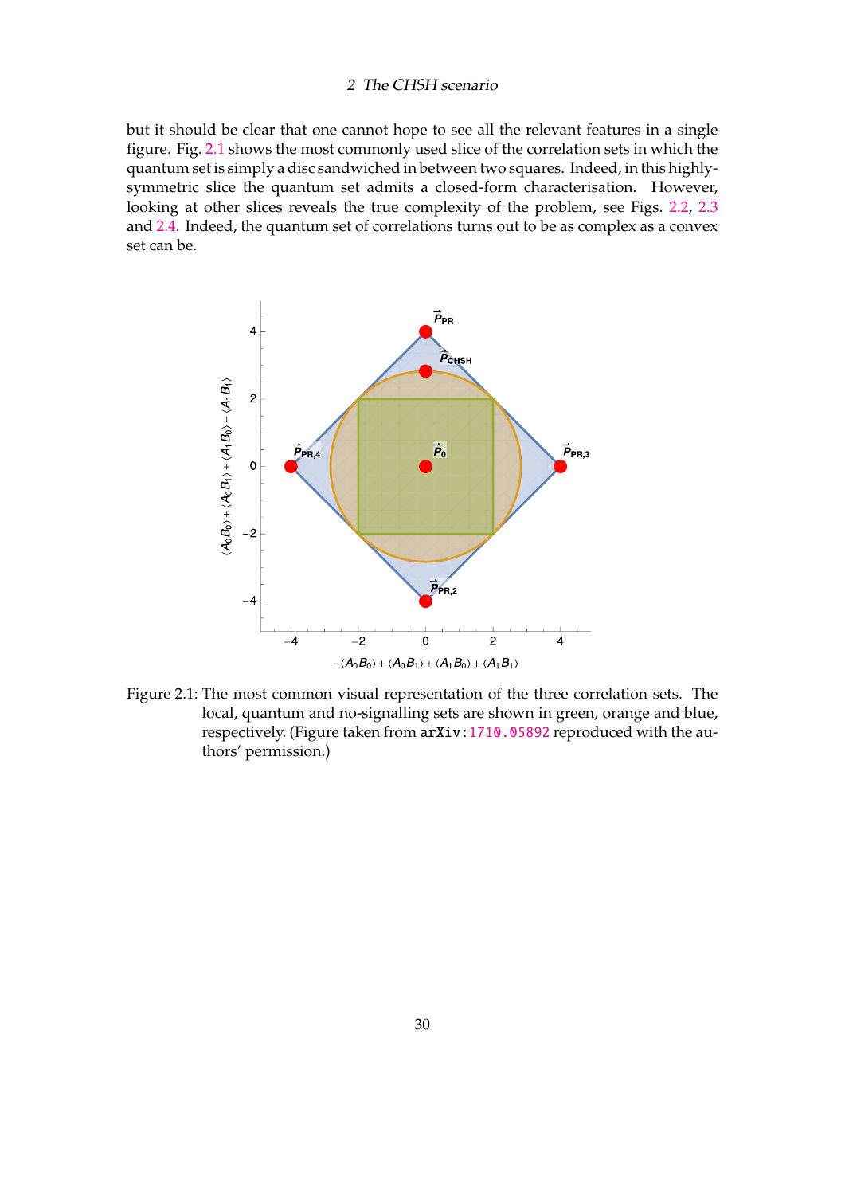but it should be clear that one cannot hope to see all the relevant features in a single figure. Fig. 2.1 shows the most commonly used slice of the correlation sets in which the quantum set is simply a disc sandwiched in between two squares. Indeed, in this highly-symmetric slice the quantum set admits a closed-form characterisation. However, looking at other slices reveals the true complexity of the problem, see Figs. 2.2, 2.3 and 2.4. Indeed, the quantum set of correlations turns out to be as complex as a convex set can be.

Figure 2.1: The most common visual representation of the three correlation sets. The local, quantum and no-signalling sets are shown in green, orange and blue, respectively. (Figure taken from `arXiv:1710.05892` reproduced with the authors' permission.)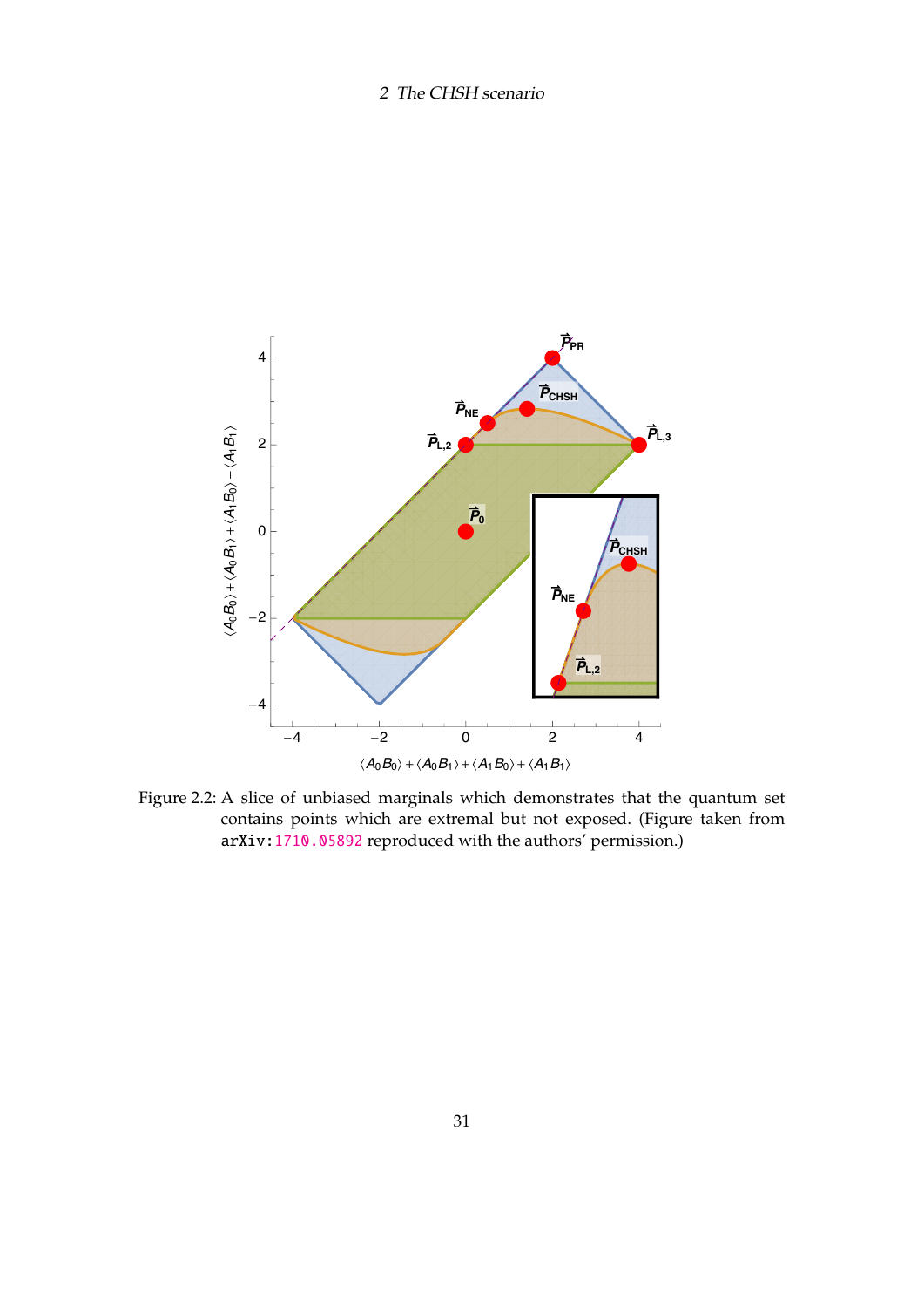Figure 2.2: A slice of unbiased marginals which demonstrates that the quantum set contains points which are extremal but not exposed. (Figure taken from arXiv:1710.05892 reproduced with the authors' permission.)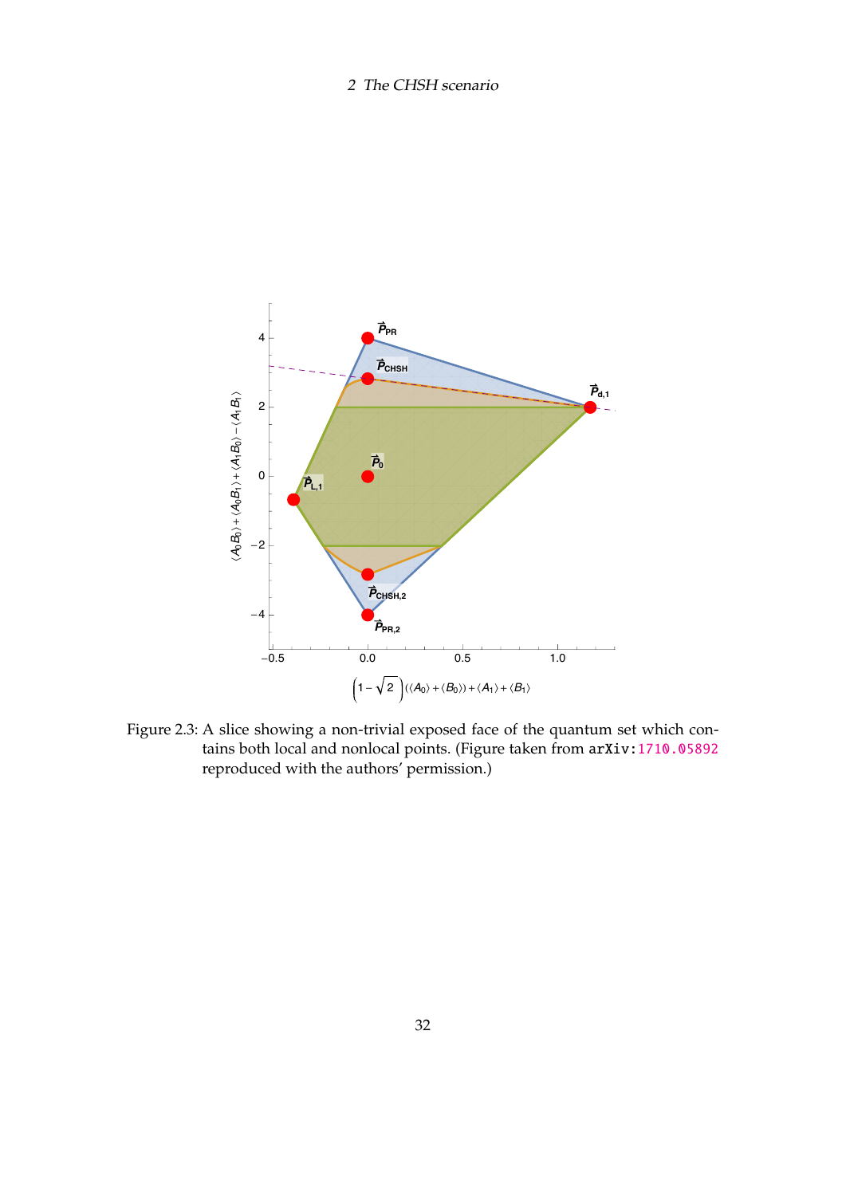Figure 2.3: A slice showing a non-trivial exposed face of the quantum set which contains both local and nonlocal points. (Figure taken from arXiv:1710.05892 reproduced with the authors' permission.)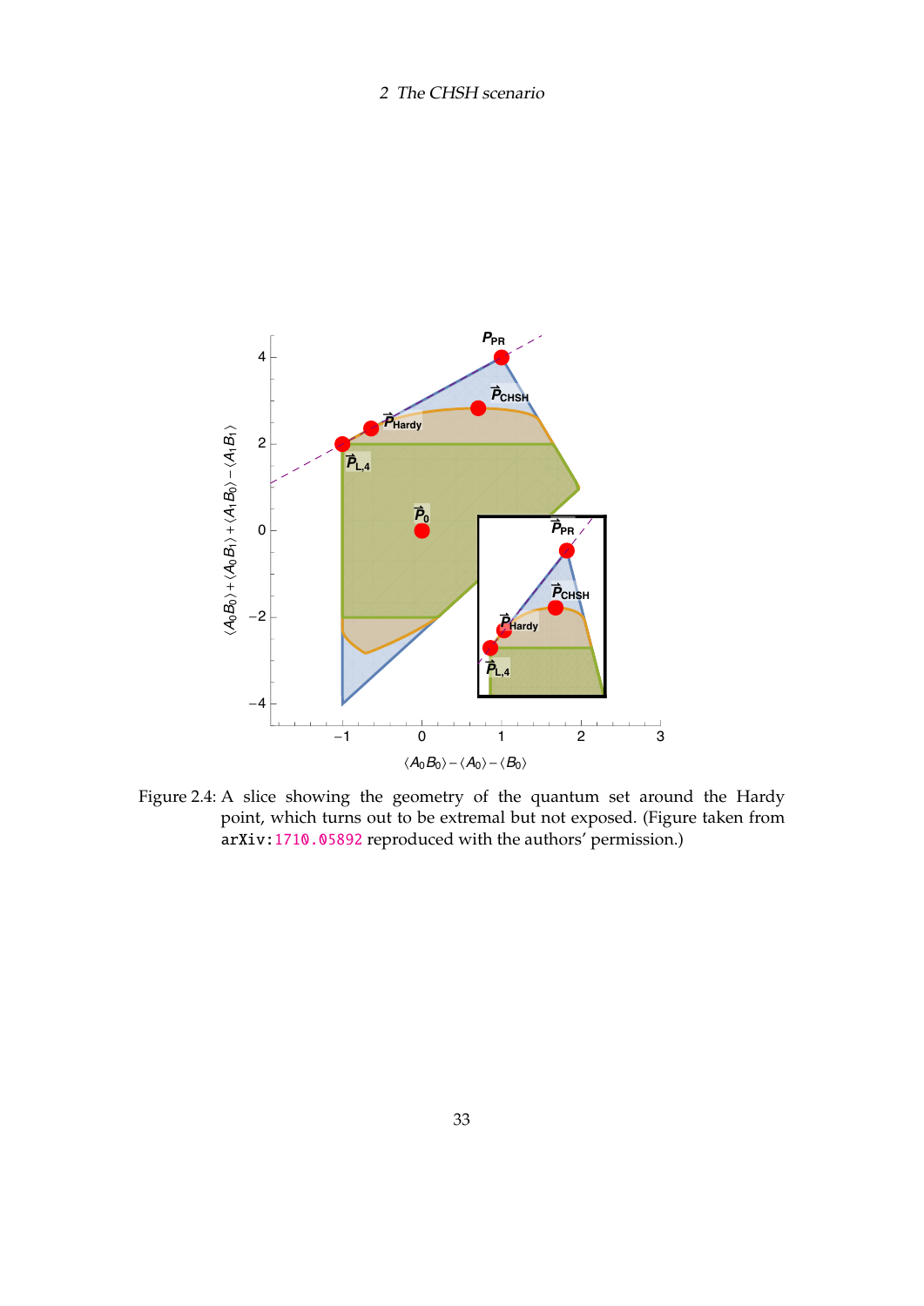Figure 2.4: A slice showing the geometry of the quantum set around the Hardy point, which turns out to be extremal but not exposed. (Figure taken from arXiv:1710.05892 reproduced with the authors' permission.)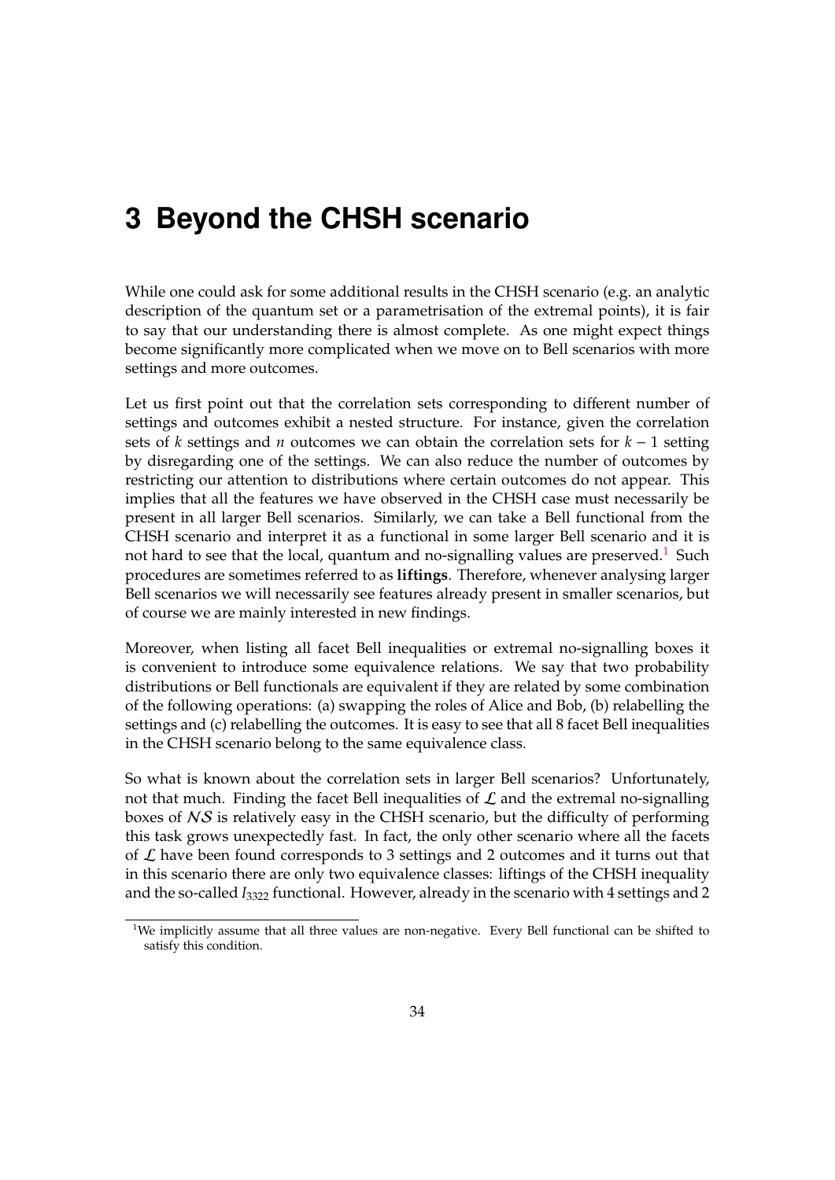# 3 Beyond the CHSH scenario

While one could ask for some additional results in the CHSH scenario (e.g. an analytic description of the quantum set or a parametrisation of the extremal points), it is fair to say that our understanding there is almost complete. As one might expect things become significantly more complicated when we move on to Bell scenarios with more settings and more outcomes.

Let us first point out that the correlation sets corresponding to different number of settings and outcomes exhibit a nested structure. For instance, given the correlation sets of $k$ settings and $n$ outcomes we can obtain the correlation sets for $k - 1$ setting by disregarding one of the settings. We can also reduce the number of outcomes by restricting our attention to distributions where certain outcomes do not appear. This implies that all the features we have observed in the CHSH case must necessarily be present in all larger Bell scenarios. Similarly, we can take a Bell functional from the CHSH scenario and interpret it as a functional in some larger Bell scenario and it is not hard to see that the local, quantum and no-signalling values are preserved.[1] Such procedures are sometimes referred to as **liftings**. Therefore, whenever analysing larger Bell scenarios we will necessarily see features already present in smaller scenarios, but of course we are mainly interested in new findings.

Moreover, when listing all facet Bell inequalities or extremal no-signalling boxes it is convenient to introduce some equivalence relations. We say that two probability distributions or Bell functionals are equivalent if they are related by some combination of the following operations: (a) swapping the roles of Alice and Bob, (b) relabelling the settings and (c) relabelling the outcomes. It is easy to see that all 8 facet Bell inequalities in the CHSH scenario belong to the same equivalence class.

So what is known about the correlation sets in larger Bell scenarios? Unfortunately, not that much. Finding the facet Bell inequalities of $\mathcal{L}$ and the extremal no-signalling boxes of $\mathcal{NS}$ is relatively easy in the CHSH scenario, but the difficulty of performing this task grows unexpectedly fast. In fact, the only other scenario where all the facets of $\mathcal{L}$ have been found corresponds to 3 settings and 2 outcomes and it turns out that in this scenario there are only two equivalence classes: liftings of the CHSH inequality and the so-called $I_{3322}$ functional. However, already in the scenario with 4 settings and 2

[1] We implicitly assume that all three values are non-negative. Every Bell functional can be shifted to satisfy this condition.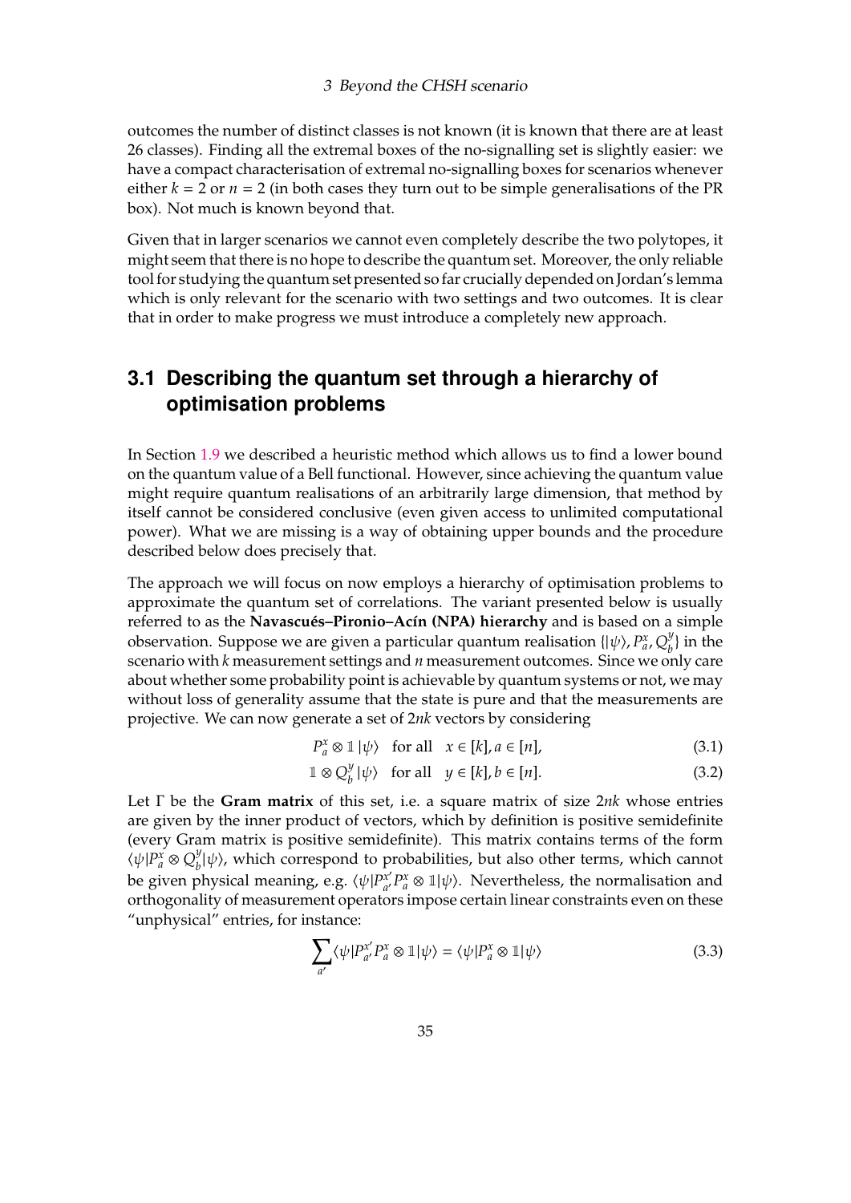outcomes the number of distinct classes is not known (it is known that there are at least 26 classes). Finding all the extremal boxes of the no-signalling set is slightly easier: we have a compact characterisation of extremal no-signalling boxes for scenarios whenever either $k = 2$ or $n = 2$ (in both cases they turn out to be simple generalisations of the PR box). Not much is known beyond that.

Given that in larger scenarios we cannot even completely describe the two polytopes, it might seem that there is no hope to describe the quantum set. Moreover, the only reliable tool for studying the quantum set presented so far crucially depended on Jordan's lemma which is only relevant for the scenario with two settings and two outcomes. It is clear that in order to make progress we must introduce a completely new approach.

## 3.1 Describing the quantum set through a hierarchy of optimisation problems

In Section 1.9 we described a heuristic method which allows us to find a lower bound on the quantum value of a Bell functional. However, since achieving the quantum value might require quantum realisations of an arbitrarily large dimension, that method by itself cannot be considered conclusive (even given access to unlimited computational power). What we are missing is a way of obtaining upper bounds and the procedure described below does precisely that.

The approach we will focus on now employs a hierarchy of optimisation problems to approximate the quantum set of correlations. The variant presented below is usually referred to as the **Navascués–Pironio–Acín (NPA) hierarchy** and is based on a simple observation. Suppose we are given a particular quantum realisation $\{|\psi\rangle, P_a^x, Q_b^y\}$ in the scenario with $k$ measurement settings and $n$ measurement outcomes. Since we only care about whether some probability point is achievable by quantum systems or not, we may without loss of generality assume that the state is pure and that the measurements are projective. We can now generate a set of $2nk$ vectors by considering

$$P_a^x \otimes \mathbb{1}\,|\psi\rangle \quad \text{for all} \quad x \in [k], a \in [n], \tag{3.1}$$

$$\mathbb{1} \otimes Q_b^y\,|\psi\rangle \quad \text{for all} \quad y \in [k], b \in [n]. \tag{3.2}$$

Let $\Gamma$ be the **Gram matrix** of this set, i.e. a square matrix of size $2nk$ whose entries are given by the inner product of vectors, which by definition is positive semidefinite (every Gram matrix is positive semidefinite). This matrix contains terms of the form $\langle\psi|P_a^x \otimes Q_b^y|\psi\rangle$, which correspond to probabilities, but also other terms, which cannot be given physical meaning, e.g. $\langle\psi|P_{a'}^{x'} P_a^x \otimes \mathbb{1}|\psi\rangle$. Nevertheless, the normalisation and orthogonality of measurement operators impose certain linear constraints even on these "unphysical" entries, for instance:

$$\sum_{a'} \langle\psi|P_{a'}^{x'} P_a^x \otimes \mathbb{1}|\psi\rangle = \langle\psi|P_a^x \otimes \mathbb{1}|\psi\rangle \tag{3.3}$$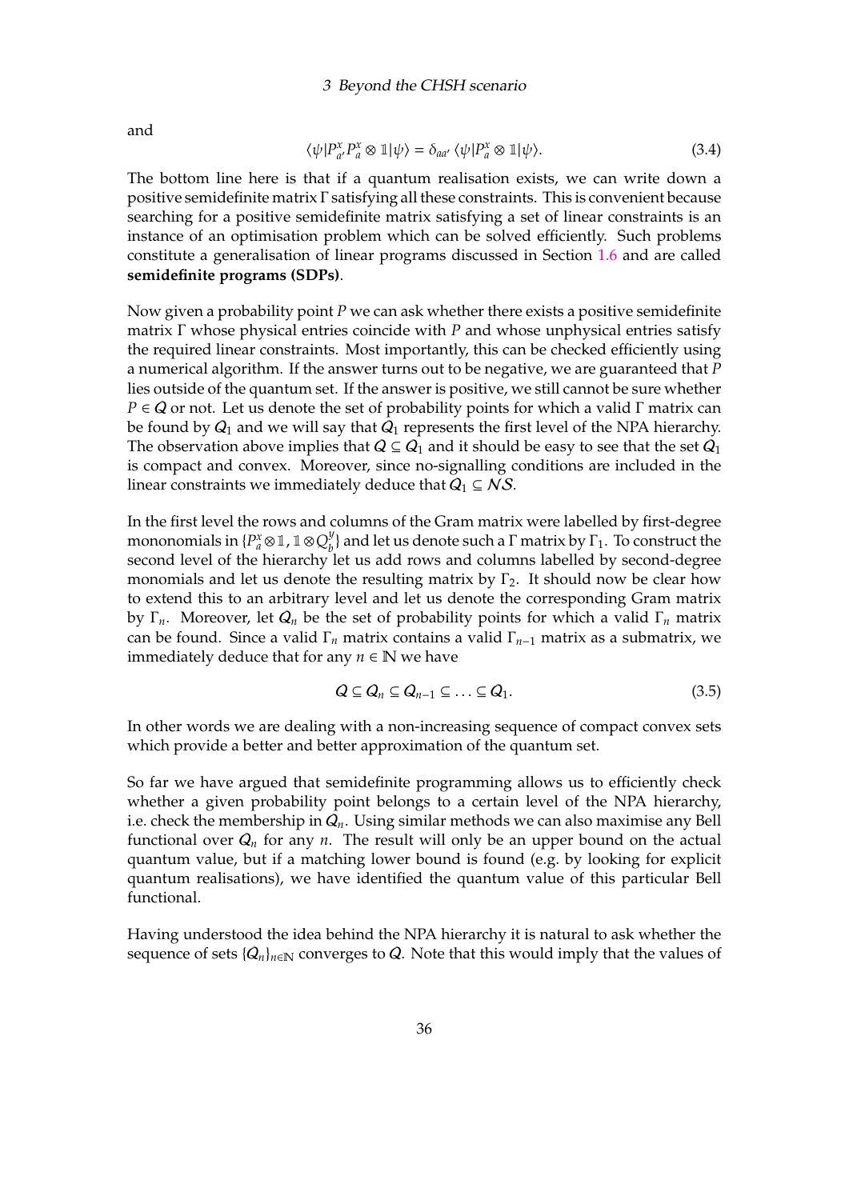and

$$\langle\psi|P_{a'}^x P_a^x \otimes \mathbb{1}|\psi\rangle = \delta_{aa'} \langle\psi|P_a^x \otimes \mathbb{1}|\psi\rangle. \tag{3.4}$$

The bottom line here is that if a quantum realisation exists, we can write down a positive semidefinite matrix $\Gamma$ satisfying all these constraints. This is convenient because searching for a positive semidefinite matrix satisfying a set of linear constraints is an instance of an optimisation problem which can be solved efficiently. Such problems constitute a generalisation of linear programs discussed in Section 1.6 and are called **semidefinite programs (SDPs)**.

Now given a probability point $P$ we can ask whether there exists a positive semidefinite matrix $\Gamma$ whose physical entries coincide with $P$ and whose unphysical entries satisfy the required linear constraints. Most importantly, this can be checked efficiently using a numerical algorithm. If the answer turns out to be negative, we are guaranteed that $P$ lies outside of the quantum set. If the answer is positive, we still cannot be sure whether $P \in \mathcal{Q}$ or not. Let us denote the set of probability points for which a valid $\Gamma$ matrix can be found by $\mathcal{Q}_1$ and we will say that $\mathcal{Q}_1$ represents the first level of the NPA hierarchy. The observation above implies that $\mathcal{Q} \subseteq \mathcal{Q}_1$ and it should be easy to see that the set $\mathcal{Q}_1$ is compact and convex. Moreover, since no-signalling conditions are included in the linear constraints we immediately deduce that $\mathcal{Q}_1 \subseteq \mathcal{NS}$.

In the first level the rows and columns of the Gram matrix were labelled by first-degree mononomials in $\{P_a^x \otimes \mathbb{1}, \mathbb{1} \otimes Q_b^y\}$ and let us denote such a $\Gamma$ matrix by $\Gamma_1$. To construct the second level of the hierarchy let us add rows and columns labelled by second-degree monomials and let us denote the resulting matrix by $\Gamma_2$. It should now be clear how to extend this to an arbitrary level and let us denote the corresponding Gram matrix by $\Gamma_n$. Moreover, let $\mathcal{Q}_n$ be the set of probability points for which a valid $\Gamma_n$ matrix can be found. Since a valid $\Gamma_n$ matrix contains a valid $\Gamma_{n-1}$ matrix as a submatrix, we immediately deduce that for any $n \in \mathbb{N}$ we have

$$\mathcal{Q} \subseteq \mathcal{Q}_n \subseteq \mathcal{Q}_{n-1} \subseteq \ldots \subseteq \mathcal{Q}_1. \tag{3.5}$$

In other words we are dealing with a non-increasing sequence of compact convex sets which provide a better and better approximation of the quantum set.

So far we have argued that semidefinite programming allows us to efficiently check whether a given probability point belongs to a certain level of the NPA hierarchy, i.e. check the membership in $\mathcal{Q}_n$. Using similar methods we can also maximise any Bell functional over $\mathcal{Q}_n$ for any $n$. The result will only be an upper bound on the actual quantum value, but if a matching lower bound is found (e.g. by looking for explicit quantum realisations), we have identified the quantum value of this particular Bell functional.

Having understood the idea behind the NPA hierarchy it is natural to ask whether the sequence of sets $\{\mathcal{Q}_n\}_{n\in\mathbb{N}}$ converges to $\mathcal{Q}$. Note that this would imply that the values of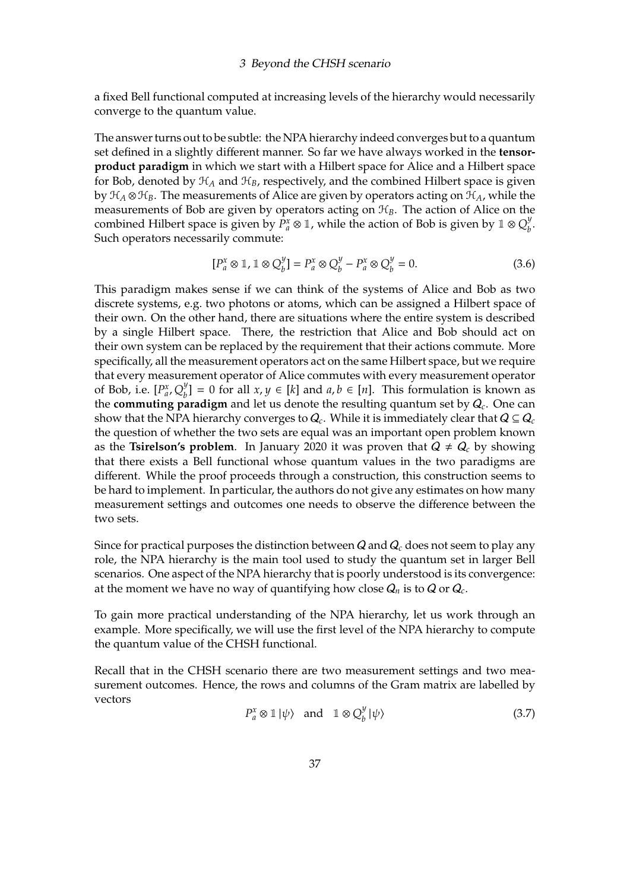a fixed Bell functional computed at increasing levels of the hierarchy would necessarily converge to the quantum value.

The answer turns out to be subtle: the NPA hierarchy indeed converges but to a quantum set defined in a slightly different manner. So far we have always worked in the **tensor-product paradigm** in which we start with a Hilbert space for Alice and a Hilbert space for Bob, denoted by $\mathcal{H}_A$ and $\mathcal{H}_B$, respectively, and the combined Hilbert space is given by $\mathcal{H}_A \otimes \mathcal{H}_B$. The measurements of Alice are given by operators acting on $\mathcal{H}_A$, while the measurements of Bob are given by operators acting on $\mathcal{H}_B$. The action of Alice on the combined Hilbert space is given by $P_a^x \otimes \mathbb{1}$, while the action of Bob is given by $\mathbb{1} \otimes Q_b^y$. Such operators necessarily commute:

$$[P_a^x \otimes \mathbb{1}, \mathbb{1} \otimes Q_b^y] = P_a^x \otimes Q_b^y - P_a^x \otimes Q_b^y = 0. \tag{3.6}$$

This paradigm makes sense if we can think of the systems of Alice and Bob as two discrete systems, e.g. two photons or atoms, which can be assigned a Hilbert space of their own. On the other hand, there are situations where the entire system is described by a single Hilbert space. There, the restriction that Alice and Bob should act on their own system can be replaced by the requirement that their actions commute. More specifically, all the measurement operators act on the same Hilbert space, but we require that every measurement operator of Alice commutes with every measurement operator of Bob, i.e. $[P_a^x, Q_b^y] = 0$ for all $x, y \in [k]$ and $a, b \in [n]$. This formulation is known as the **commuting paradigm** and let us denote the resulting quantum set by $\mathcal{Q}_c$. One can show that the NPA hierarchy converges to $\mathcal{Q}_c$. While it is immediately clear that $\mathcal{Q} \subseteq \mathcal{Q}_c$ the question of whether the two sets are equal was an important open problem known as the **Tsirelson's problem**. In January 2020 it was proven that $\mathcal{Q} \neq \mathcal{Q}_c$ by showing that there exists a Bell functional whose quantum values in the two paradigms are different. While the proof proceeds through a construction, this construction seems to be hard to implement. In particular, the authors do not give any estimates on how many measurement settings and outcomes one needs to observe the difference between the two sets.

Since for practical purposes the distinction between $\mathcal{Q}$ and $\mathcal{Q}_c$ does not seem to play any role, the NPA hierarchy is the main tool used to study the quantum set in larger Bell scenarios. One aspect of the NPA hierarchy that is poorly understood is its convergence: at the moment we have no way of quantifying how close $\mathcal{Q}_n$ is to $\mathcal{Q}$ or $\mathcal{Q}_c$.

To gain more practical understanding of the NPA hierarchy, let us work through an example. More specifically, we will use the first level of the NPA hierarchy to compute the quantum value of the CHSH functional.

Recall that in the CHSH scenario there are two measurement settings and two measurement outcomes. Hence, the rows and columns of the Gram matrix are labelled by vectors

$$P_a^x \otimes \mathbb{1} \, |\psi\rangle \quad \text{and} \quad \mathbb{1} \otimes Q_b^y \, |\psi\rangle \tag{3.7}$$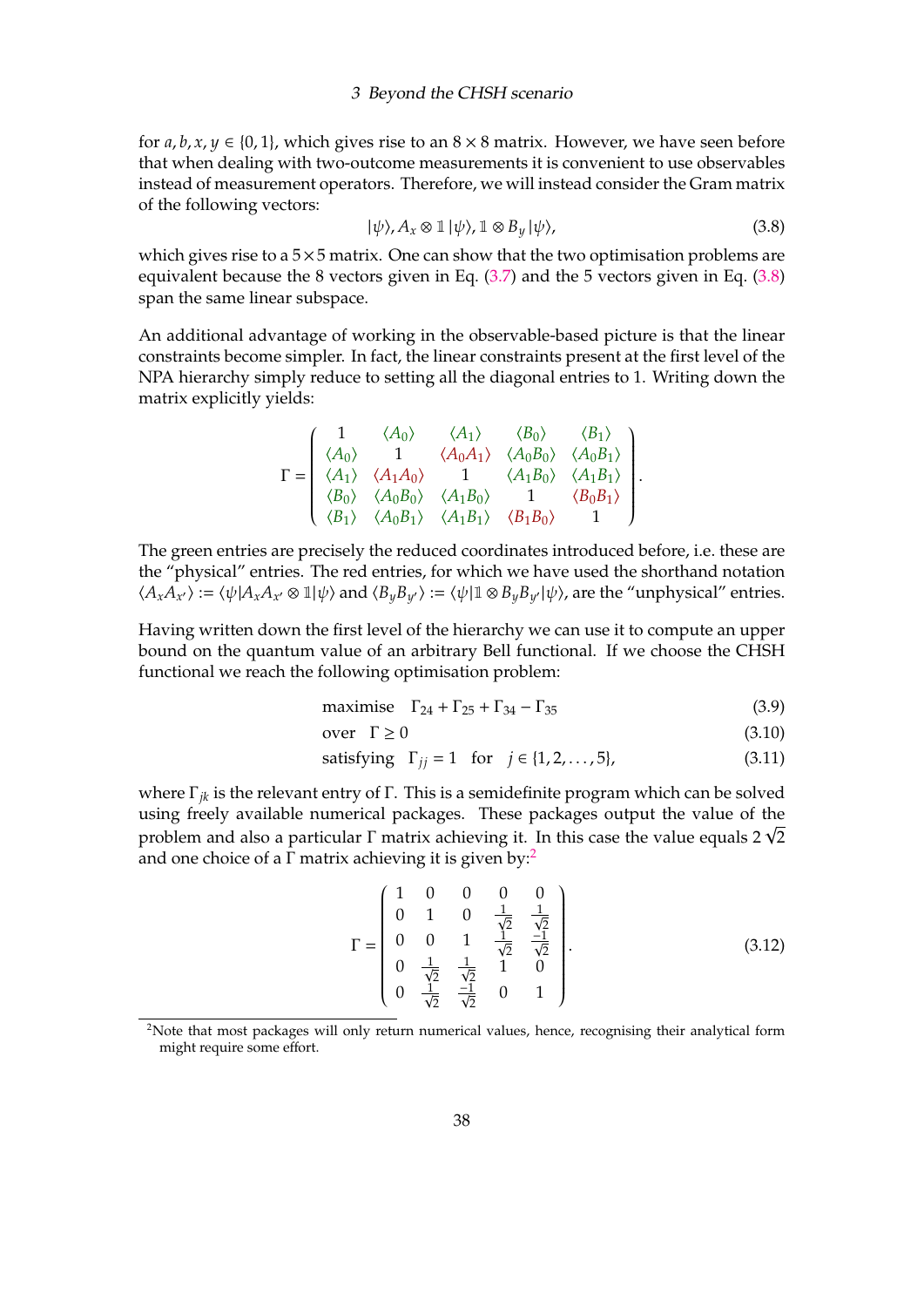for $a, b, x, y \in \{0, 1\}$, which gives rise to an $8 \times 8$ matrix. However, we have seen before that when dealing with two-outcome measurements it is convenient to use observables instead of measurement operators. Therefore, we will instead consider the Gram matrix of the following vectors:

$$|\psi\rangle, A_x \otimes \mathbb{1} |\psi\rangle, \mathbb{1} \otimes B_y |\psi\rangle, \tag{3.8}$$

which gives rise to a $5 \times 5$ matrix. One can show that the two optimisation problems are equivalent because the 8 vectors given in Eq. (3.7) and the 5 vectors given in Eq. (3.8) span the same linear subspace.

An additional advantage of working in the observable-based picture is that the linear constraints become simpler. In fact, the linear constraints present at the first level of the NPA hierarchy simply reduce to setting all the diagonal entries to 1. Writing down the matrix explicitly yields:

$$\Gamma = \begin{pmatrix} 1 & \langle A_0 \rangle & \langle A_1 \rangle & \langle B_0 \rangle & \langle B_1 \rangle \\ \langle A_0 \rangle & 1 & \langle A_0 A_1 \rangle & \langle A_0 B_0 \rangle & \langle A_0 B_1 \rangle \\ \langle A_1 \rangle & \langle A_1 A_0 \rangle & 1 & \langle A_1 B_0 \rangle & \langle A_1 B_1 \rangle \\ \langle B_0 \rangle & \langle A_0 B_0 \rangle & \langle A_1 B_0 \rangle & 1 & \langle B_0 B_1 \rangle \\ \langle B_1 \rangle & \langle A_0 B_1 \rangle & \langle A_1 B_1 \rangle & \langle B_1 B_0 \rangle & 1 \end{pmatrix}.$$

The green entries are precisely the reduced coordinates introduced before, i.e. these are the "physical" entries. The red entries, for which we have used the shorthand notation $\langle A_x A_{x'} \rangle := \langle \psi | A_x A_{x'} \otimes \mathbb{1} | \psi \rangle$ and $\langle B_y B_{y'} \rangle := \langle \psi | \mathbb{1} \otimes B_y B_{y'} | \psi \rangle$, are the "unphysical" entries.

Having written down the first level of the hierarchy we can use it to compute an upper bound on the quantum value of an arbitrary Bell functional. If we choose the CHSH functional we reach the following optimisation problem:

$$\text{maximise} \quad \Gamma_{24} + \Gamma_{25} + \Gamma_{34} - \Gamma_{35} \tag{3.9}$$

$$\text{over} \quad \Gamma \geq 0 \tag{3.10}$$

$$\text{satisfying} \quad \Gamma_{jj} = 1 \quad \text{for} \quad j \in \{1, 2, \ldots, 5\}, \tag{3.11}$$

where $\Gamma_{jk}$ is the relevant entry of $\Gamma$. This is a semidefinite program which can be solved using freely available numerical packages. These packages output the value of the problem and also a particular $\Gamma$ matrix achieving it. In this case the value equals $2\sqrt{2}$ and one choice of a $\Gamma$ matrix achieving it is given by:[2]

$$\Gamma = \begin{pmatrix} 1 & 0 & 0 & 0 & 0 \\ 0 & 1 & 0 & \frac{1}{\sqrt{2}} & \frac{1}{\sqrt{2}} \\ 0 & 0 & 1 & \frac{1}{\sqrt{2}} & \frac{-1}{\sqrt{2}} \\ 0 & \frac{1}{\sqrt{2}} & \frac{1}{\sqrt{2}} & 1 & 0 \\ 0 & \frac{1}{\sqrt{2}} & \frac{-1}{\sqrt{2}} & 0 & 1 \end{pmatrix}. \tag{3.12}$$

[2] Note that most packages will only return numerical values, hence, recognising their analytical form might require some effort.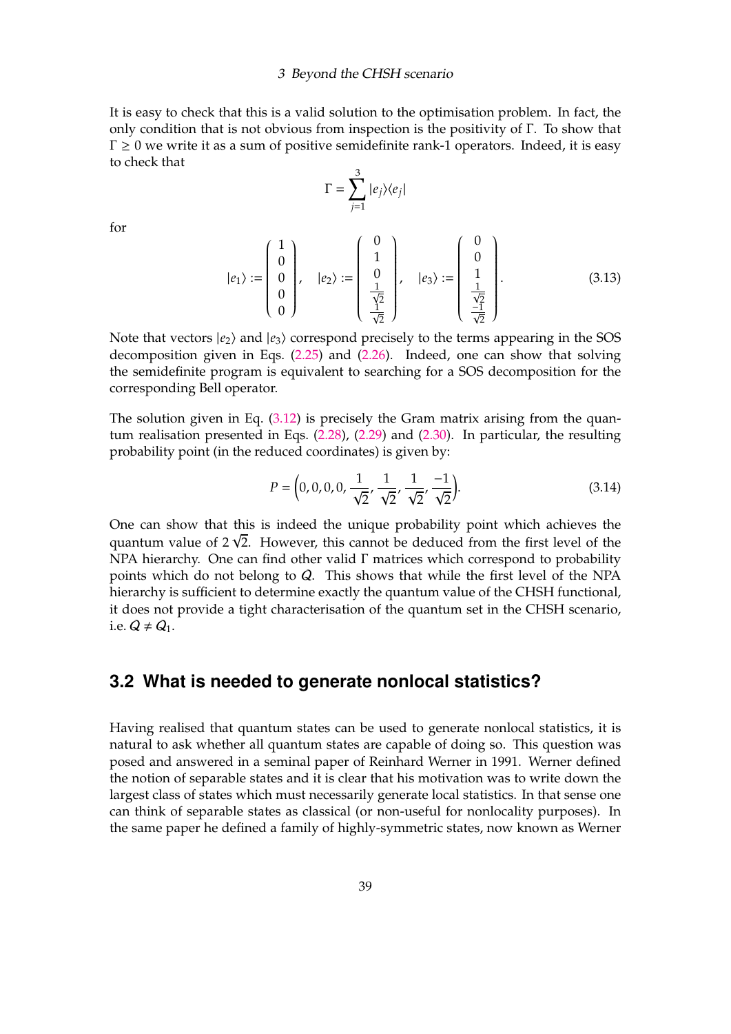It is easy to check that this is a valid solution to the optimisation problem. In fact, the only condition that is not obvious from inspection is the positivity of $\Gamma$. To show that $\Gamma \geq 0$ we write it as a sum of positive semidefinite rank-1 operators. Indeed, it is easy to check that

$$
\Gamma = \sum_{j=1}^{3} |e_j\rangle\langle e_j|
$$

for

$$
|e_1\rangle := \begin{pmatrix} 1 \\ 0 \\ 0 \\ 0 \\ 0 \end{pmatrix}, \quad |e_2\rangle := \begin{pmatrix} 0 \\ 1 \\ 0 \\ \frac{1}{\sqrt{2}} \\ \frac{1}{\sqrt{2}} \end{pmatrix}, \quad |e_3\rangle := \begin{pmatrix} 0 \\ 0 \\ 1 \\ \frac{1}{\sqrt{2}} \\ \frac{-1}{\sqrt{2}} \end{pmatrix}. \tag{3.13}
$$

Note that vectors $|e_2\rangle$ and $|e_3\rangle$ correspond precisely to the terms appearing in the SOS decomposition given in Eqs. (2.25) and (2.26). Indeed, one can show that solving the semidefinite program is equivalent to searching for a SOS decomposition for the corresponding Bell operator.

The solution given in Eq. (3.12) is precisely the Gram matrix arising from the quantum realisation presented in Eqs. (2.28), (2.29) and (2.30). In particular, the resulting probability point (in the reduced coordinates) is given by:

$$
P = \left(0, 0, 0, 0, \frac{1}{\sqrt{2}}, \frac{1}{\sqrt{2}}, \frac{1}{\sqrt{2}}, \frac{-1}{\sqrt{2}}\right). \tag{3.14}
$$

One can show that this is indeed the unique probability point which achieves the quantum value of $2\sqrt{2}$. However, this cannot be deduced from the first level of the NPA hierarchy. One can find other valid $\Gamma$ matrices which correspond to probability points which do not belong to $\mathcal{Q}$. This shows that while the first level of the NPA hierarchy is sufficient to determine exactly the quantum value of the CHSH functional, it does not provide a tight characterisation of the quantum set in the CHSH scenario, i.e. $\mathcal{Q} \neq \mathcal{Q}_1$.

## 3.2 What is needed to generate nonlocal statistics?

Having realised that quantum states can be used to generate nonlocal statistics, it is natural to ask whether all quantum states are capable of doing so. This question was posed and answered in a seminal paper of Reinhard Werner in 1991. Werner defined the notion of separable states and it is clear that his motivation was to write down the largest class of states which must necessarily generate local statistics. In that sense one can think of separable states as classical (or non-useful for nonlocality purposes). In the same paper he defined a family of highly-symmetric states, now known as Werner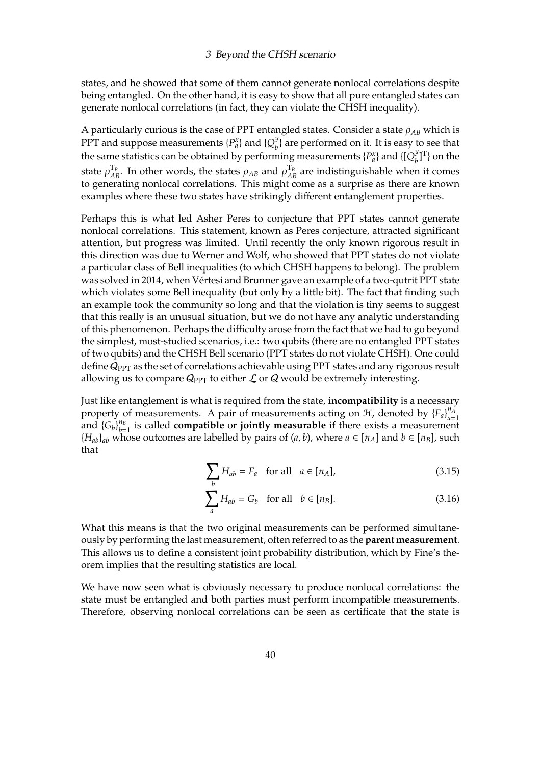states, and he showed that some of them cannot generate nonlocal correlations despite being entangled. On the other hand, it is easy to show that all pure entangled states can generate nonlocal correlations (in fact, they can violate the CHSH inequality).

A particularly curious is the case of PPT entangled states. Consider a state $\rho_{AB}$ which is PPT and suppose measurements $\{P_a^x\}$ and $\{Q_b^y\}$ are performed on it. It is easy to see that the same statistics can be obtained by performing measurements $\{P_a^x\}$ and $\{[Q_b^y]^\mathrm{T}\}$ on the state $\rho_{AB}^{\mathrm{T}_B}$. In other words, the states $\rho_{AB}$ and $\rho_{AB}^{\mathrm{T}_B}$ are indistinguishable when it comes to generating nonlocal correlations. This might come as a surprise as there are known examples where these two states have strikingly different entanglement properties.

Perhaps this is what led Asher Peres to conjecture that PPT states cannot generate nonlocal correlations. This statement, known as Peres conjecture, attracted significant attention, but progress was limited. Until recently the only known rigorous result in this direction was due to Werner and Wolf, who showed that PPT states do not violate a particular class of Bell inequalities (to which CHSH happens to belong). The problem was solved in 2014, when Vértesi and Brunner gave an example of a two-qutrit PPT state which violates some Bell inequality (but only by a little bit). The fact that finding such an example took the community so long and that the violation is tiny seems to suggest that this really is an unusual situation, but we do not have any analytic understanding of this phenomenon. Perhaps the difficulty arose from the fact that we had to go beyond the simplest, most-studied scenarios, i.e.: two qubits (there are no entangled PPT states of two qubits) and the CHSH Bell scenario (PPT states do not violate CHSH). One could define $\mathcal{Q}_{\mathrm{PPT}}$ as the set of correlations achievable using PPT states and any rigorous result allowing us to compare $\mathcal{Q}_{\mathrm{PPT}}$ to either $\mathcal{L}$ or $\mathcal{Q}$ would be extremely interesting.

Just like entanglement is what is required from the state, **incompatibility** is a necessary property of measurements. A pair of measurements acting on $\mathcal{H}$, denoted by $\{F_a\}_{a=1}^{n_A}$ and $\{G_b\}_{b=1}^{n_B}$ is called **compatible** or **jointly measurable** if there exists a measurement $\{H_{ab}\}_{ab}$ whose outcomes are labelled by pairs of $(a, b)$, where $a \in [n_A]$ and $b \in [n_B]$, such that

$$\sum_b H_{ab} = F_a \quad \text{for all} \quad a \in [n_A], \tag{3.15}$$

$$\sum_a H_{ab} = G_b \quad \text{for all} \quad b \in [n_B]. \tag{3.16}$$

What this means is that the two original measurements can be performed simultaneously by performing the last measurement, often referred to as the **parent measurement**. This allows us to define a consistent joint probability distribution, which by Fine's theorem implies that the resulting statistics are local.

We have now seen what is obviously necessary to produce nonlocal correlations: the state must be entangled and both parties must perform incompatible measurements. Therefore, observing nonlocal correlations can be seen as certificate that the state is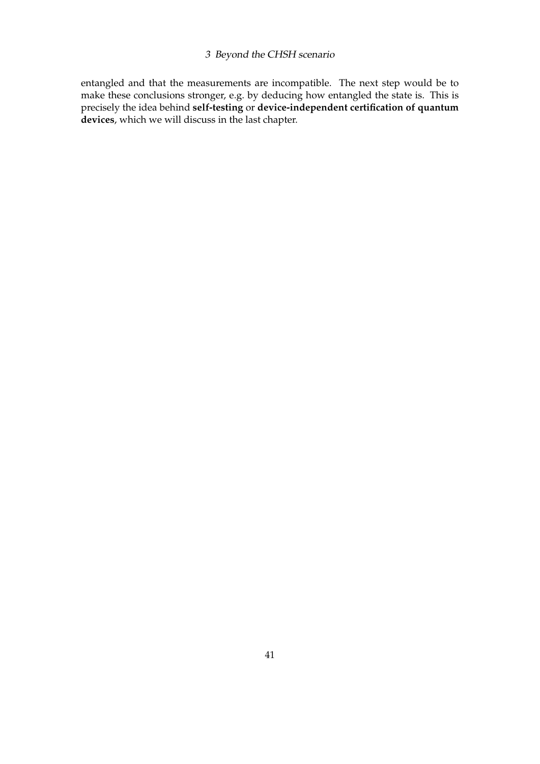entangled and that the measurements are incompatible. The next step would be to make these conclusions stronger, e.g. by deducing how entangled the state is. This is precisely the idea behind **self-testing** or **device-independent certification of quantum devices**, which we will discuss in the last chapter.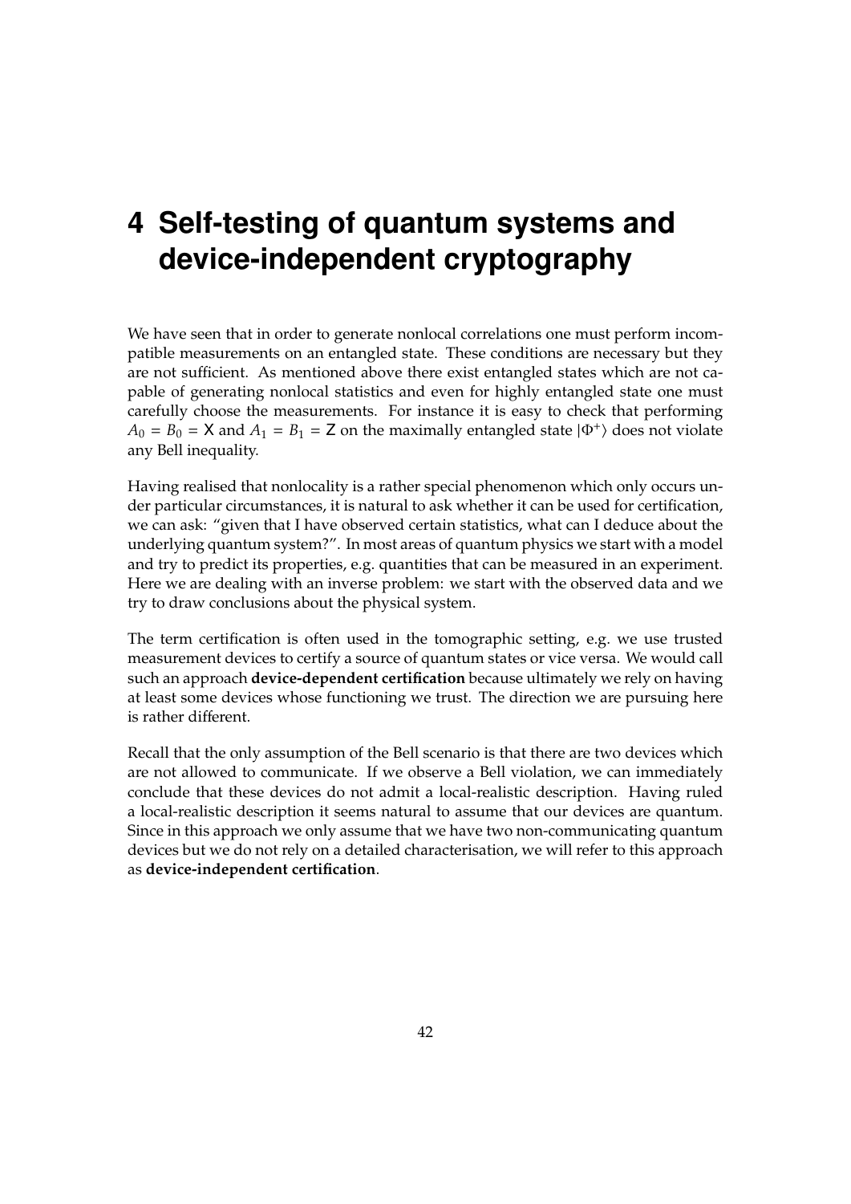# 4 Self-testing of quantum systems and device-independent cryptography

We have seen that in order to generate nonlocal correlations one must perform incompatible measurements on an entangled state. These conditions are necessary but they are not sufficient. As mentioned above there exist entangled states which are not capable of generating nonlocal statistics and even for highly entangled state one must carefully choose the measurements. For instance it is easy to check that performing $A_0 = B_0 = \mathsf{X}$ and $A_1 = B_1 = \mathsf{Z}$ on the maximally entangled state $|\Phi^+\rangle$ does not violate any Bell inequality.

Having realised that nonlocality is a rather special phenomenon which only occurs under particular circumstances, it is natural to ask whether it can be used for certification, we can ask: "given that I have observed certain statistics, what can I deduce about the underlying quantum system?". In most areas of quantum physics we start with a model and try to predict its properties, e.g. quantities that can be measured in an experiment. Here we are dealing with an inverse problem: we start with the observed data and we try to draw conclusions about the physical system.

The term certification is often used in the tomographic setting, e.g. we use trusted measurement devices to certify a source of quantum states or vice versa. We would call such an approach **device-dependent certification** because ultimately we rely on having at least some devices whose functioning we trust. The direction we are pursuing here is rather different.

Recall that the only assumption of the Bell scenario is that there are two devices which are not allowed to communicate. If we observe a Bell violation, we can immediately conclude that these devices do not admit a local-realistic description. Having ruled a local-realistic description it seems natural to assume that our devices are quantum. Since in this approach we only assume that we have two non-communicating quantum devices but we do not rely on a detailed characterisation, we will refer to this approach as **device-independent certification**.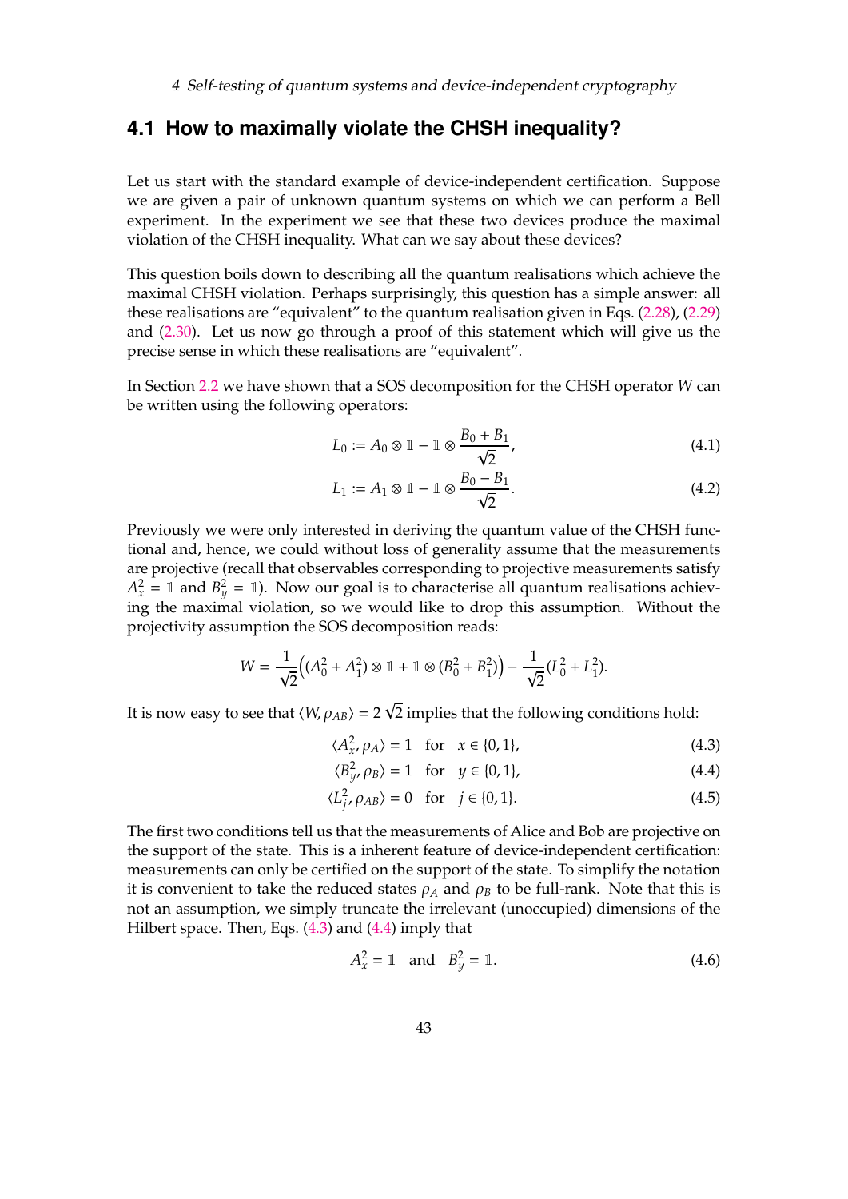## 4.1 How to maximally violate the CHSH inequality?

Let us start with the standard example of device-independent certification. Suppose we are given a pair of unknown quantum systems on which we can perform a Bell experiment. In the experiment we see that these two devices produce the maximal violation of the CHSH inequality. What can we say about these devices?

This question boils down to describing all the quantum realisations which achieve the maximal CHSH violation. Perhaps surprisingly, this question has a simple answer: all these realisations are "equivalent" to the quantum realisation given in Eqs. (2.28), (2.29) and (2.30). Let us now go through a proof of this statement which will give us the precise sense in which these realisations are "equivalent".

In Section 2.2 we have shown that a SOS decomposition for the CHSH operator $W$ can be written using the following operators:

$$L_0 := A_0 \otimes \mathbb{1} - \mathbb{1} \otimes \frac{B_0 + B_1}{\sqrt{2}}, \tag{4.1}$$

$$L_1 := A_1 \otimes \mathbb{1} - \mathbb{1} \otimes \frac{B_0 - B_1}{\sqrt{2}}. \tag{4.2}$$

Previously we were only interested in deriving the quantum value of the CHSH functional and, hence, we could without loss of generality assume that the measurements are projective (recall that observables corresponding to projective measurements satisfy $A_x^2 = \mathbb{1}$ and $B_y^2 = \mathbb{1}$). Now our goal is to characterise all quantum realisations achieving the maximal violation, so we would like to drop this assumption. Without the projectivity assumption the SOS decomposition reads:

$$W = \frac{1}{\sqrt{2}}\Big((A_0^2 + A_1^2) \otimes \mathbb{1} + \mathbb{1} \otimes (B_0^2 + B_1^2)\Big) - \frac{1}{\sqrt{2}}(L_0^2 + L_1^2).$$

It is now easy to see that $\langle W, \rho_{AB} \rangle = 2\sqrt{2}$ implies that the following conditions hold:

$$\langle A_x^2, \rho_A \rangle = 1 \quad \text{for} \quad x \in \{0, 1\}, \tag{4.3}$$

$$\langle B_y^2, \rho_B \rangle = 1 \quad \text{for} \quad y \in \{0, 1\}, \tag{4.4}$$

$$\langle L_j^2, \rho_{AB} \rangle = 0 \quad \text{for} \quad j \in \{0, 1\}. \tag{4.5}$$

The first two conditions tell us that the measurements of Alice and Bob are projective on the support of the state. This is a inherent feature of device-independent certification: measurements can only be certified on the support of the state. To simplify the notation it is convenient to take the reduced states $\rho_A$ and $\rho_B$ to be full-rank. Note that this is not an assumption, we simply truncate the irrelevant (unoccupied) dimensions of the Hilbert space. Then, Eqs. (4.3) and (4.4) imply that

$$A_x^2 = \mathbb{1} \quad \text{and} \quad B_y^2 = \mathbb{1}. \tag{4.6}$$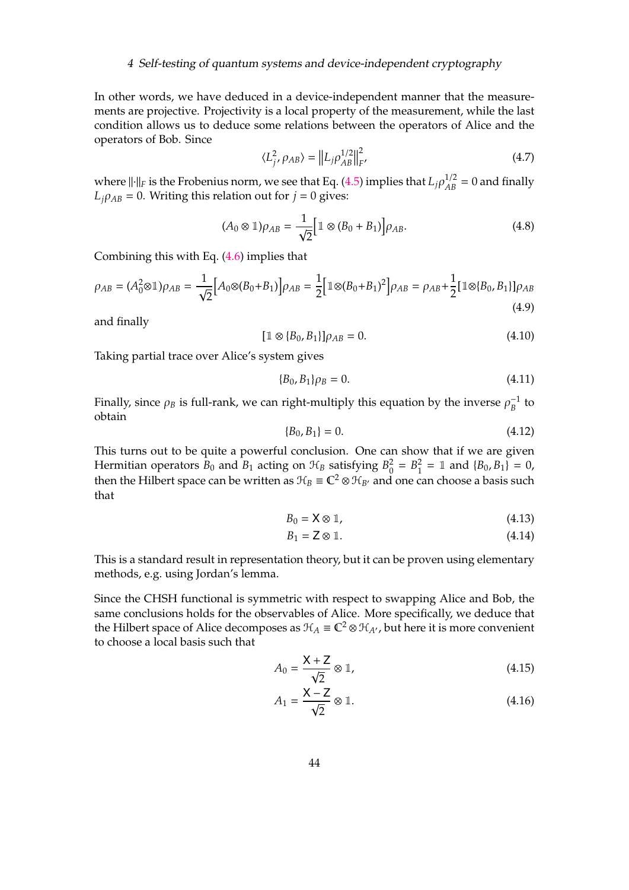In other words, we have deduced in a device-independent manner that the measurements are projective. Projectivity is a local property of the measurement, while the last condition allows us to deduce some relations between the operators of Alice and the operators of Bob. Since

$$\langle L_j^2, \rho_{AB} \rangle = \left\| L_j \rho_{AB}^{1/2} \right\|_F^2, \tag{4.7}$$

where $\|\cdot\|_F$ is the Frobenius norm, we see that Eq. (4.5) implies that $L_j \rho_{AB}^{1/2} = 0$ and finally $L_j \rho_{AB} = 0$. Writing this relation out for $j = 0$ gives:

$$(A_0 \otimes \mathbb{1})\rho_{AB} = \frac{1}{\sqrt{2}}\Big[\mathbb{1} \otimes (B_0 + B_1)\Big]\rho_{AB}. \tag{4.8}$$

Combining this with Eq. (4.6) implies that

$$\rho_{AB} = (A_0^2 \otimes \mathbb{1})\rho_{AB} = \frac{1}{\sqrt{2}}\Big[A_0 \otimes (B_0 + B_1)\Big]\rho_{AB} = \frac{1}{2}\Big[\mathbb{1} \otimes (B_0 + B_1)^2\Big]\rho_{AB} = \rho_{AB} + \frac{1}{2}[\mathbb{1} \otimes \{B_0, B_1\}]\rho_{AB} \tag{4.9}$$

and finally

$$[\mathbb{1} \otimes \{B_0, B_1\}]\rho_{AB} = 0. \tag{4.10}$$

Taking partial trace over Alice's system gives

$$\{B_0, B_1\}\rho_B = 0. \tag{4.11}$$

Finally, since $\rho_B$ is full-rank, we can right-multiply this equation by the inverse $\rho_B^{-1}$ to obtain

$$\{B_0, B_1\} = 0. \tag{4.12}$$

This turns out to be quite a powerful conclusion. One can show that if we are given Hermitian operators $B_0$ and $B_1$ acting on $\mathcal{H}_B$ satisfying $B_0^2 = B_1^2 = \mathbb{1}$ and $\{B_0, B_1\} = 0$, then the Hilbert space can be written as $\mathcal{H}_B \equiv \mathbb{C}^2 \otimes \mathcal{H}_{B'}$ and one can choose a basis such that

$$B_0 = \mathsf{X} \otimes \mathbb{1}, \tag{4.13}$$

$$B_1 = \mathsf{Z} \otimes \mathbb{1}. \tag{4.14}$$

This is a standard result in representation theory, but it can be proven using elementary methods, e.g. using Jordan's lemma.

Since the CHSH functional is symmetric with respect to swapping Alice and Bob, the same conclusions holds for the observables of Alice. More specifically, we deduce that the Hilbert space of Alice decomposes as $\mathcal{H}_A \equiv \mathbb{C}^2 \otimes \mathcal{H}_{A'}$, but here it is more convenient to choose a local basis such that

$$A_0 = \frac{\mathsf{X} + \mathsf{Z}}{\sqrt{2}} \otimes \mathbb{1}, \tag{4.15}$$

$$A_1 = \frac{\mathsf{X} - \mathsf{Z}}{\sqrt{2}} \otimes \mathbb{1}. \tag{4.16}$$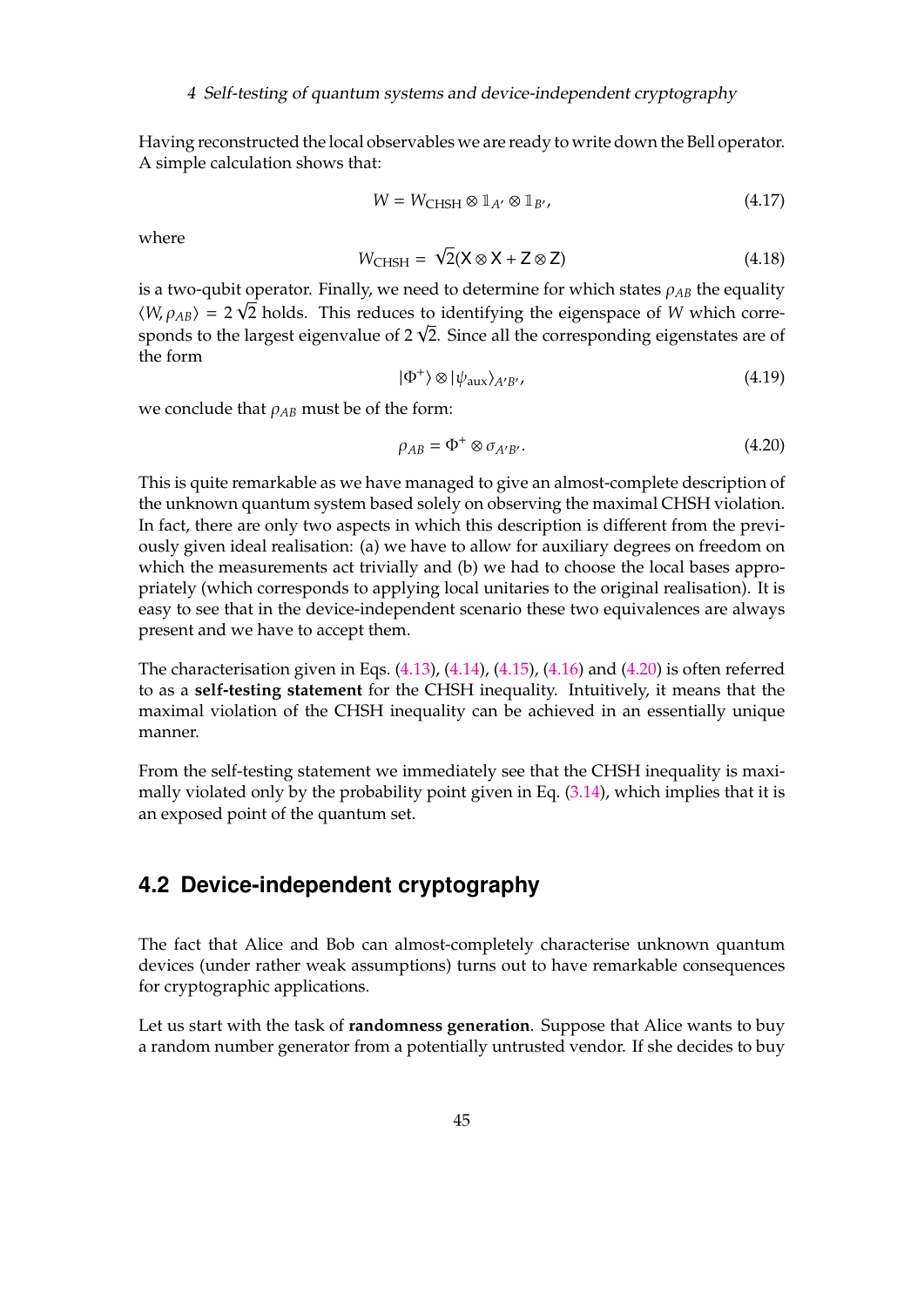Having reconstructed the local observables we are ready to write down the Bell operator. A simple calculation shows that:

$$W = W_{\text{CHSH}} \otimes \mathbb{1}_{A'} \otimes \mathbb{1}_{B'}, \tag{4.17}$$

where

$$W_{\text{CHSH}} = \sqrt{2}(\mathsf{X} \otimes \mathsf{X} + \mathsf{Z} \otimes \mathsf{Z}) \tag{4.18}$$

is a two-qubit operator. Finally, we need to determine for which states $\rho_{AB}$ the equality $\langle W, \rho_{AB} \rangle = 2\sqrt{2}$ holds. This reduces to identifying the eigenspace of $W$ which corresponds to the largest eigenvalue of $2\sqrt{2}$. Since all the corresponding eigenstates are of the form

$$|\Phi^{+}\rangle \otimes |\psi_{\text{aux}}\rangle_{A'B'}, \tag{4.19}$$

we conclude that $\rho_{AB}$ must be of the form:

$$\rho_{AB} = \Phi^{+} \otimes \sigma_{A'B'}. \tag{4.20}$$

This is quite remarkable as we have managed to give an almost-complete description of the unknown quantum system based solely on observing the maximal CHSH violation. In fact, there are only two aspects in which this description is different from the previously given ideal realisation: (a) we have to allow for auxiliary degrees on freedom on which the measurements act trivially and (b) we had to choose the local bases appropriately (which corresponds to applying local unitaries to the original realisation). It is easy to see that in the device-independent scenario these two equivalences are always present and we have to accept them.

The characterisation given in Eqs. (4.13), (4.14), (4.15), (4.16) and (4.20) is often referred to as a **self-testing statement** for the CHSH inequality. Intuitively, it means that the maximal violation of the CHSH inequality can be achieved in an essentially unique manner.

From the self-testing statement we immediately see that the CHSH inequality is maximally violated only by the probability point given in Eq. (3.14), which implies that it is an exposed point of the quantum set.

## 4.2 Device-independent cryptography

The fact that Alice and Bob can almost-completely characterise unknown quantum devices (under rather weak assumptions) turns out to have remarkable consequences for cryptographic applications.

Let us start with the task of **randomness generation**. Suppose that Alice wants to buy a random number generator from a potentially untrusted vendor. If she decides to buy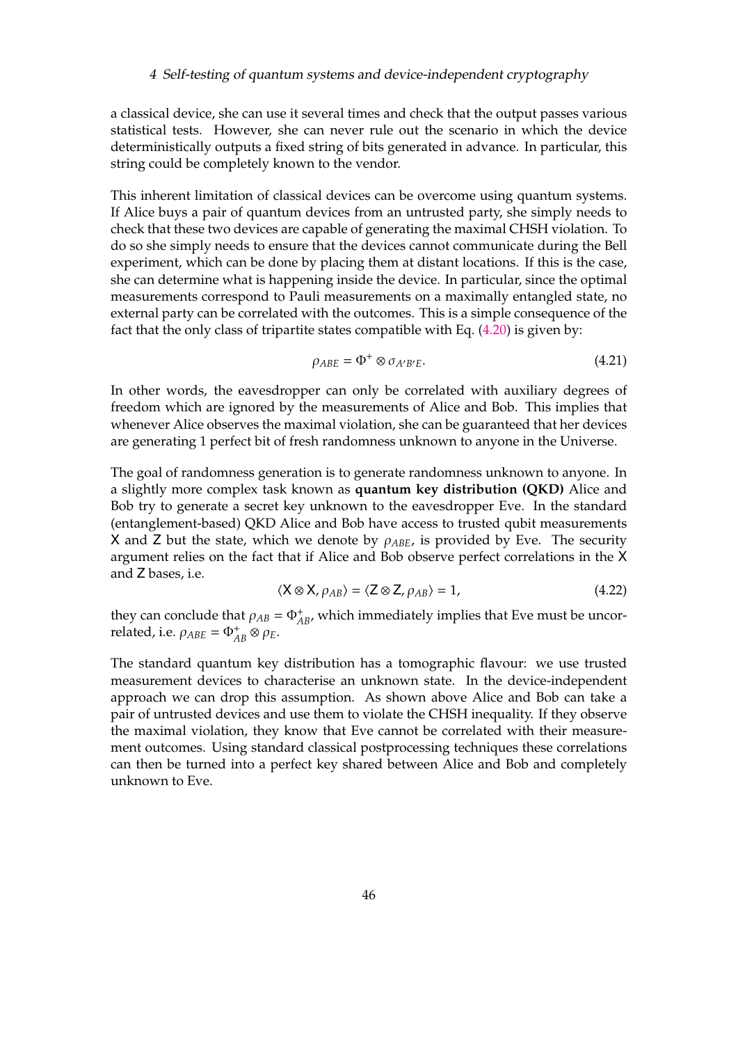a classical device, she can use it several times and check that the output passes various statistical tests. However, she can never rule out the scenario in which the device deterministically outputs a fixed string of bits generated in advance. In particular, this string could be completely known to the vendor.

This inherent limitation of classical devices can be overcome using quantum systems. If Alice buys a pair of quantum devices from an untrusted party, she simply needs to check that these two devices are capable of generating the maximal CHSH violation. To do so she simply needs to ensure that the devices cannot communicate during the Bell experiment, which can be done by placing them at distant locations. If this is the case, she can determine what is happening inside the device. In particular, since the optimal measurements correspond to Pauli measurements on a maximally entangled state, no external party can be correlated with the outcomes. This is a simple consequence of the fact that the only class of tripartite states compatible with Eq. (4.20) is given by:

$$\rho_{ABE} = \Phi^{+} \otimes \sigma_{A'B'E}. \tag{4.21}$$

In other words, the eavesdropper can only be correlated with auxiliary degrees of freedom which are ignored by the measurements of Alice and Bob. This implies that whenever Alice observes the maximal violation, she can be guaranteed that her devices are generating 1 perfect bit of fresh randomness unknown to anyone in the Universe.

The goal of randomness generation is to generate randomness unknown to anyone. In a slightly more complex task known as **quantum key distribution (QKD)** Alice and Bob try to generate a secret key unknown to the eavesdropper Eve. In the standard (entanglement-based) QKD Alice and Bob have access to trusted qubit measurements $\mathsf{X}$ and $\mathsf{Z}$ but the state, which we denote by $\rho_{ABE}$, is provided by Eve. The security argument relies on the fact that if Alice and Bob observe perfect correlations in the $\mathsf{X}$ and $\mathsf{Z}$ bases, i.e.

$$\langle \mathsf{X} \otimes \mathsf{X}, \rho_{AB} \rangle = \langle \mathsf{Z} \otimes \mathsf{Z}, \rho_{AB} \rangle = 1, \tag{4.22}$$

they can conclude that $\rho_{AB} = \Phi^{+}_{AB}$, which immediately implies that Eve must be uncorrelated, i.e. $\rho_{ABE} = \Phi^{+}_{AB} \otimes \rho_{E}$.

The standard quantum key distribution has a tomographic flavour: we use trusted measurement devices to characterise an unknown state. In the device-independent approach we can drop this assumption. As shown above Alice and Bob can take a pair of untrusted devices and use them to violate the CHSH inequality. If they observe the maximal violation, they know that Eve cannot be correlated with their measurement outcomes. Using standard classical postprocessing techniques these correlations can then be turned into a perfect key shared between Alice and Bob and completely unknown to Eve.